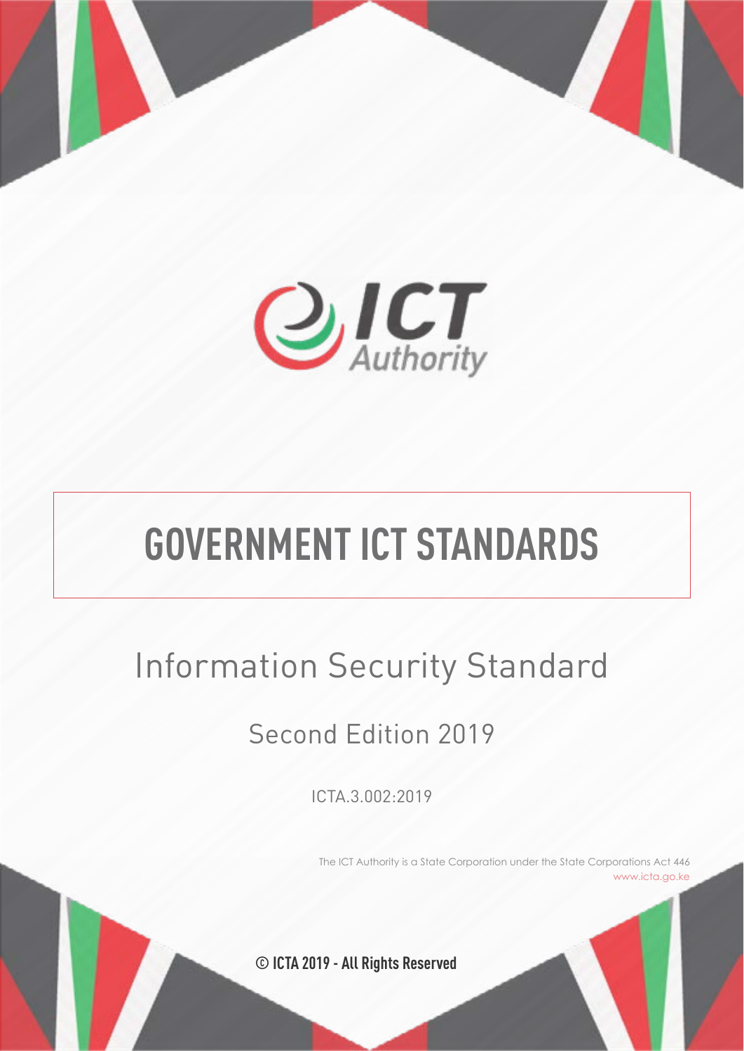ICT Authority

# GOVERNMENT ICT STANDARDS

## Information Security Standard

### Second Edition 2019

ICTA.3.002:2019

The ICT Authority is a State Corporation under the State Corporations Act 446
www.icta.go.ke

© ICTA 2019 - All Rights Reserved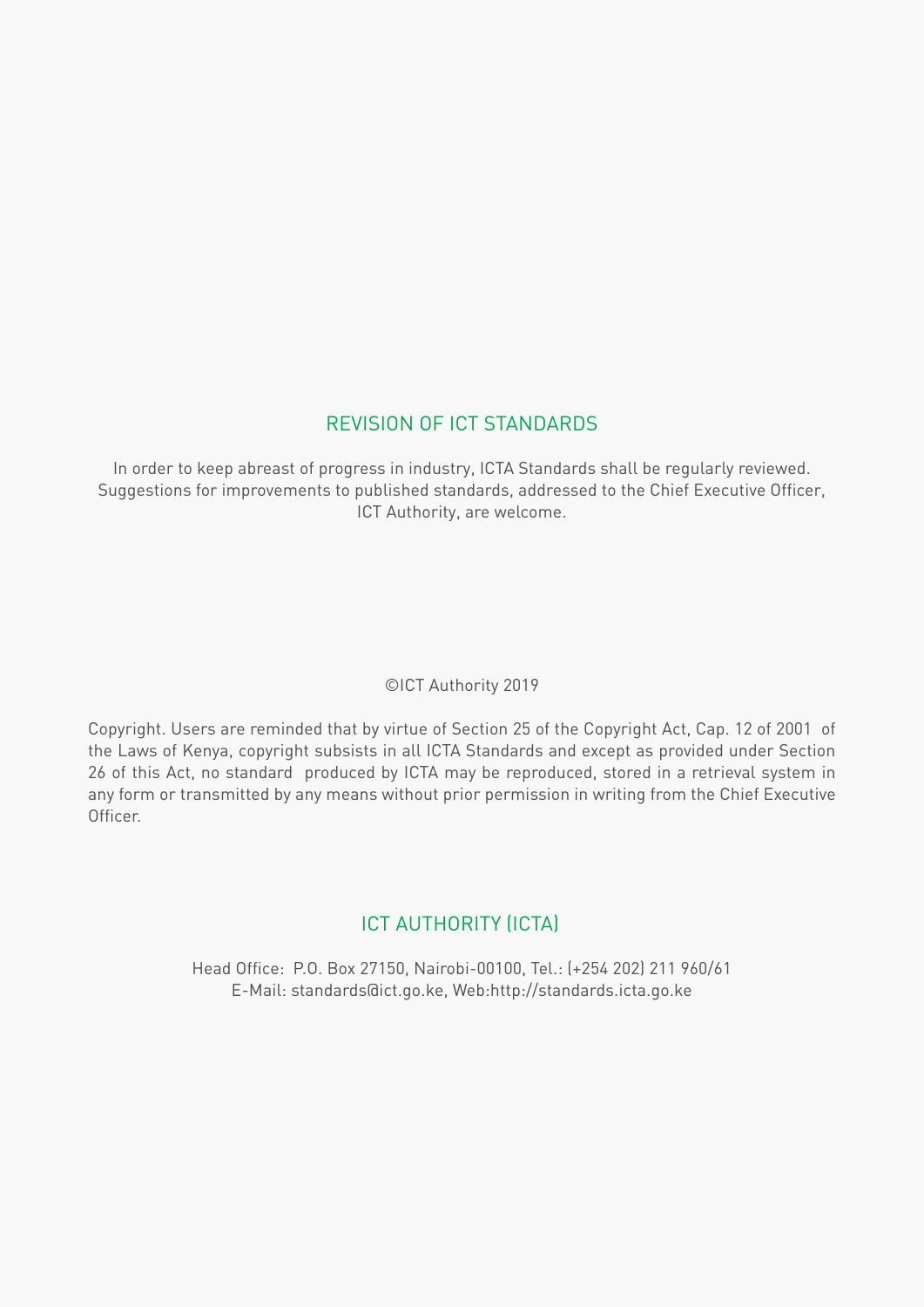## REVISION OF ICT STANDARDS

In order to keep abreast of progress in industry, ICTA Standards shall be regularly reviewed. Suggestions for improvements to published standards, addressed to the Chief Executive Officer, ICT Authority, are welcome.

©ICT Authority 2019

Copyright. Users are reminded that by virtue of Section 25 of the Copyright Act, Cap. 12 of 2001 of the Laws of Kenya, copyright subsists in all ICTA Standards and except as provided under Section 26 of this Act, no standard produced by ICTA may be reproduced, stored in a retrieval system in any form or transmitted by any means without prior permission in writing from the Chief Executive Officer.

## ICT AUTHORITY (ICTA)

Head Office: P.O. Box 27150, Nairobi-00100, Tel.: (+254 202) 211 960/61
E-Mail: standards@ict.go.ke, Web:http://standards.icta.go.ke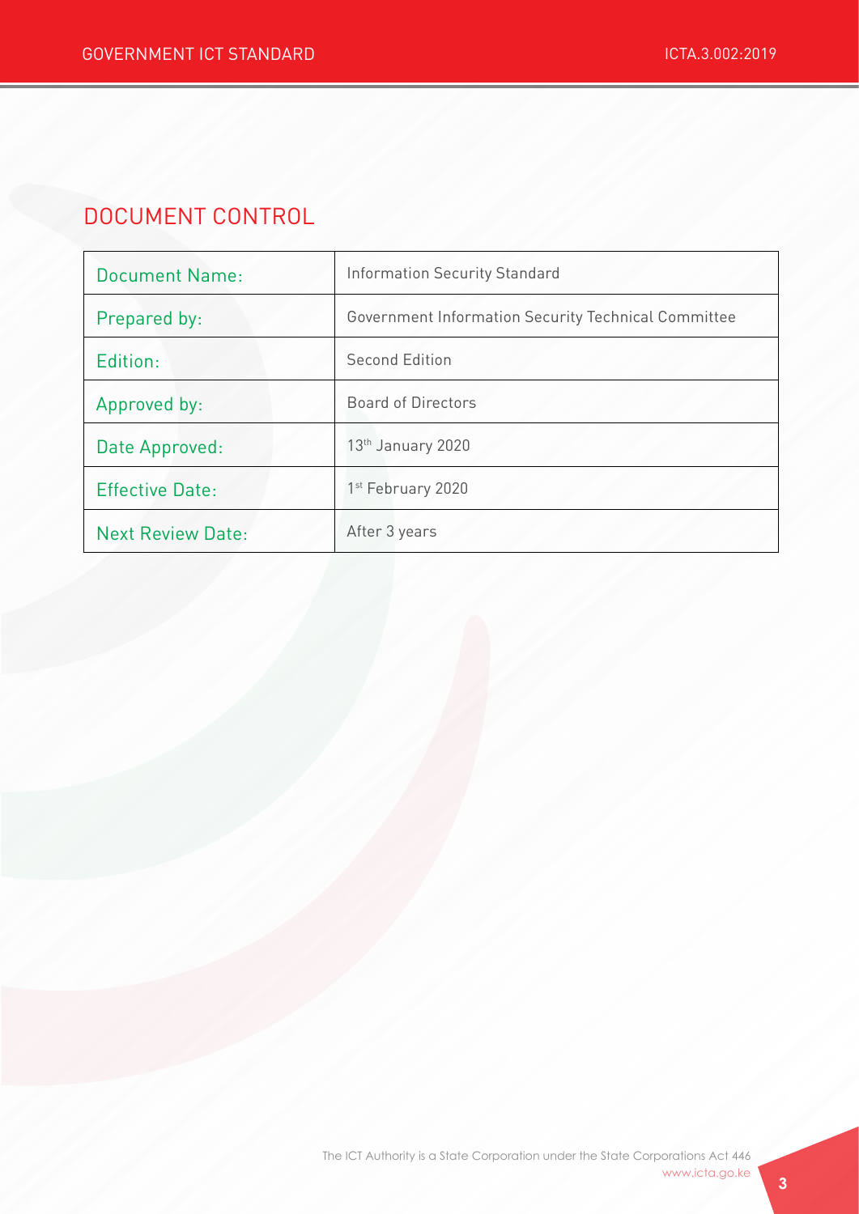## DOCUMENT CONTROL

| Document Name: | Information Security Standard |
|---|---|
| Prepared by: | Government Information Security Technical Committee |
| Edition: | Second Edition |
| Approved by: | Board of Directors |
| Date Approved: | 13th January 2020 |
| Effective Date: | 1st February 2020 |
| Next Review Date: | After 3 years |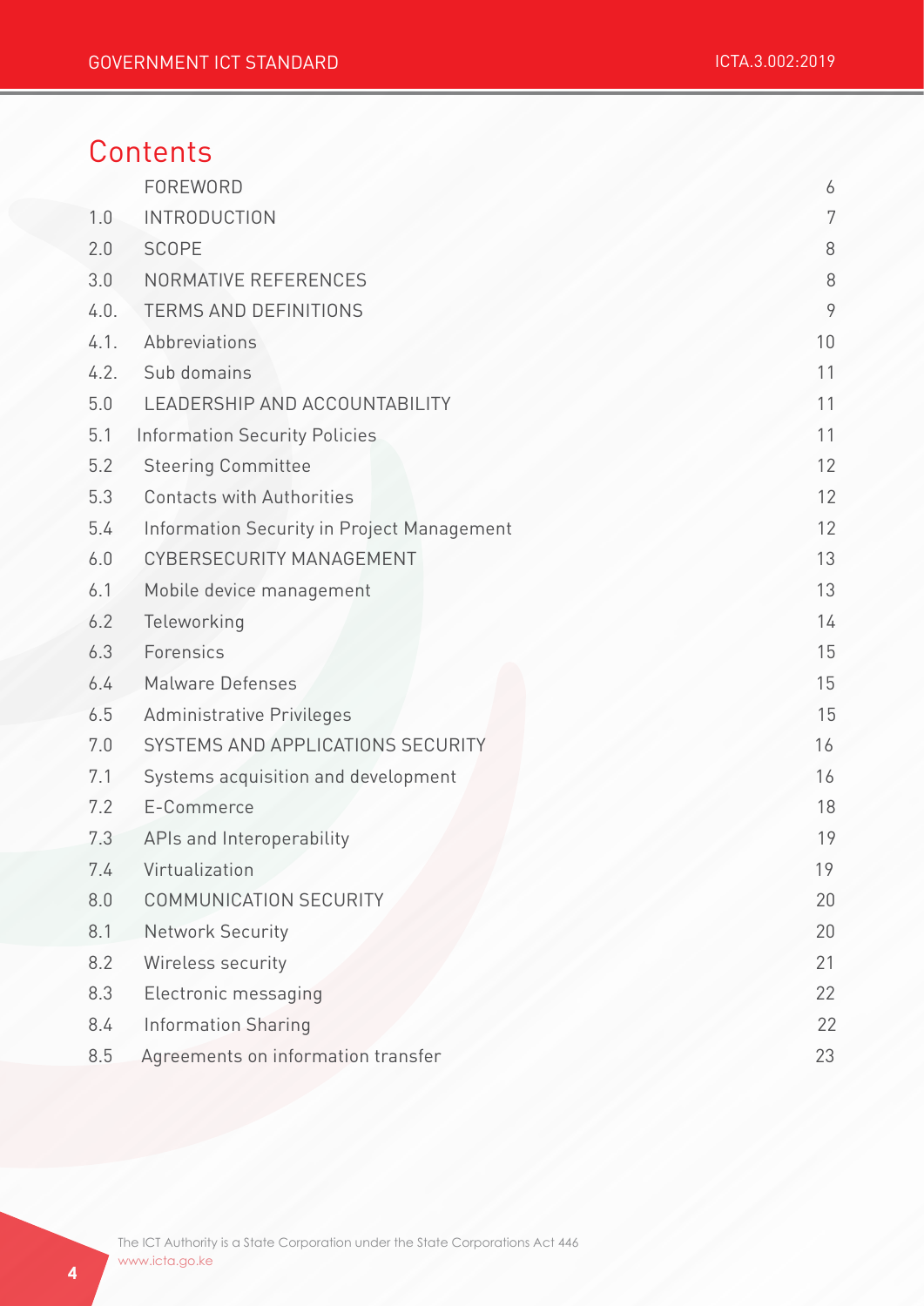# Contents

| | | |
|---|---|---|
| | FOREWORD | 6 |
| 1.0 | INTRODUCTION | 7 |
| 2.0 | SCOPE | 8 |
| 3.0 | NORMATIVE REFERENCES | 8 |
| 4.0. | TERMS AND DEFINITIONS | 9 |
| 4.1. | Abbreviations | 10 |
| 4.2. | Sub domains | 11 |
| 5.0 | LEADERSHIP AND ACCOUNTABILITY | 11 |
| 5.1 | Information Security Policies | 11 |
| 5.2 | Steering Committee | 12 |
| 5.3 | Contacts with Authorities | 12 |
| 5.4 | Information Security in Project Management | 12 |
| 6.0 | CYBERSECURITY MANAGEMENT | 13 |
| 6.1 | Mobile device management | 13 |
| 6.2 | Teleworking | 14 |
| 6.3 | Forensics | 15 |
| 6.4 | Malware Defenses | 15 |
| 6.5 | Administrative Privileges | 15 |
| 7.0 | SYSTEMS AND APPLICATIONS SECURITY | 16 |
| 7.1 | Systems acquisition and development | 16 |
| 7.2 | E-Commerce | 18 |
| 7.3 | APIs and Interoperability | 19 |
| 7.4 | Virtualization | 19 |
| 8.0 | COMMUNICATION SECURITY | 20 |
| 8.1 | Network Security | 20 |
| 8.2 | Wireless security | 21 |
| 8.3 | Electronic messaging | 22 |
| 8.4 | Information Sharing | 22 |
| 8.5 | Agreements on information transfer | 23 |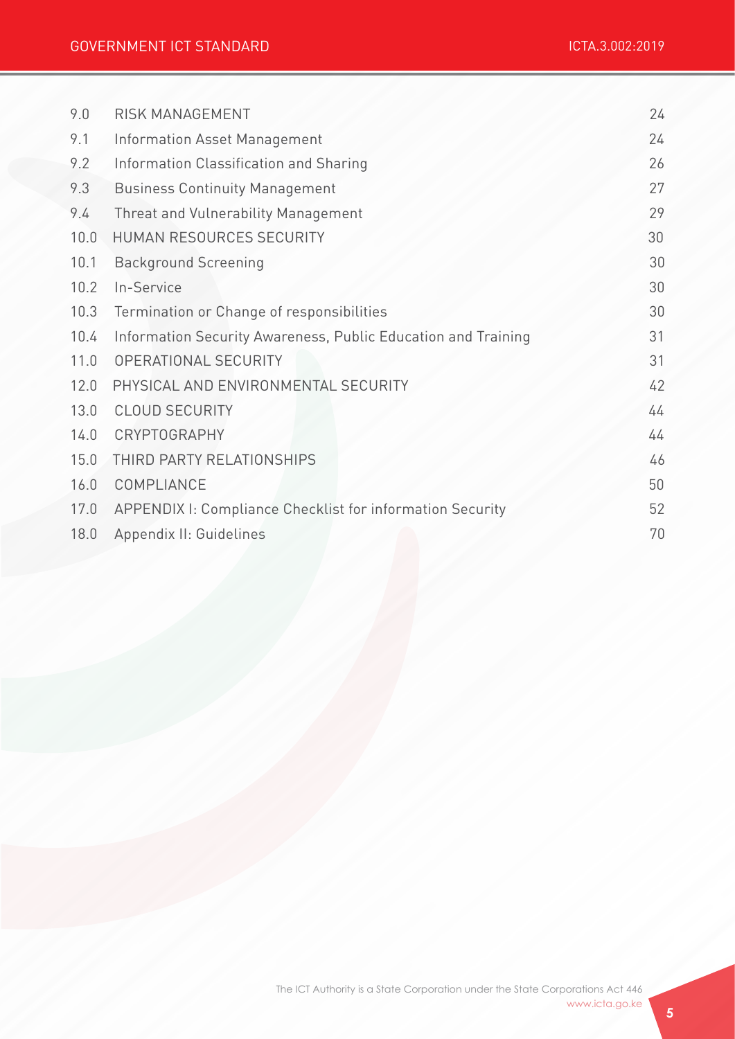| | | |
|---|---|---|
| 9.0 | RISK MANAGEMENT | 24 |
| 9.1 | Information Asset Management | 24 |
| 9.2 | Information Classification and Sharing | 26 |
| 9.3 | Business Continuity Management | 27 |
| 9.4 | Threat and Vulnerability Management | 29 |
| 10.0 | HUMAN RESOURCES SECURITY | 30 |
| 10.1 | Background Screening | 30 |
| 10.2 | In-Service | 30 |
| 10.3 | Termination or Change of responsibilities | 30 |
| 10.4 | Information Security Awareness, Public Education and Training | 31 |
| 11.0 | OPERATIONAL SECURITY | 31 |
| 12.0 | PHYSICAL AND ENVIRONMENTAL SECURITY | 42 |
| 13.0 | CLOUD SECURITY | 44 |
| 14.0 | CRYPTOGRAPHY | 44 |
| 15.0 | THIRD PARTY RELATIONSHIPS | 46 |
| 16.0 | COMPLIANCE | 50 |
| 17.0 | APPENDIX I: Compliance Checklist for information Security | 52 |
| 18.0 | Appendix II: Guidelines | 70 |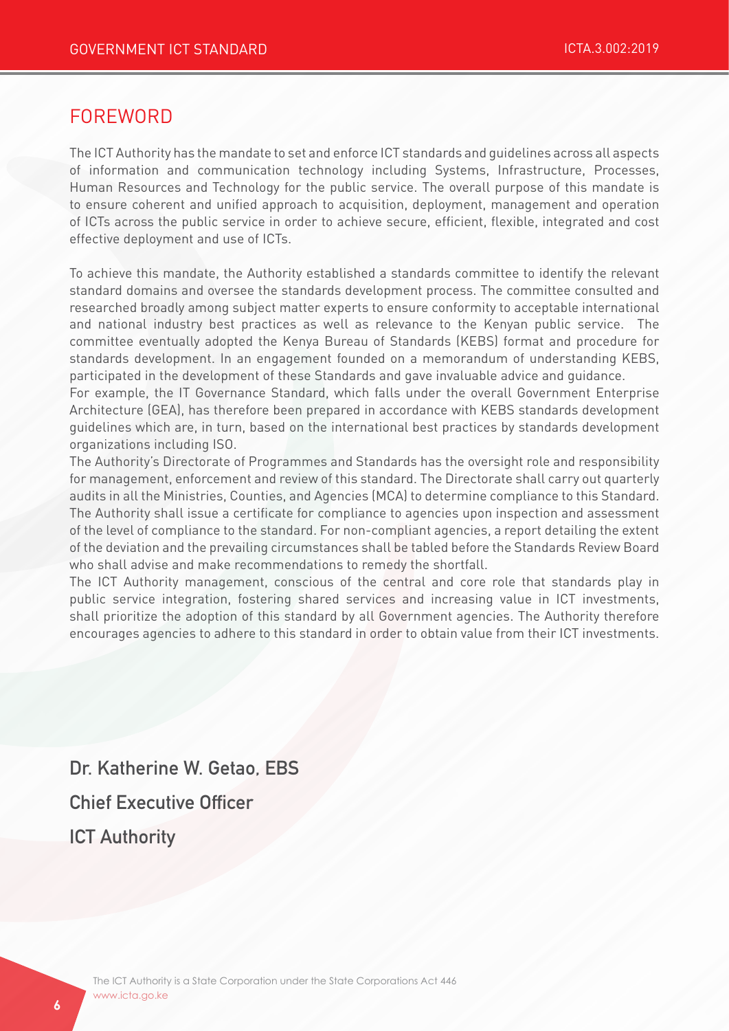## FOREWORD

The ICT Authority has the mandate to set and enforce ICT standards and guidelines across all aspects of information and communication technology including Systems, Infrastructure, Processes, Human Resources and Technology for the public service. The overall purpose of this mandate is to ensure coherent and unified approach to acquisition, deployment, management and operation of ICTs across the public service in order to achieve secure, efficient, flexible, integrated and cost effective deployment and use of ICTs.

To achieve this mandate, the Authority established a standards committee to identify the relevant standard domains and oversee the standards development process. The committee consulted and researched broadly among subject matter experts to ensure conformity to acceptable international and national industry best practices as well as relevance to the Kenyan public service. The committee eventually adopted the Kenya Bureau of Standards (KEBS) format and procedure for standards development. In an engagement founded on a memorandum of understanding KEBS, participated in the development of these Standards and gave invaluable advice and guidance.

For example, the IT Governance Standard, which falls under the overall Government Enterprise Architecture (GEA), has therefore been prepared in accordance with KEBS standards development guidelines which are, in turn, based on the international best practices by standards development organizations including ISO.

The Authority's Directorate of Programmes and Standards has the oversight role and responsibility for management, enforcement and review of this standard. The Directorate shall carry out quarterly audits in all the Ministries, Counties, and Agencies (MCA) to determine compliance to this Standard. The Authority shall issue a certificate for compliance to agencies upon inspection and assessment of the level of compliance to the standard. For non-compliant agencies, a report detailing the extent of the deviation and the prevailing circumstances shall be tabled before the Standards Review Board who shall advise and make recommendations to remedy the shortfall.

The ICT Authority management, conscious of the central and core role that standards play in public service integration, fostering shared services and increasing value in ICT investments, shall prioritize the adoption of this standard by all Government agencies. The Authority therefore encourages agencies to adhere to this standard in order to obtain value from their ICT investments.

**Dr. Katherine W. Getao, EBS**

**Chief Executive Officer**

**ICT Authority**

The ICT Authority is a State Corporation under the State Corporations Act 446
www.icta.go.ke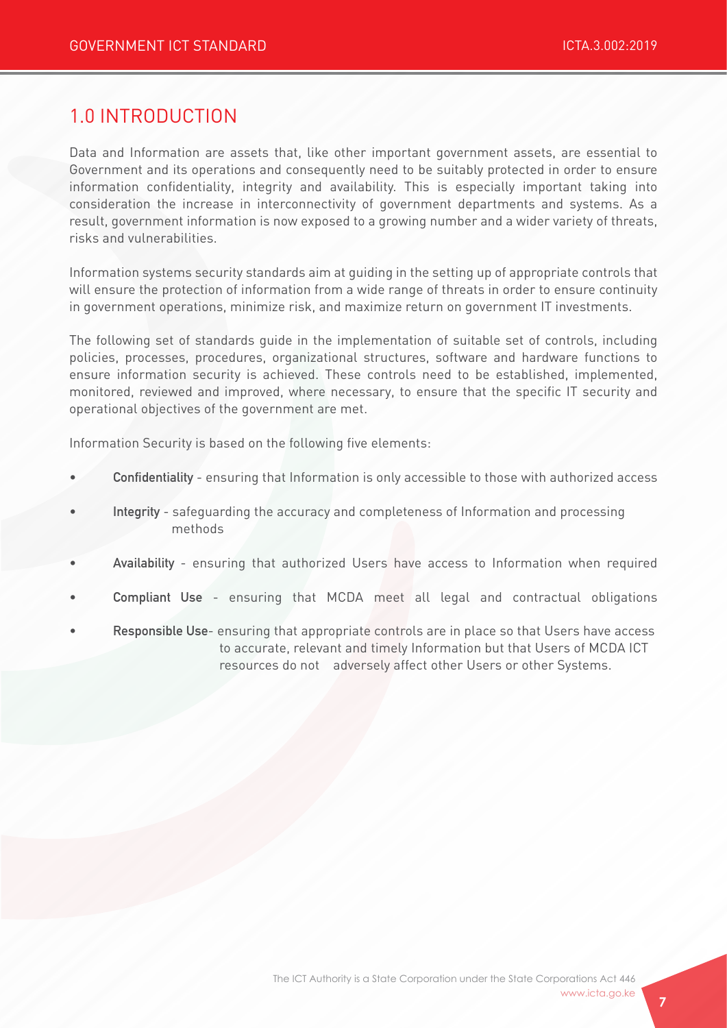## 1.0 INTRODUCTION

Data and Information are assets that, like other important government assets, are essential to Government and its operations and consequently need to be suitably protected in order to ensure information confidentiality, integrity and availability. This is especially important taking into consideration the increase in interconnectivity of government departments and systems. As a result, government information is now exposed to a growing number and a wider variety of threats, risks and vulnerabilities.

Information systems security standards aim at guiding in the setting up of appropriate controls that will ensure the protection of information from a wide range of threats in order to ensure continuity in government operations, minimize risk, and maximize return on government IT investments.

The following set of standards guide in the implementation of suitable set of controls, including policies, processes, procedures, organizational structures, software and hardware functions to ensure information security is achieved. These controls need to be established, implemented, monitored, reviewed and improved, where necessary, to ensure that the specific IT security and operational objectives of the government are met.

Information Security is based on the following five elements:

- **Confidentiality** - ensuring that Information is only accessible to those with authorized access
- **Integrity** - safeguarding the accuracy and completeness of Information and processing methods
- **Availability** - ensuring that authorized Users have access to Information when required
- **Compliant Use** - ensuring that MCDA meet all legal and contractual obligations
- **Responsible Use**- ensuring that appropriate controls are in place so that Users have access to accurate, relevant and timely Information but that Users of MCDA ICT resources do not adversely affect other Users or other Systems.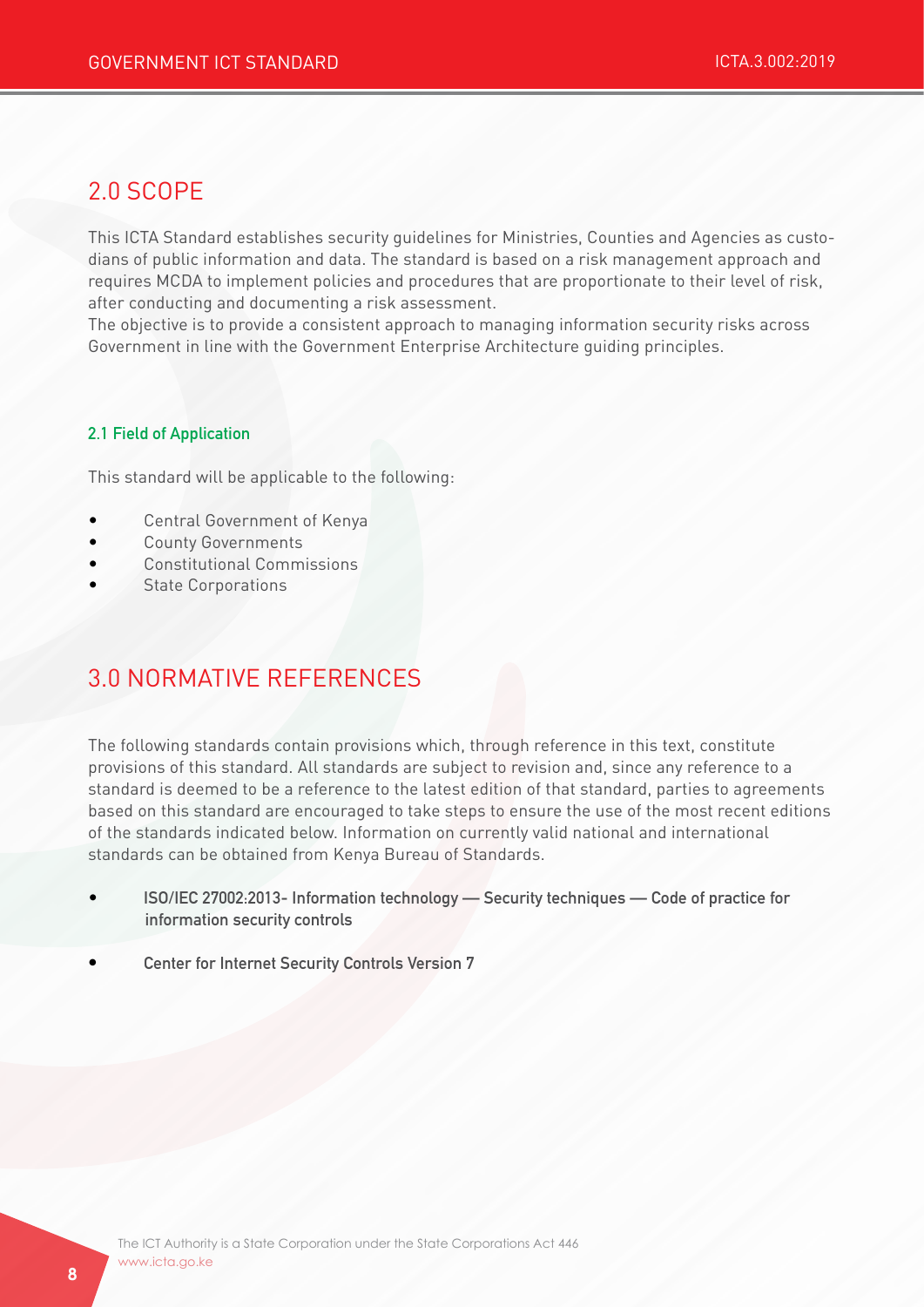## 2.0 SCOPE

This ICTA Standard establishes security guidelines for Ministries, Counties and Agencies as custodians of public information and data. The standard is based on a risk management approach and requires MCDA to implement policies and procedures that are proportionate to their level of risk, after conducting and documenting a risk assessment.
The objective is to provide a consistent approach to managing information security risks across Government in line with the Government Enterprise Architecture guiding principles.

### 2.1 Field of Application

This standard will be applicable to the following:

- Central Government of Kenya
- County Governments
- Constitutional Commissions
- State Corporations

## 3.0 NORMATIVE REFERENCES

The following standards contain provisions which, through reference in this text, constitute provisions of this standard. All standards are subject to revision and, since any reference to a standard is deemed to be a reference to the latest edition of that standard, parties to agreements based on this standard are encouraged to take steps to ensure the use of the most recent editions of the standards indicated below. Information on currently valid national and international standards can be obtained from Kenya Bureau of Standards.

- **ISO/IEC 27002:2013- Information technology — Security techniques — Code of practice for information security controls**
- **Center for Internet Security Controls Version 7**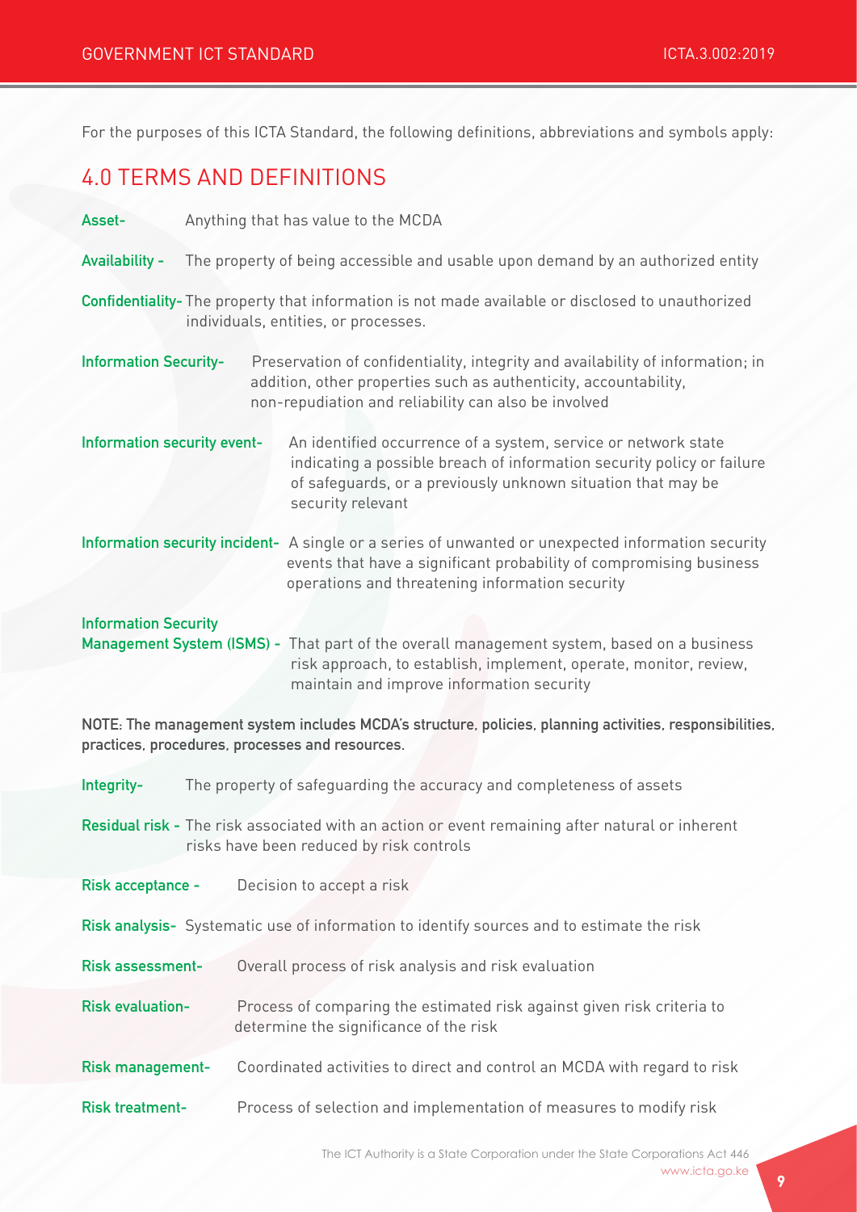For the purposes of this ICTA Standard, the following definitions, abbreviations and symbols apply:

## 4.0 TERMS AND DEFINITIONS

**Asset-** Anything that has value to the MCDA

**Availability -** The property of being accessible and usable upon demand by an authorized entity

**Confidentiality-** The property that information is not made available or disclosed to unauthorized individuals, entities, or processes.

**Information Security-** Preservation of confidentiality, integrity and availability of information; in addition, other properties such as authenticity, accountability, non-repudiation and reliability can also be involved

**Information security event-** An identified occurrence of a system, service or network state indicating a possible breach of information security policy or failure of safeguards, or a previously unknown situation that may be security relevant

**Information security incident-** A single or a series of unwanted or unexpected information security events that have a significant probability of compromising business operations and threatening information security

**Information Security Management System (ISMS) -** That part of the overall management system, based on a business risk approach, to establish, implement, operate, monitor, review, maintain and improve information security

NOTE: The management system includes MCDA's structure, policies, planning activities, responsibilities, practices, procedures, processes and resources.

**Integrity-** The property of safeguarding the accuracy and completeness of assets

**Residual risk -** The risk associated with an action or event remaining after natural or inherent risks have been reduced by risk controls

**Risk acceptance -** Decision to accept a risk

**Risk analysis-** Systematic use of information to identify sources and to estimate the risk

**Risk assessment-** Overall process of risk analysis and risk evaluation

**Risk evaluation-** Process of comparing the estimated risk against given risk criteria to determine the significance of the risk

**Risk management-** Coordinated activities to direct and control an MCDA with regard to risk

**Risk treatment-** Process of selection and implementation of measures to modify risk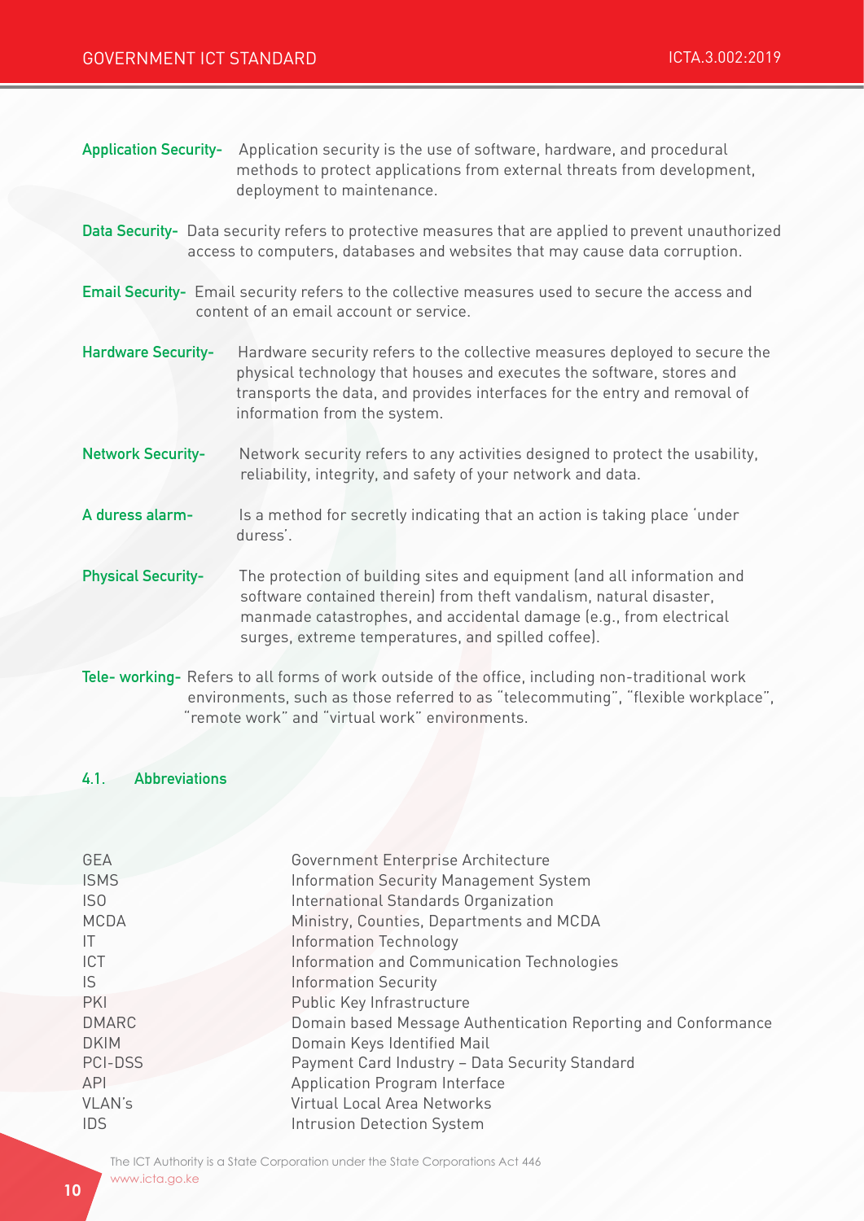**Application Security-** Application security is the use of software, hardware, and procedural methods to protect applications from external threats from development, deployment to maintenance.

**Data Security-** Data security refers to protective measures that are applied to prevent unauthorized access to computers, databases and websites that may cause data corruption.

**Email Security-** Email security refers to the collective measures used to secure the access and content of an email account or service.

**Hardware Security-** Hardware security refers to the collective measures deployed to secure the physical technology that houses and executes the software, stores and transports the data, and provides interfaces for the entry and removal of information from the system.

**Network Security-** Network security refers to any activities designed to protect the usability, reliability, integrity, and safety of your network and data.

**A duress alarm-** Is a method for secretly indicating that an action is taking place 'under duress'.

**Physical Security-** The protection of building sites and equipment (and all information and software contained therein) from theft vandalism, natural disaster, manmade catastrophes, and accidental damage (e.g., from electrical surges, extreme temperatures, and spilled coffee).

**Tele- working-** Refers to all forms of work outside of the office, including non-traditional work environments, such as those referred to as "telecommuting", "flexible workplace", "remote work" and "virtual work" environments.

## 4.1. Abbreviations

| | |
|---|---|
| GEA | Government Enterprise Architecture |
| ISMS | Information Security Management System |
| ISO | International Standards Organization |
| MCDA | Ministry, Counties, Departments and MCDA |
| IT | Information Technology |
| ICT | Information and Communication Technologies |
| IS | Information Security |
| PKI | Public Key Infrastructure |
| DMARC | Domain based Message Authentication Reporting and Conformance |
| DKIM | Domain Keys Identified Mail |
| PCI-DSS | Payment Card Industry – Data Security Standard |
| API | Application Program Interface |
| VLAN's | Virtual Local Area Networks |
| IDS | Intrusion Detection System |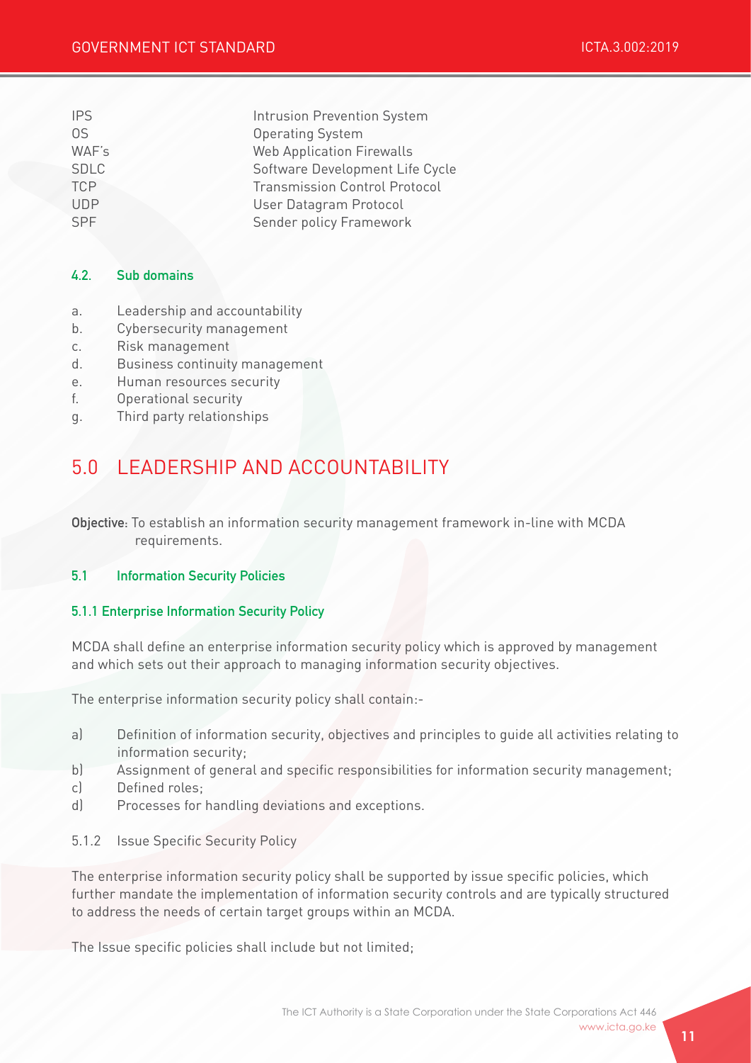| | |
|---|---|
| IPS | Intrusion Prevention System |
| OS | Operating System |
| WAF's | Web Application Firewalls |
| SDLC | Software Development Life Cycle |
| TCP | Transmission Control Protocol |
| UDP | User Datagram Protocol |
| SPF | Sender policy Framework |

### 4.2. Sub domains

a. Leadership and accountability
b. Cybersecurity management
c. Risk management
d. Business continuity management
e. Human resources security
f. Operational security
g. Third party relationships

# 5.0 LEADERSHIP AND ACCOUNTABILITY

**Objective**: To establish an information security management framework in-line with MCDA requirements.

### 5.1 Information Security Policies

#### 5.1.1 Enterprise Information Security Policy

MCDA shall define an enterprise information security policy which is approved by management and which sets out their approach to managing information security objectives.

The enterprise information security policy shall contain:-

a) Definition of information security, objectives and principles to guide all activities relating to information security;
b) Assignment of general and specific responsibilities for information security management;
c) Defined roles;
d) Processes for handling deviations and exceptions.

5.1.2 Issue Specific Security Policy

The enterprise information security policy shall be supported by issue specific policies, which further mandate the implementation of information security controls and are typically structured to address the needs of certain target groups within an MCDA.

The Issue specific policies shall include but not limited;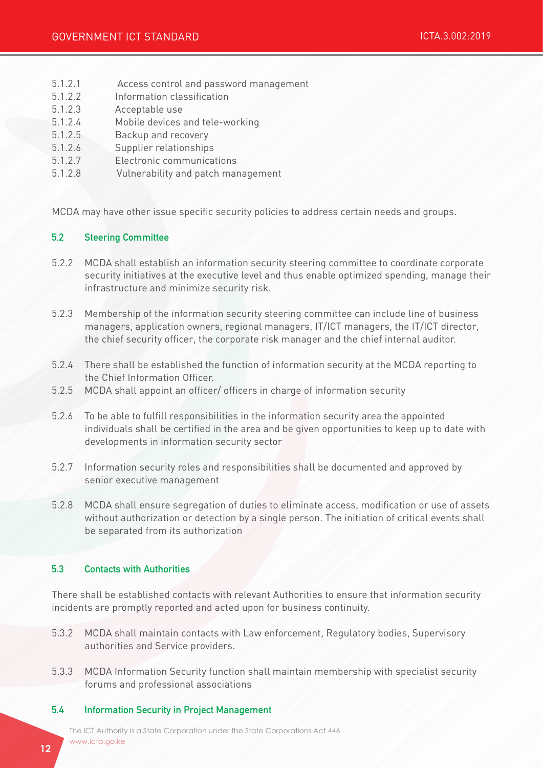5.1.2.1 Access control and password management
5.1.2.2 Information classification
5.1.2.3 Acceptable use
5.1.2.4 Mobile devices and tele-working
5.1.2.5 Backup and recovery
5.1.2.6 Supplier relationships
5.1.2.7 Electronic communications
5.1.2.8 Vulnerability and patch management

MCDA may have other issue specific security policies to address certain needs and groups.

### 5.2 Steering Committee

5.2.2 MCDA shall establish an information security steering committee to coordinate corporate security initiatives at the executive level and thus enable optimized spending, manage their infrastructure and minimize security risk.

5.2.3 Membership of the information security steering committee can include line of business managers, application owners, regional managers, IT/ICT managers, the IT/ICT director, the chief security officer, the corporate risk manager and the chief internal auditor.

5.2.4 There shall be established the function of information security at the MCDA reporting to the Chief Information Officer.

5.2.5 MCDA shall appoint an officer/ officers in charge of information security

5.2.6 To be able to fulfill responsibilities in the information security area the appointed individuals shall be certified in the area and be given opportunities to keep up to date with developments in information security sector

5.2.7 Information security roles and responsibilities shall be documented and approved by senior executive management

5.2.8 MCDA shall ensure segregation of duties to eliminate access, modification or use of assets without authorization or detection by a single person. The initiation of critical events shall be separated from its authorization

### 5.3 Contacts with Authorities

There shall be established contacts with relevant Authorities to ensure that information security incidents are promptly reported and acted upon for business continuity.

5.3.2 MCDA shall maintain contacts with Law enforcement, Regulatory bodies, Supervisory authorities and Service providers.

5.3.3 MCDA Information Security function shall maintain membership with specialist security forums and professional associations

### 5.4 Information Security in Project Management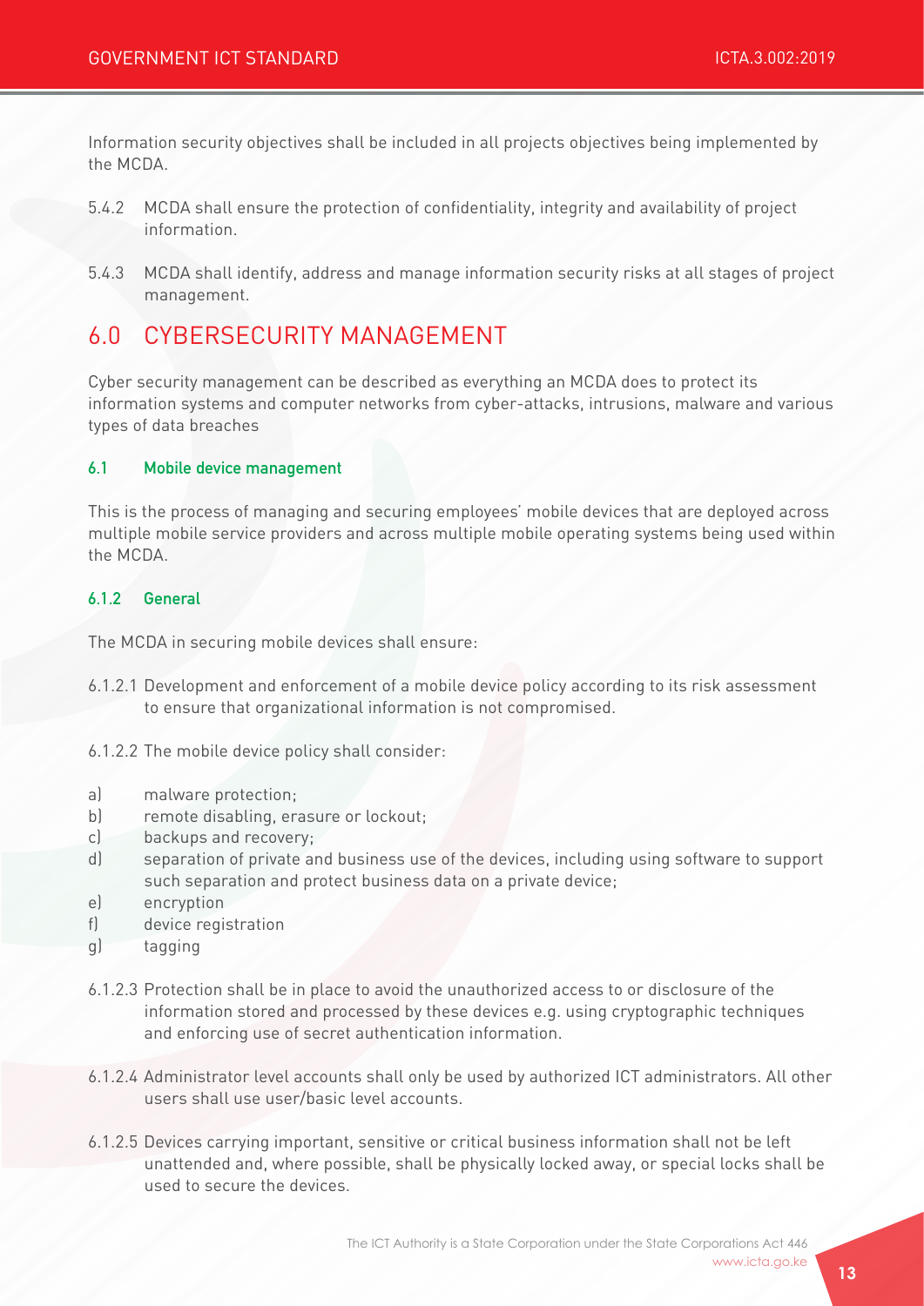Information security objectives shall be included in all projects objectives being implemented by the MCDA.

5.4.2 MCDA shall ensure the protection of confidentiality, integrity and availability of project information.

5.4.3 MCDA shall identify, address and manage information security risks at all stages of project management.

# 6.0 CYBERSECURITY MANAGEMENT

Cyber security management can be described as everything an MCDA does to protect its information systems and computer networks from cyber-attacks, intrusions, malware and various types of data breaches

### 6.1 Mobile device management

This is the process of managing and securing employees' mobile devices that are deployed across multiple mobile service providers and across multiple mobile operating systems being used within the MCDA.

### 6.1.2 General

The MCDA in securing mobile devices shall ensure:

6.1.2.1 Development and enforcement of a mobile device policy according to its risk assessment to ensure that organizational information is not compromised.

6.1.2.2 The mobile device policy shall consider:

a) malware protection;
b) remote disabling, erasure or lockout;
c) backups and recovery;
d) separation of private and business use of the devices, including using software to support such separation and protect business data on a private device;
e) encryption
f) device registration
g) tagging

6.1.2.3 Protection shall be in place to avoid the unauthorized access to or disclosure of the information stored and processed by these devices e.g. using cryptographic techniques and enforcing use of secret authentication information.

6.1.2.4 Administrator level accounts shall only be used by authorized ICT administrators. All other users shall use user/basic level accounts.

6.1.2.5 Devices carrying important, sensitive or critical business information shall not be left unattended and, where possible, shall be physically locked away, or special locks shall be used to secure the devices.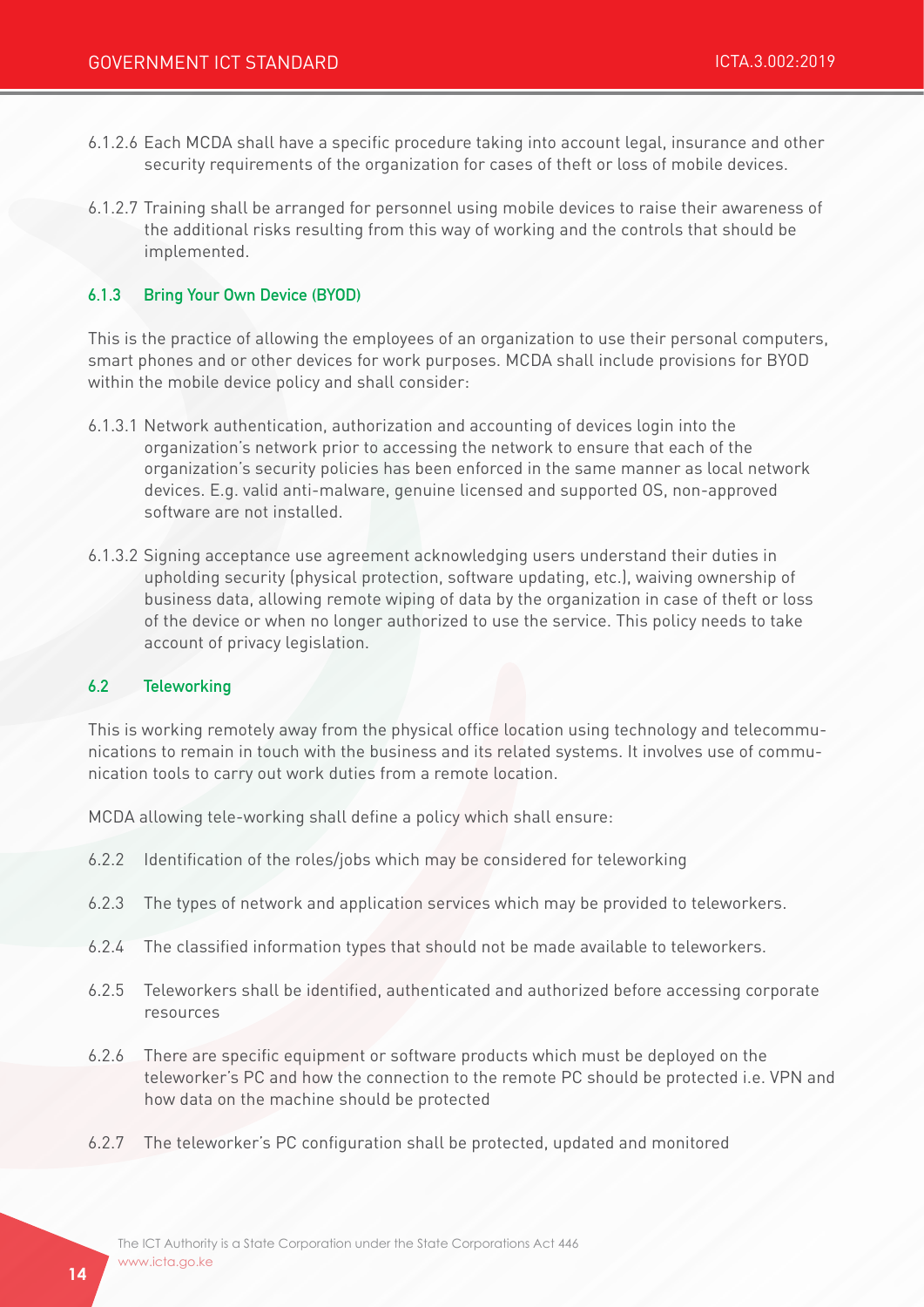6.1.2.6 Each MCDA shall have a specific procedure taking into account legal, insurance and other security requirements of the organization for cases of theft or loss of mobile devices.

6.1.2.7 Training shall be arranged for personnel using mobile devices to raise their awareness of the additional risks resulting from this way of working and the controls that should be implemented.

### 6.1.3 Bring Your Own Device (BYOD)

This is the practice of allowing the employees of an organization to use their personal computers, smart phones and or other devices for work purposes. MCDA shall include provisions for BYOD within the mobile device policy and shall consider:

6.1.3.1 Network authentication, authorization and accounting of devices login into the organization's network prior to accessing the network to ensure that each of the organization's security policies has been enforced in the same manner as local network devices. E.g. valid anti-malware, genuine licensed and supported OS, non-approved software are not installed.

6.1.3.2 Signing acceptance use agreement acknowledging users understand their duties in upholding security (physical protection, software updating, etc.), waiving ownership of business data, allowing remote wiping of data by the organization in case of theft or loss of the device or when no longer authorized to use the service. This policy needs to take account of privacy legislation.

## 6.2 Teleworking

This is working remotely away from the physical office location using technology and telecommunications to remain in touch with the business and its related systems. It involves use of communication tools to carry out work duties from a remote location.

MCDA allowing tele-working shall define a policy which shall ensure:

6.2.2 Identification of the roles/jobs which may be considered for teleworking

6.2.3 The types of network and application services which may be provided to teleworkers.

6.2.4 The classified information types that should not be made available to teleworkers.

6.2.5 Teleworkers shall be identified, authenticated and authorized before accessing corporate resources

6.2.6 There are specific equipment or software products which must be deployed on the teleworker's PC and how the connection to the remote PC should be protected i.e. VPN and how data on the machine should be protected

6.2.7 The teleworker's PC configuration shall be protected, updated and monitored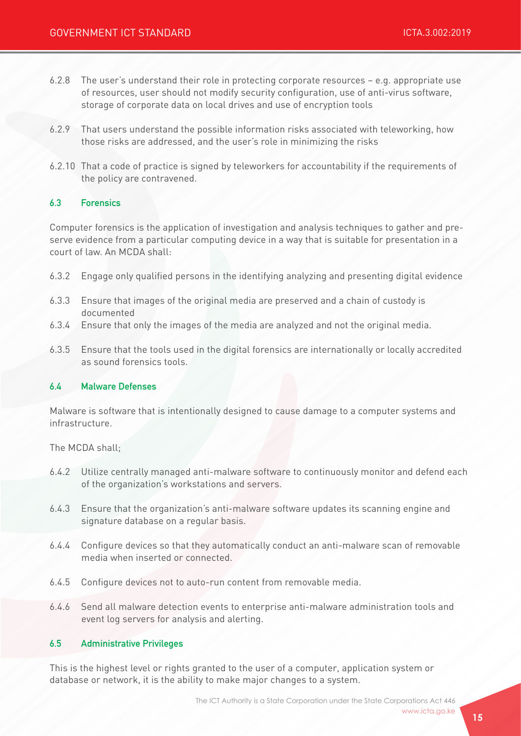6.2.8 The user's understand their role in protecting corporate resources – e.g. appropriate use of resources, user should not modify security configuration, use of anti-virus software, storage of corporate data on local drives and use of encryption tools

6.2.9 That users understand the possible information risks associated with teleworking, how those risks are addressed, and the user's role in minimizing the risks

6.2.10 That a code of practice is signed by teleworkers for accountability if the requirements of the policy are contravened.

### 6.3 Forensics

Computer forensics is the application of investigation and analysis techniques to gather and preserve evidence from a particular computing device in a way that is suitable for presentation in a court of law. An MCDA shall:

6.3.2 Engage only qualified persons in the identifying analyzing and presenting digital evidence

6.3.3 Ensure that images of the original media are preserved and a chain of custody is documented

6.3.4 Ensure that only the images of the media are analyzed and not the original media.

6.3.5 Ensure that the tools used in the digital forensics are internationally or locally accredited as sound forensics tools.

### 6.4 Malware Defenses

Malware is software that is intentionally designed to cause damage to a computer systems and infrastructure.

The MCDA shall;

6.4.2 Utilize centrally managed anti-malware software to continuously monitor and defend each of the organization's workstations and servers.

6.4.3 Ensure that the organization's anti-malware software updates its scanning engine and signature database on a regular basis.

6.4.4 Configure devices so that they automatically conduct an anti-malware scan of removable media when inserted or connected.

6.4.5 Configure devices not to auto-run content from removable media.

6.4.6 Send all malware detection events to enterprise anti-malware administration tools and event log servers for analysis and alerting.

### 6.5 Administrative Privileges

This is the highest level or rights granted to the user of a computer, application system or database or network, it is the ability to make major changes to a system.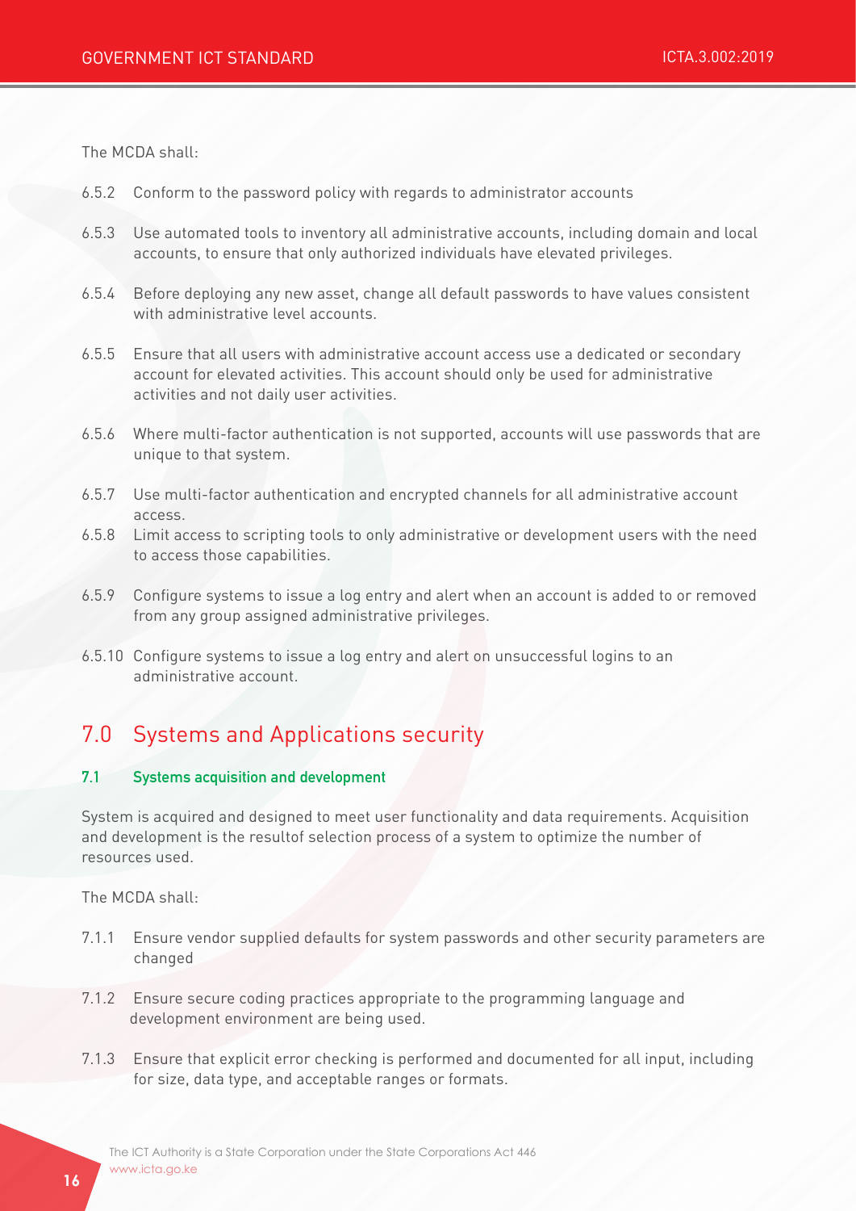The MCDA shall:

6.5.2 Conform to the password policy with regards to administrator accounts

6.5.3 Use automated tools to inventory all administrative accounts, including domain and local accounts, to ensure that only authorized individuals have elevated privileges.

6.5.4 Before deploying any new asset, change all default passwords to have values consistent with administrative level accounts.

6.5.5 Ensure that all users with administrative account access use a dedicated or secondary account for elevated activities. This account should only be used for administrative activities and not daily user activities.

6.5.6 Where multi-factor authentication is not supported, accounts will use passwords that are unique to that system.

6.5.7 Use multi-factor authentication and encrypted channels for all administrative account access.

6.5.8 Limit access to scripting tools to only administrative or development users with the need to access those capabilities.

6.5.9 Configure systems to issue a log entry and alert when an account is added to or removed from any group assigned administrative privileges.

6.5.10 Configure systems to issue a log entry and alert on unsuccessful logins to an administrative account.

# 7.0 Systems and Applications security

## 7.1 Systems acquisition and development

System is acquired and designed to meet user functionality and data requirements. Acquisition and development is the resultof selection process of a system to optimize the number of resources used.

The MCDA shall:

7.1.1 Ensure vendor supplied defaults for system passwords and other security parameters are changed

7.1.2 Ensure secure coding practices appropriate to the programming language and development environment are being used.

7.1.3 Ensure that explicit error checking is performed and documented for all input, including for size, data type, and acceptable ranges or formats.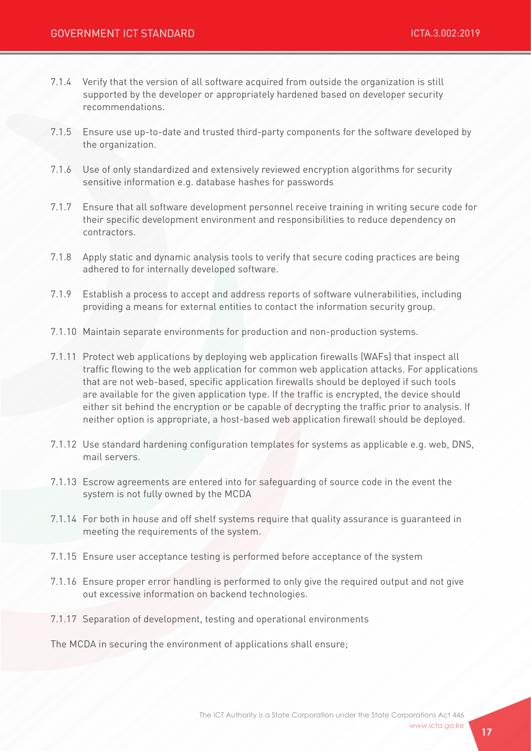7.1.4 Verify that the version of all software acquired from outside the organization is still supported by the developer or appropriately hardened based on developer security recommendations.

7.1.5 Ensure use up-to-date and trusted third-party components for the software developed by the organization.

7.1.6 Use of only standardized and extensively reviewed encryption algorithms for security sensitive information e.g. database hashes for passwords

7.1.7 Ensure that all software development personnel receive training in writing secure code for their specific development environment and responsibilities to reduce dependency on contractors.

7.1.8 Apply static and dynamic analysis tools to verify that secure coding practices are being adhered to for internally developed software.

7.1.9 Establish a process to accept and address reports of software vulnerabilities, including providing a means for external entities to contact the information security group.

7.1.10 Maintain separate environments for production and non-production systems.

7.1.11 Protect web applications by deploying web application firewalls (WAFs) that inspect all traffic flowing to the web application for common web application attacks. For applications that are not web-based, specific application firewalls should be deployed if such tools are available for the given application type. If the traffic is encrypted, the device should either sit behind the encryption or be capable of decrypting the traffic prior to analysis. If neither option is appropriate, a host-based web application firewall should be deployed.

7.1.12 Use standard hardening configuration templates for systems as applicable e.g. web, DNS, mail servers.

7.1.13 Escrow agreements are entered into for safeguarding of source code in the event the system is not fully owned by the MCDA

7.1.14 For both in house and off shelf systems require that quality assurance is guaranteed in meeting the requirements of the system.

7.1.15 Ensure user acceptance testing is performed before acceptance of the system

7.1.16 Ensure proper error handling is performed to only give the required output and not give out excessive information on backend technologies.

7.1.17 Separation of development, testing and operational environments

The MCDA in securing the environment of applications shall ensure;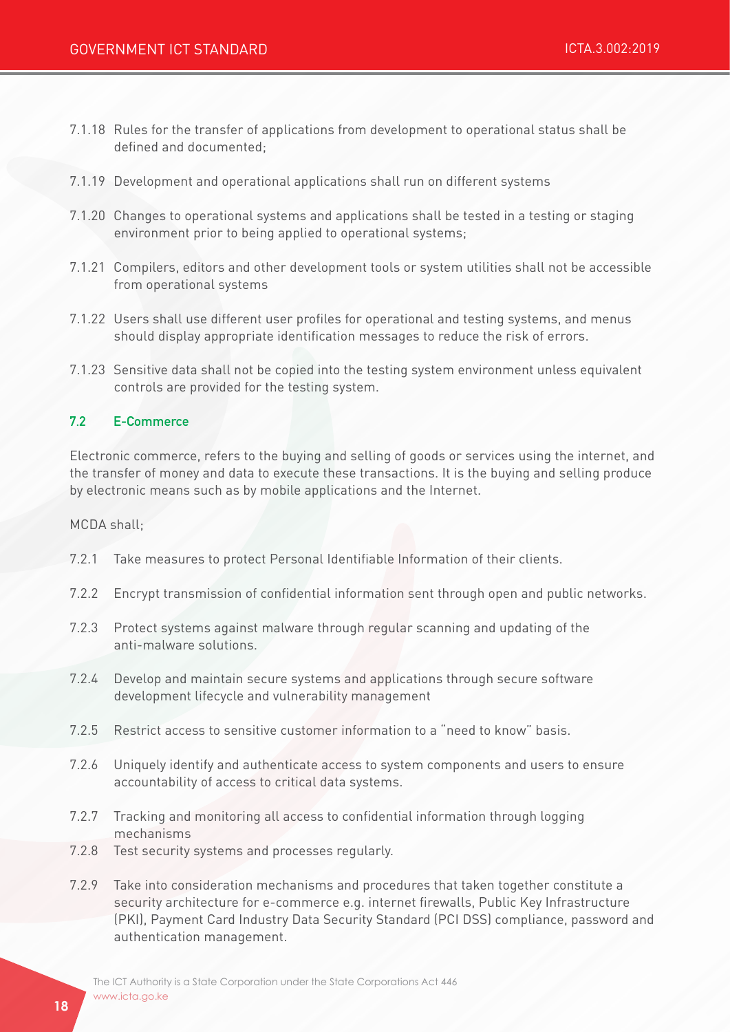7.1.18 Rules for the transfer of applications from development to operational status shall be defined and documented;

7.1.19 Development and operational applications shall run on different systems

7.1.20 Changes to operational systems and applications shall be tested in a testing or staging environment prior to being applied to operational systems;

7.1.21 Compilers, editors and other development tools or system utilities shall not be accessible from operational systems

7.1.22 Users shall use different user profiles for operational and testing systems, and menus should display appropriate identification messages to reduce the risk of errors.

7.1.23 Sensitive data shall not be copied into the testing system environment unless equivalent controls are provided for the testing system.

### 7.2 E-Commerce

Electronic commerce, refers to the buying and selling of goods or services using the internet, and the transfer of money and data to execute these transactions. It is the buying and selling produce by electronic means such as by mobile applications and the Internet.

MCDA shall;

7.2.1 Take measures to protect Personal Identifiable Information of their clients.

7.2.2 Encrypt transmission of confidential information sent through open and public networks.

7.2.3 Protect systems against malware through regular scanning and updating of the anti-malware solutions.

7.2.4 Develop and maintain secure systems and applications through secure software development lifecycle and vulnerability management

7.2.5 Restrict access to sensitive customer information to a "need to know" basis.

7.2.6 Uniquely identify and authenticate access to system components and users to ensure accountability of access to critical data systems.

7.2.7 Tracking and monitoring all access to confidential information through logging mechanisms

7.2.8 Test security systems and processes regularly.

7.2.9 Take into consideration mechanisms and procedures that taken together constitute a security architecture for e-commerce e.g. internet firewalls, Public Key Infrastructure (PKI), Payment Card Industry Data Security Standard (PCI DSS) compliance, password and authentication management.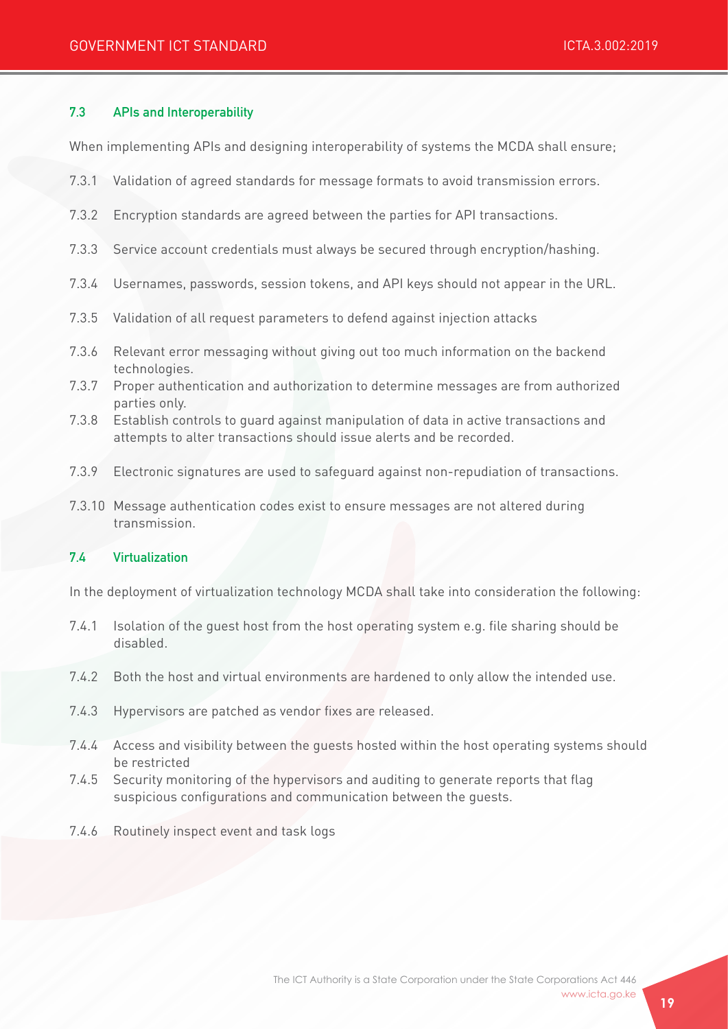### 7.3 APIs and Interoperability

When implementing APIs and designing interoperability of systems the MCDA shall ensure;

7.3.1 Validation of agreed standards for message formats to avoid transmission errors.

7.3.2 Encryption standards are agreed between the parties for API transactions.

7.3.3 Service account credentials must always be secured through encryption/hashing.

7.3.4 Usernames, passwords, session tokens, and API keys should not appear in the URL.

7.3.5 Validation of all request parameters to defend against injection attacks

7.3.6 Relevant error messaging without giving out too much information on the backend technologies.

7.3.7 Proper authentication and authorization to determine messages are from authorized parties only.

7.3.8 Establish controls to guard against manipulation of data in active transactions and attempts to alter transactions should issue alerts and be recorded.

7.3.9 Electronic signatures are used to safeguard against non-repudiation of transactions.

7.3.10 Message authentication codes exist to ensure messages are not altered during transmission.

### 7.4 Virtualization

In the deployment of virtualization technology MCDA shall take into consideration the following:

7.4.1 Isolation of the guest host from the host operating system e.g. file sharing should be disabled.

7.4.2 Both the host and virtual environments are hardened to only allow the intended use.

7.4.3 Hypervisors are patched as vendor fixes are released.

7.4.4 Access and visibility between the guests hosted within the host operating systems should be restricted

7.4.5 Security monitoring of the hypervisors and auditing to generate reports that flag suspicious configurations and communication between the guests.

7.4.6 Routinely inspect event and task logs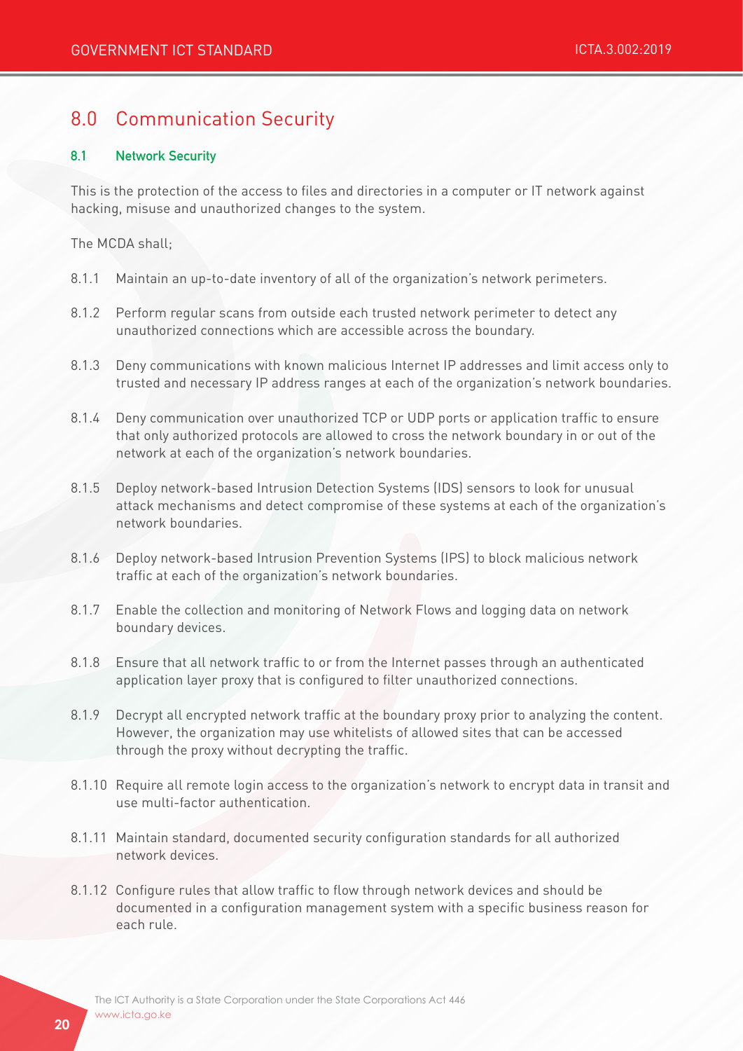# 8.0 Communication Security

## 8.1 Network Security

This is the protection of the access to files and directories in a computer or IT network against hacking, misuse and unauthorized changes to the system.

The MCDA shall;

8.1.1 Maintain an up-to-date inventory of all of the organization's network perimeters.

8.1.2 Perform regular scans from outside each trusted network perimeter to detect any unauthorized connections which are accessible across the boundary.

8.1.3 Deny communications with known malicious Internet IP addresses and limit access only to trusted and necessary IP address ranges at each of the organization's network boundaries.

8.1.4 Deny communication over unauthorized TCP or UDP ports or application traffic to ensure that only authorized protocols are allowed to cross the network boundary in or out of the network at each of the organization's network boundaries.

8.1.5 Deploy network-based Intrusion Detection Systems (IDS) sensors to look for unusual attack mechanisms and detect compromise of these systems at each of the organization's network boundaries.

8.1.6 Deploy network-based Intrusion Prevention Systems (IPS) to block malicious network traffic at each of the organization's network boundaries.

8.1.7 Enable the collection and monitoring of Network Flows and logging data on network boundary devices.

8.1.8 Ensure that all network traffic to or from the Internet passes through an authenticated application layer proxy that is configured to filter unauthorized connections.

8.1.9 Decrypt all encrypted network traffic at the boundary proxy prior to analyzing the content. However, the organization may use whitelists of allowed sites that can be accessed through the proxy without decrypting the traffic.

8.1.10 Require all remote login access to the organization's network to encrypt data in transit and use multi-factor authentication.

8.1.11 Maintain standard, documented security configuration standards for all authorized network devices.

8.1.12 Configure rules that allow traffic to flow through network devices and should be documented in a configuration management system with a specific business reason for each rule.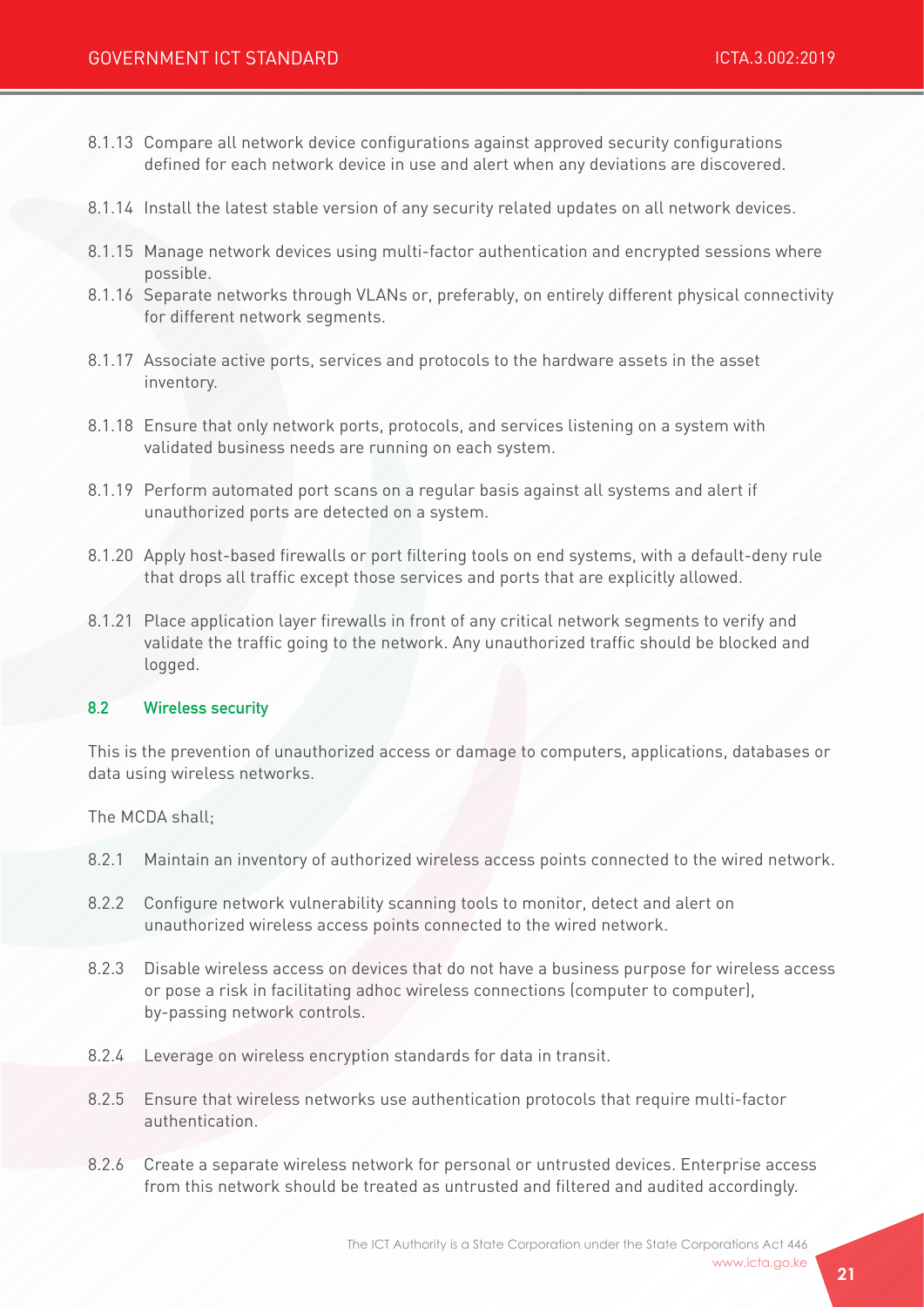8.1.13 Compare all network device configurations against approved security configurations defined for each network device in use and alert when any deviations are discovered.

8.1.14 Install the latest stable version of any security related updates on all network devices.

8.1.15 Manage network devices using multi-factor authentication and encrypted sessions where possible.

8.1.16 Separate networks through VLANs or, preferably, on entirely different physical connectivity for different network segments.

8.1.17 Associate active ports, services and protocols to the hardware assets in the asset inventory.

8.1.18 Ensure that only network ports, protocols, and services listening on a system with validated business needs are running on each system.

8.1.19 Perform automated port scans on a regular basis against all systems and alert if unauthorized ports are detected on a system.

8.1.20 Apply host-based firewalls or port filtering tools on end systems, with a default-deny rule that drops all traffic except those services and ports that are explicitly allowed.

8.1.21 Place application layer firewalls in front of any critical network segments to verify and validate the traffic going to the network. Any unauthorized traffic should be blocked and logged.

## 8.2 Wireless security

This is the prevention of unauthorized access or damage to computers, applications, databases or data using wireless networks.

The MCDA shall;

8.2.1 Maintain an inventory of authorized wireless access points connected to the wired network.

8.2.2 Configure network vulnerability scanning tools to monitor, detect and alert on unauthorized wireless access points connected to the wired network.

8.2.3 Disable wireless access on devices that do not have a business purpose for wireless access or pose a risk in facilitating adhoc wireless connections (computer to computer), by-passing network controls.

8.2.4 Leverage on wireless encryption standards for data in transit.

8.2.5 Ensure that wireless networks use authentication protocols that require multi-factor authentication.

8.2.6 Create a separate wireless network for personal or untrusted devices. Enterprise access from this network should be treated as untrusted and filtered and audited accordingly.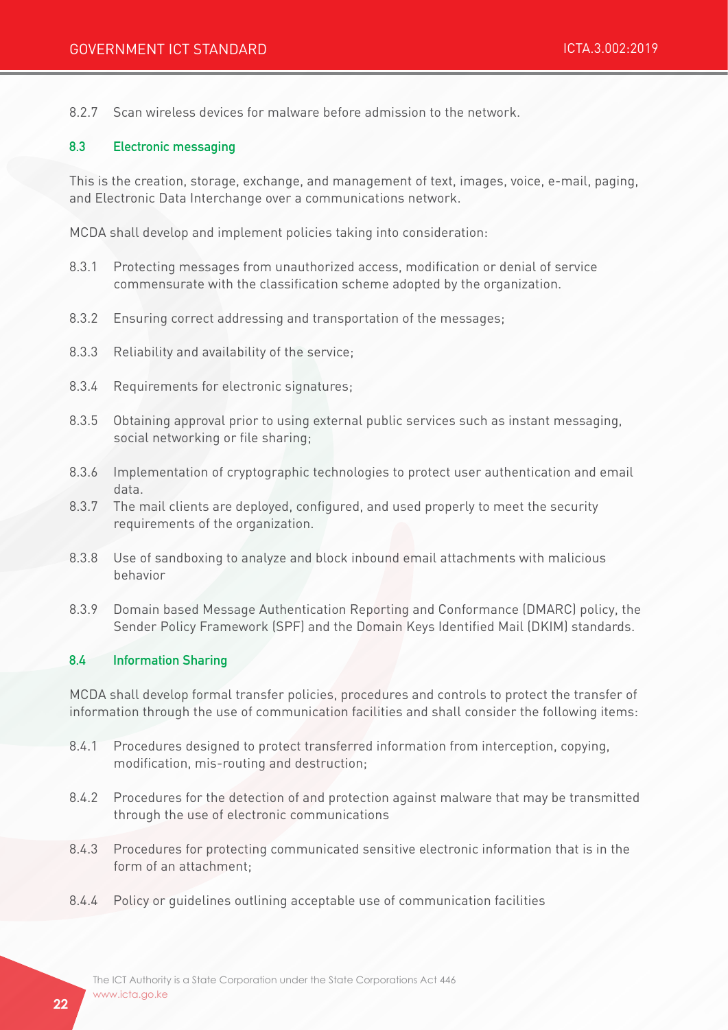8.2.7 Scan wireless devices for malware before admission to the network.

### 8.3 Electronic messaging

This is the creation, storage, exchange, and management of text, images, voice, e-mail, paging, and Electronic Data Interchange over a communications network.

MCDA shall develop and implement policies taking into consideration:

8.3.1 Protecting messages from unauthorized access, modification or denial of service commensurate with the classification scheme adopted by the organization.

8.3.2 Ensuring correct addressing and transportation of the messages;

8.3.3 Reliability and availability of the service;

8.3.4 Requirements for electronic signatures;

8.3.5 Obtaining approval prior to using external public services such as instant messaging, social networking or file sharing;

8.3.6 Implementation of cryptographic technologies to protect user authentication and email data.

8.3.7 The mail clients are deployed, configured, and used properly to meet the security requirements of the organization.

8.3.8 Use of sandboxing to analyze and block inbound email attachments with malicious behavior

8.3.9 Domain based Message Authentication Reporting and Conformance (DMARC) policy, the Sender Policy Framework (SPF) and the Domain Keys Identified Mail (DKIM) standards.

### 8.4 Information Sharing

MCDA shall develop formal transfer policies, procedures and controls to protect the transfer of information through the use of communication facilities and shall consider the following items:

8.4.1 Procedures designed to protect transferred information from interception, copying, modification, mis-routing and destruction;

8.4.2 Procedures for the detection of and protection against malware that may be transmitted through the use of electronic communications

8.4.3 Procedures for protecting communicated sensitive electronic information that is in the form of an attachment;

8.4.4 Policy or guidelines outlining acceptable use of communication facilities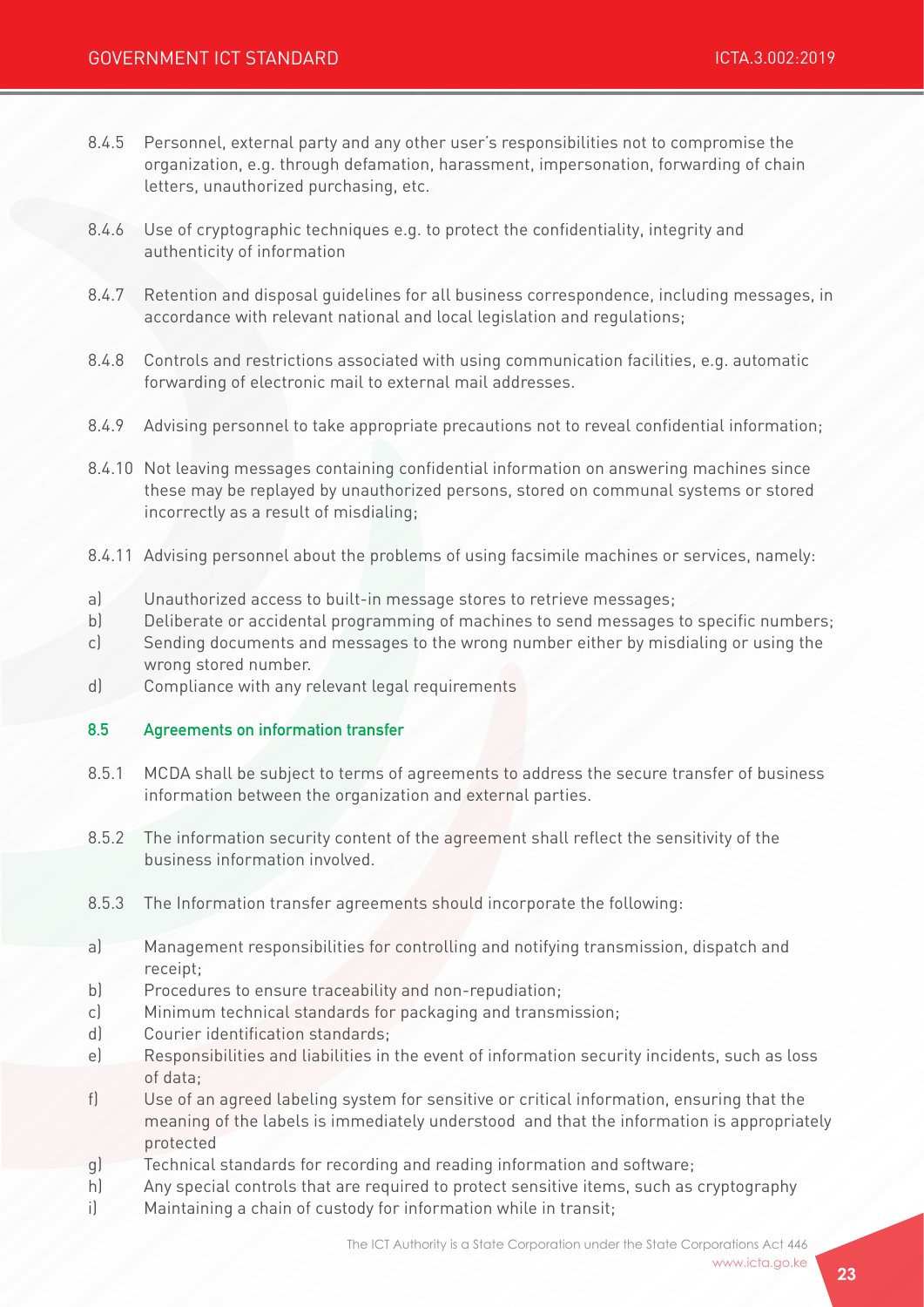8.4.5 Personnel, external party and any other user's responsibilities not to compromise the organization, e.g. through defamation, harassment, impersonation, forwarding of chain letters, unauthorized purchasing, etc.

8.4.6 Use of cryptographic techniques e.g. to protect the confidentiality, integrity and authenticity of information

8.4.7 Retention and disposal guidelines for all business correspondence, including messages, in accordance with relevant national and local legislation and regulations;

8.4.8 Controls and restrictions associated with using communication facilities, e.g. automatic forwarding of electronic mail to external mail addresses.

8.4.9 Advising personnel to take appropriate precautions not to reveal confidential information;

8.4.10 Not leaving messages containing confidential information on answering machines since these may be replayed by unauthorized persons, stored on communal systems or stored incorrectly as a result of misdialing;

8.4.11 Advising personnel about the problems of using facsimile machines or services, namely:

a) Unauthorized access to built-in message stores to retrieve messages;
b) Deliberate or accidental programming of machines to send messages to specific numbers;
c) Sending documents and messages to the wrong number either by misdialing or using the wrong stored number.
d) Compliance with any relevant legal requirements

### 8.5 Agreements on information transfer

8.5.1 MCDA shall be subject to terms of agreements to address the secure transfer of business information between the organization and external parties.

8.5.2 The information security content of the agreement shall reflect the sensitivity of the business information involved.

8.5.3 The Information transfer agreements should incorporate the following:

a) Management responsibilities for controlling and notifying transmission, dispatch and receipt;
b) Procedures to ensure traceability and non-repudiation;
c) Minimum technical standards for packaging and transmission;
d) Courier identification standards;
e) Responsibilities and liabilities in the event of information security incidents, such as loss of data;
f) Use of an agreed labeling system for sensitive or critical information, ensuring that the meaning of the labels is immediately understood and that the information is appropriately protected
g) Technical standards for recording and reading information and software;
h) Any special controls that are required to protect sensitive items, such as cryptography
i) Maintaining a chain of custody for information while in transit;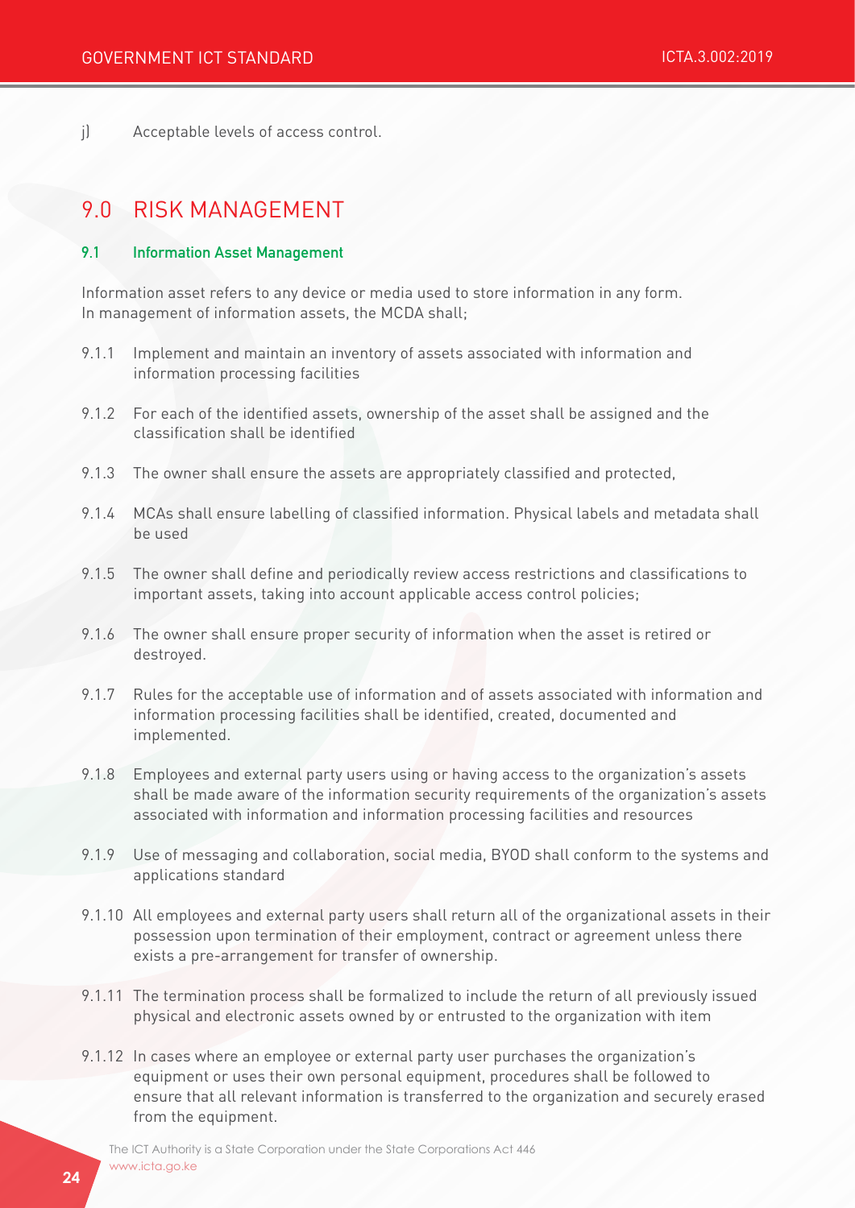j) Acceptable levels of access control.

# 9.0 RISK MANAGEMENT

## 9.1 Information Asset Management

Information asset refers to any device or media used to store information in any form. In management of information assets, the MCDA shall;

9.1.1 Implement and maintain an inventory of assets associated with information and information processing facilities

9.1.2 For each of the identified assets, ownership of the asset shall be assigned and the classification shall be identified

9.1.3 The owner shall ensure the assets are appropriately classified and protected,

9.1.4 MCAs shall ensure labelling of classified information. Physical labels and metadata shall be used

9.1.5 The owner shall define and periodically review access restrictions and classifications to important assets, taking into account applicable access control policies;

9.1.6 The owner shall ensure proper security of information when the asset is retired or destroyed.

9.1.7 Rules for the acceptable use of information and of assets associated with information and information processing facilities shall be identified, created, documented and implemented.

9.1.8 Employees and external party users using or having access to the organization's assets shall be made aware of the information security requirements of the organization's assets associated with information and information processing facilities and resources

9.1.9 Use of messaging and collaboration, social media, BYOD shall conform to the systems and applications standard

9.1.10 All employees and external party users shall return all of the organizational assets in their possession upon termination of their employment, contract or agreement unless there exists a pre-arrangement for transfer of ownership.

9.1.11 The termination process shall be formalized to include the return of all previously issued physical and electronic assets owned by or entrusted to the organization with item

9.1.12 In cases where an employee or external party user purchases the organization's equipment or uses their own personal equipment, procedures shall be followed to ensure that all relevant information is transferred to the organization and securely erased from the equipment.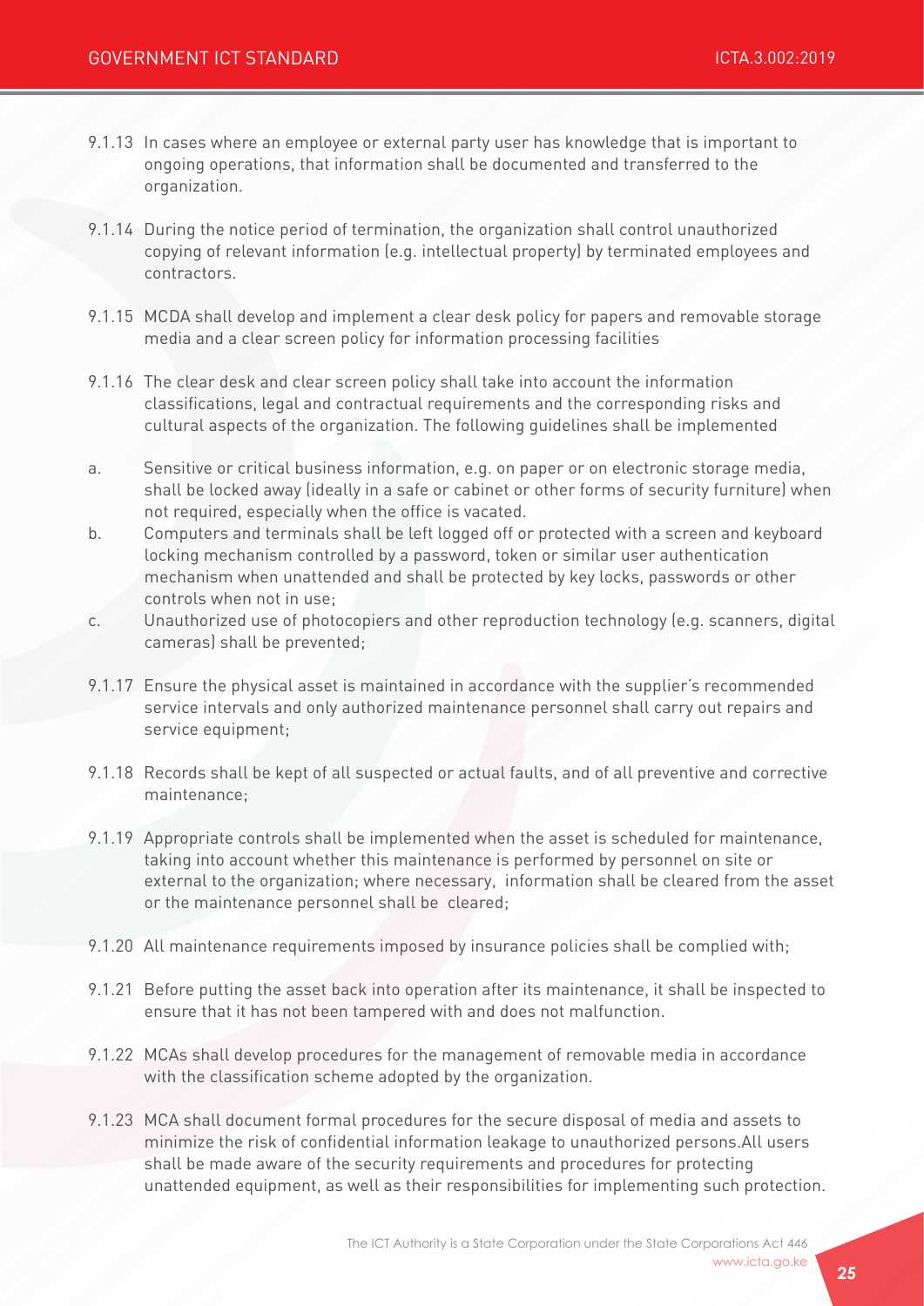9.1.13 In cases where an employee or external party user has knowledge that is important to ongoing operations, that information shall be documented and transferred to the organization.

9.1.14 During the notice period of termination, the organization shall control unauthorized copying of relevant information (e.g. intellectual property) by terminated employees and contractors.

9.1.15 MCDA shall develop and implement a clear desk policy for papers and removable storage media and a clear screen policy for information processing facilities

9.1.16 The clear desk and clear screen policy shall take into account the information classifications, legal and contractual requirements and the corresponding risks and cultural aspects of the organization. The following guidelines shall be implemented

a. Sensitive or critical business information, e.g. on paper or on electronic storage media, shall be locked away (ideally in a safe or cabinet or other forms of security furniture) when not required, especially when the office is vacated.

b. Computers and terminals shall be left logged off or protected with a screen and keyboard locking mechanism controlled by a password, token or similar user authentication mechanism when unattended and shall be protected by key locks, passwords or other controls when not in use;

c. Unauthorized use of photocopiers and other reproduction technology (e.g. scanners, digital cameras) shall be prevented;

9.1.17 Ensure the physical asset is maintained in accordance with the supplier's recommended service intervals and only authorized maintenance personnel shall carry out repairs and service equipment;

9.1.18 Records shall be kept of all suspected or actual faults, and of all preventive and corrective maintenance;

9.1.19 Appropriate controls shall be implemented when the asset is scheduled for maintenance, taking into account whether this maintenance is performed by personnel on site or external to the organization; where necessary, information shall be cleared from the asset or the maintenance personnel shall be cleared;

9.1.20 All maintenance requirements imposed by insurance policies shall be complied with;

9.1.21 Before putting the asset back into operation after its maintenance, it shall be inspected to ensure that it has not been tampered with and does not malfunction.

9.1.22 MCAs shall develop procedures for the management of removable media in accordance with the classification scheme adopted by the organization.

9.1.23 MCA shall document formal procedures for the secure disposal of media and assets to minimize the risk of confidential information leakage to unauthorized persons.All users shall be made aware of the security requirements and procedures for protecting unattended equipment, as well as their responsibilities for implementing such protection.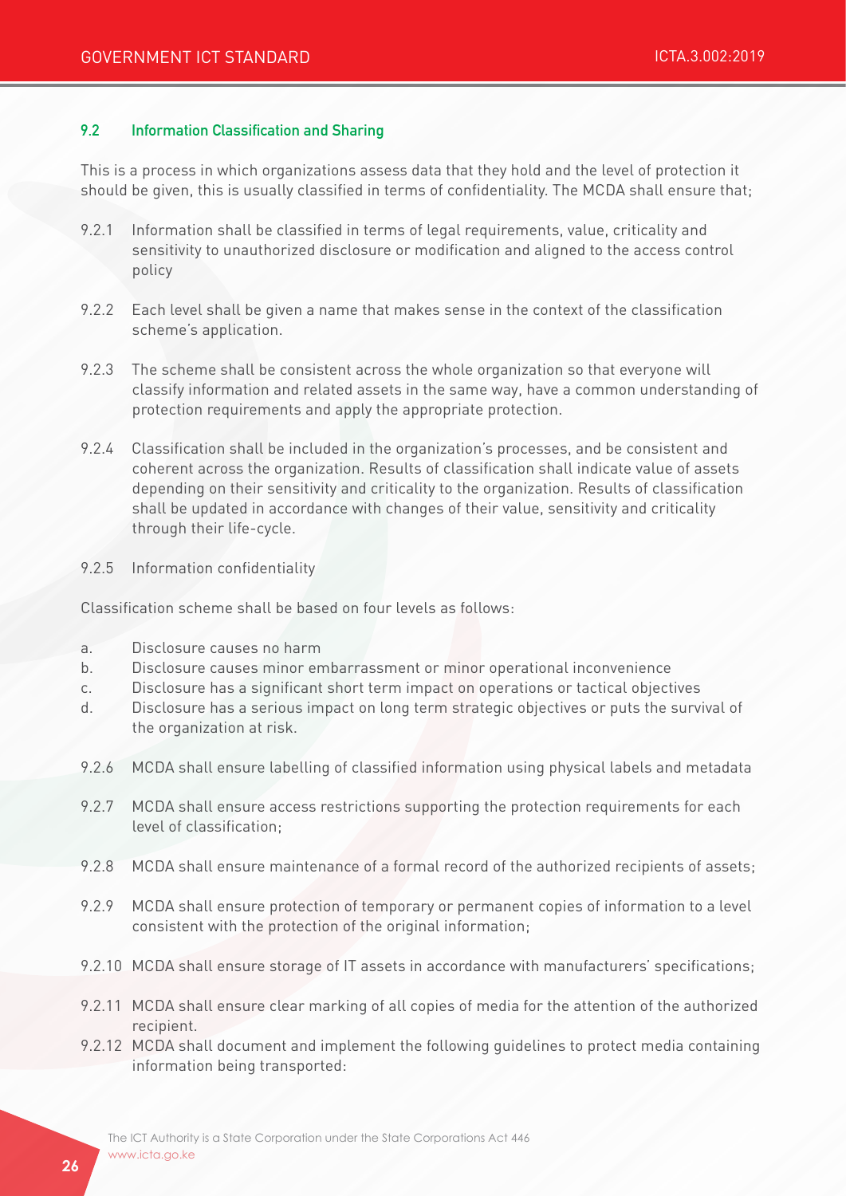### 9.2 Information Classification and Sharing

This is a process in which organizations assess data that they hold and the level of protection it should be given, this is usually classified in terms of confidentiality. The MCDA shall ensure that;

9.2.1 Information shall be classified in terms of legal requirements, value, criticality and sensitivity to unauthorized disclosure or modification and aligned to the access control policy

9.2.2 Each level shall be given a name that makes sense in the context of the classification scheme's application.

9.2.3 The scheme shall be consistent across the whole organization so that everyone will classify information and related assets in the same way, have a common understanding of protection requirements and apply the appropriate protection.

9.2.4 Classification shall be included in the organization's processes, and be consistent and coherent across the organization. Results of classification shall indicate value of assets depending on their sensitivity and criticality to the organization. Results of classification shall be updated in accordance with changes of their value, sensitivity and criticality through their life-cycle.

9.2.5 Information confidentiality

Classification scheme shall be based on four levels as follows:

a. Disclosure causes no harm
b. Disclosure causes minor embarrassment or minor operational inconvenience
c. Disclosure has a significant short term impact on operations or tactical objectives
d. Disclosure has a serious impact on long term strategic objectives or puts the survival of the organization at risk.

9.2.6 MCDA shall ensure labelling of classified information using physical labels and metadata

9.2.7 MCDA shall ensure access restrictions supporting the protection requirements for each level of classification;

9.2.8 MCDA shall ensure maintenance of a formal record of the authorized recipients of assets;

9.2.9 MCDA shall ensure protection of temporary or permanent copies of information to a level consistent with the protection of the original information;

9.2.10 MCDA shall ensure storage of IT assets in accordance with manufacturers' specifications;

9.2.11 MCDA shall ensure clear marking of all copies of media for the attention of the authorized recipient.

9.2.12 MCDA shall document and implement the following guidelines to protect media containing information being transported: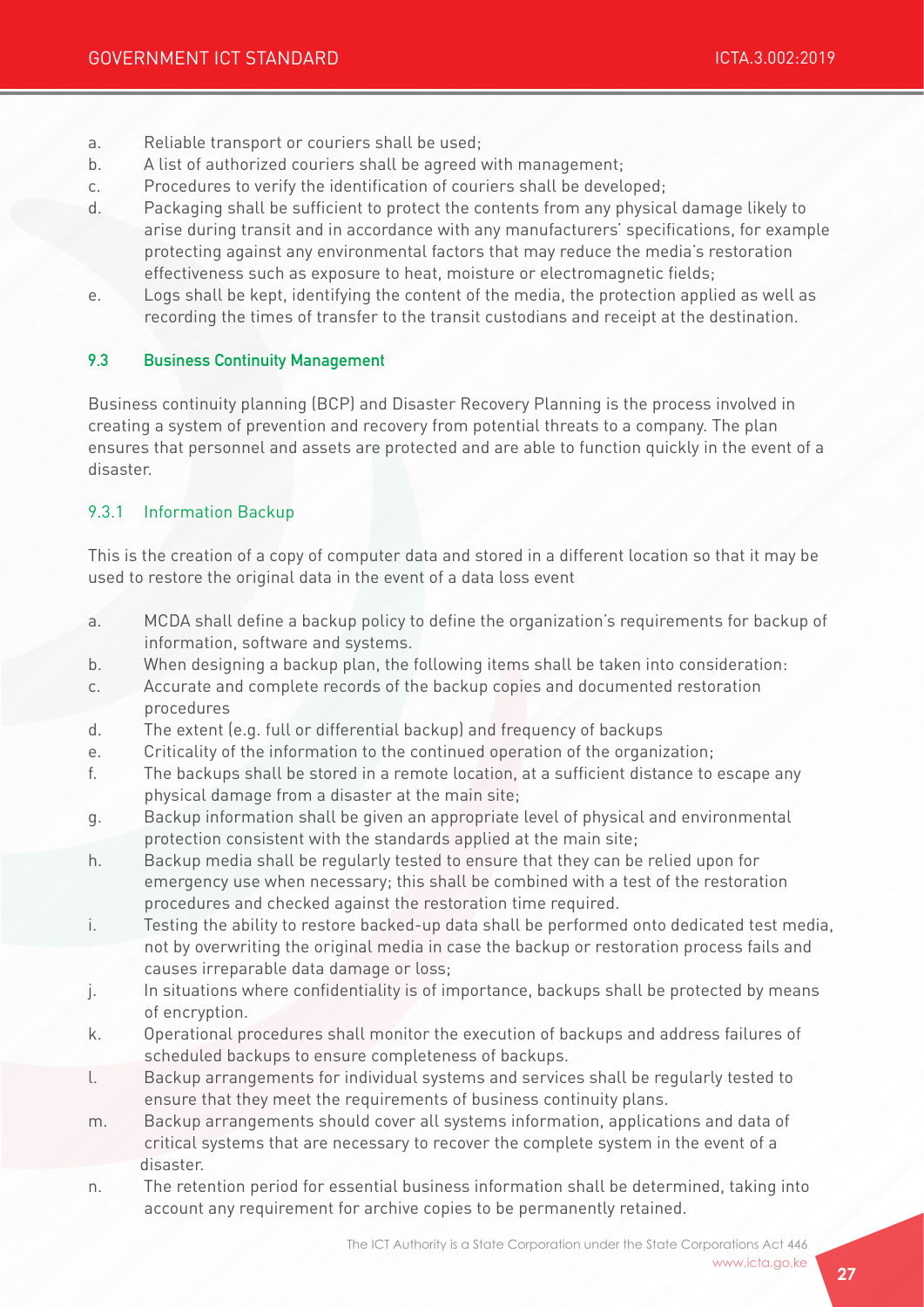a. Reliable transport or couriers shall be used;
b. A list of authorized couriers shall be agreed with management;
c. Procedures to verify the identification of couriers shall be developed;
d. Packaging shall be sufficient to protect the contents from any physical damage likely to arise during transit and in accordance with any manufacturers' specifications, for example protecting against any environmental factors that may reduce the media's restoration effectiveness such as exposure to heat, moisture or electromagnetic fields;
e. Logs shall be kept, identifying the content of the media, the protection applied as well as recording the times of transfer to the transit custodians and receipt at the destination.

### 9.3 Business Continuity Management

Business continuity planning (BCP) and Disaster Recovery Planning is the process involved in creating a system of prevention and recovery from potential threats to a company. The plan ensures that personnel and assets are protected and are able to function quickly in the event of a disaster.

#### 9.3.1 Information Backup

This is the creation of a copy of computer data and stored in a different location so that it may be used to restore the original data in the event of a data loss event

a. MCDA shall define a backup policy to define the organization's requirements for backup of information, software and systems.
b. When designing a backup plan, the following items shall be taken into consideration:
c. Accurate and complete records of the backup copies and documented restoration procedures
d. The extent (e.g. full or differential backup) and frequency of backups
e. Criticality of the information to the continued operation of the organization;
f. The backups shall be stored in a remote location, at a sufficient distance to escape any physical damage from a disaster at the main site;
g. Backup information shall be given an appropriate level of physical and environmental protection consistent with the standards applied at the main site;
h. Backup media shall be regularly tested to ensure that they can be relied upon for emergency use when necessary; this shall be combined with a test of the restoration procedures and checked against the restoration time required.
i. Testing the ability to restore backed-up data shall be performed onto dedicated test media, not by overwriting the original media in case the backup or restoration process fails and causes irreparable data damage or loss;
j. In situations where confidentiality is of importance, backups shall be protected by means of encryption.
k. Operational procedures shall monitor the execution of backups and address failures of scheduled backups to ensure completeness of backups.
l. Backup arrangements for individual systems and services shall be regularly tested to ensure that they meet the requirements of business continuity plans.
m. Backup arrangements should cover all systems information, applications and data of critical systems that are necessary to recover the complete system in the event of a disaster.
n. The retention period for essential business information shall be determined, taking into account any requirement for archive copies to be permanently retained.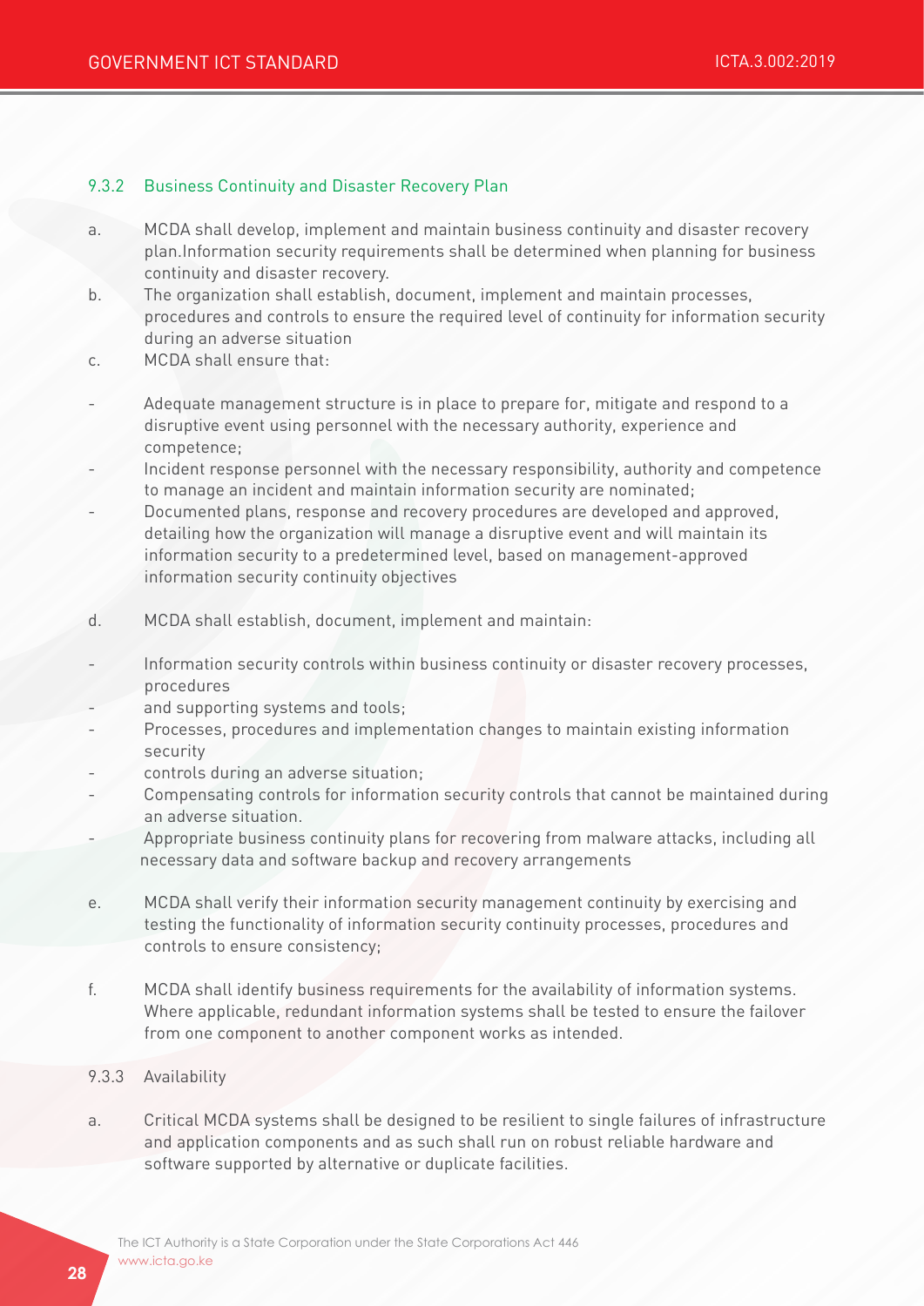#### 9.3.2 Business Continuity and Disaster Recovery Plan

a. MCDA shall develop, implement and maintain business continuity and disaster recovery plan.Information security requirements shall be determined when planning for business continuity and disaster recovery.

b. The organization shall establish, document, implement and maintain processes, procedures and controls to ensure the required level of continuity for information security during an adverse situation

c. MCDA shall ensure that:

- Adequate management structure is in place to prepare for, mitigate and respond to a disruptive event using personnel with the necessary authority, experience and competence;
- Incident response personnel with the necessary responsibility, authority and competence to manage an incident and maintain information security are nominated;
- Documented plans, response and recovery procedures are developed and approved, detailing how the organization will manage a disruptive event and will maintain its information security to a predetermined level, based on management-approved information security continuity objectives

d. MCDA shall establish, document, implement and maintain:

- Information security controls within business continuity or disaster recovery processes, procedures
- and supporting systems and tools;
- Processes, procedures and implementation changes to maintain existing information security
- controls during an adverse situation;
- Compensating controls for information security controls that cannot be maintained during an adverse situation.
- Appropriate business continuity plans for recovering from malware attacks, including all necessary data and software backup and recovery arrangements

e. MCDA shall verify their information security management continuity by exercising and testing the functionality of information security continuity processes, procedures and controls to ensure consistency;

f. MCDA shall identify business requirements for the availability of information systems. Where applicable, redundant information systems shall be tested to ensure the failover from one component to another component works as intended.

#### 9.3.3 Availability

a. Critical MCDA systems shall be designed to be resilient to single failures of infrastructure and application components and as such shall run on robust reliable hardware and software supported by alternative or duplicate facilities.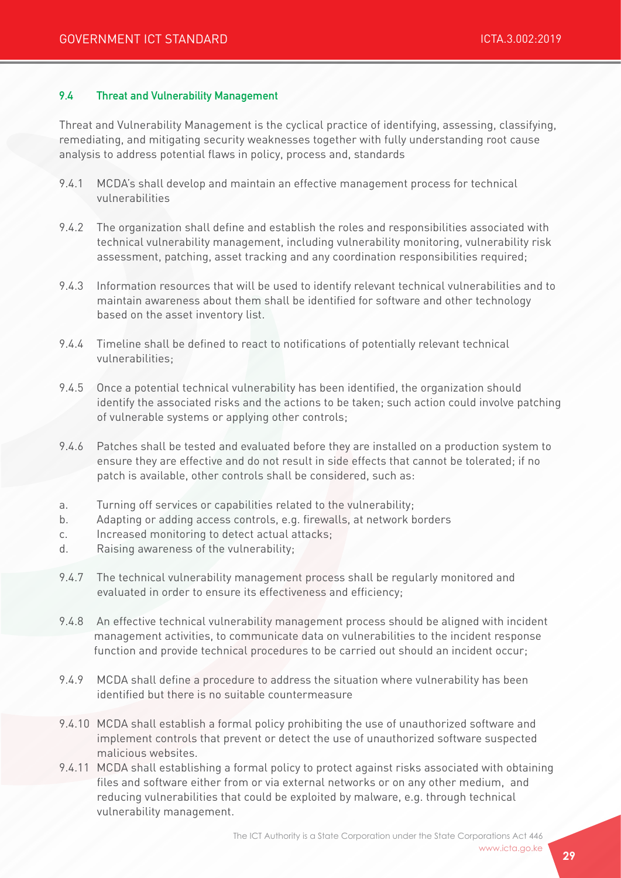### 9.4 Threat and Vulnerability Management

Threat and Vulnerability Management is the cyclical practice of identifying, assessing, classifying, remediating, and mitigating security weaknesses together with fully understanding root cause analysis to address potential flaws in policy, process and, standards

9.4.1 MCDA's shall develop and maintain an effective management process for technical vulnerabilities

9.4.2 The organization shall define and establish the roles and responsibilities associated with technical vulnerability management, including vulnerability monitoring, vulnerability risk assessment, patching, asset tracking and any coordination responsibilities required;

9.4.3 Information resources that will be used to identify relevant technical vulnerabilities and to maintain awareness about them shall be identified for software and other technology based on the asset inventory list.

9.4.4 Timeline shall be defined to react to notifications of potentially relevant technical vulnerabilities;

9.4.5 Once a potential technical vulnerability has been identified, the organization should identify the associated risks and the actions to be taken; such action could involve patching of vulnerable systems or applying other controls;

9.4.6 Patches shall be tested and evaluated before they are installed on a production system to ensure they are effective and do not result in side effects that cannot be tolerated; if no patch is available, other controls shall be considered, such as:

a. Turning off services or capabilities related to the vulnerability;
b. Adapting or adding access controls, e.g. firewalls, at network borders
c. Increased monitoring to detect actual attacks;
d. Raising awareness of the vulnerability;

9.4.7 The technical vulnerability management process shall be regularly monitored and evaluated in order to ensure its effectiveness and efficiency;

9.4.8 An effective technical vulnerability management process should be aligned with incident management activities, to communicate data on vulnerabilities to the incident response function and provide technical procedures to be carried out should an incident occur;

9.4.9 MCDA shall define a procedure to address the situation where vulnerability has been identified but there is no suitable countermeasure

9.4.10 MCDA shall establish a formal policy prohibiting the use of unauthorized software and implement controls that prevent or detect the use of unauthorized software suspected malicious websites.

9.4.11 MCDA shall establishing a formal policy to protect against risks associated with obtaining files and software either from or via external networks or on any other medium, and reducing vulnerabilities that could be exploited by malware, e.g. through technical vulnerability management.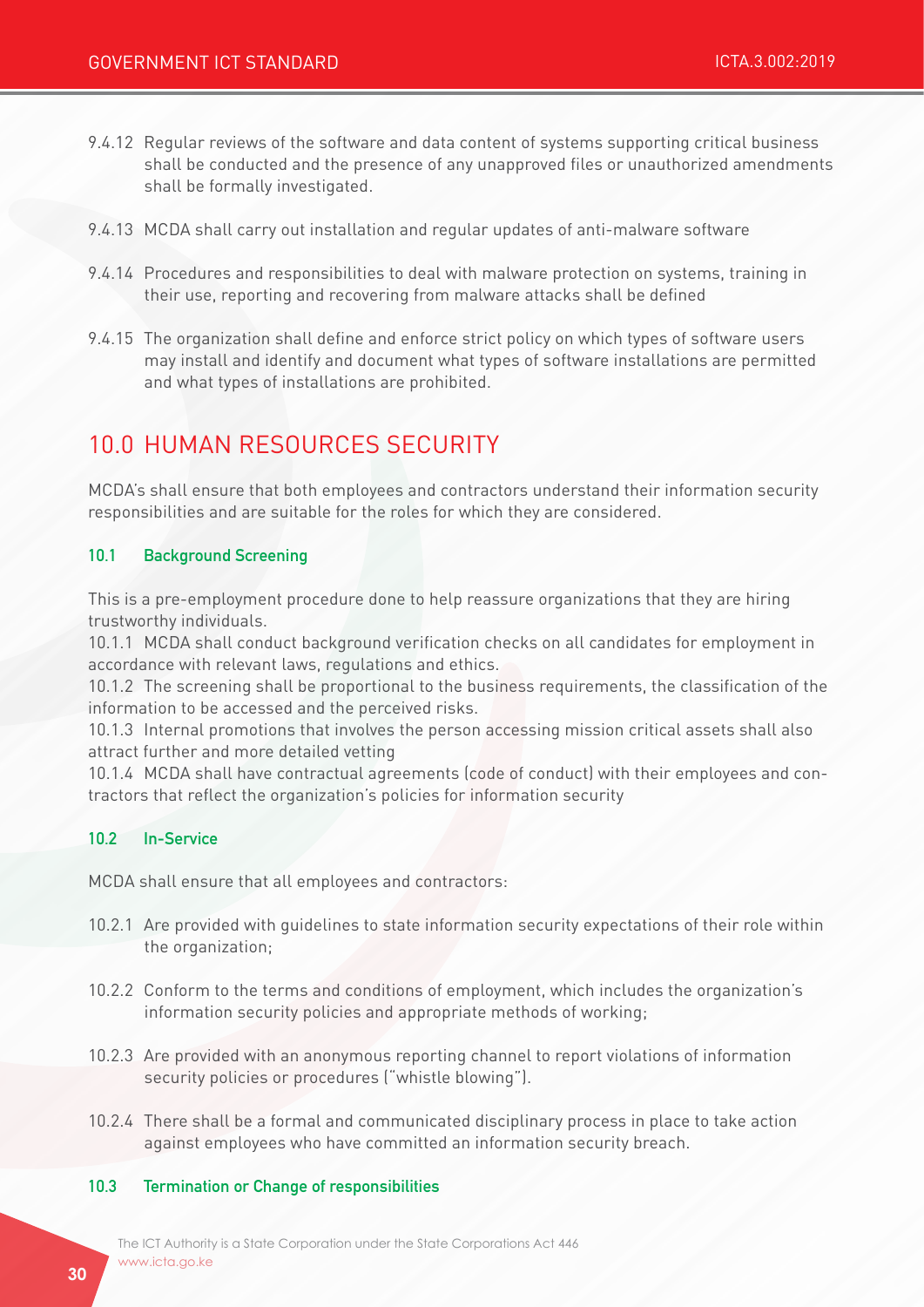9.4.12 Regular reviews of the software and data content of systems supporting critical business shall be conducted and the presence of any unapproved files or unauthorized amendments shall be formally investigated.

9.4.13 MCDA shall carry out installation and regular updates of anti-malware software

9.4.14 Procedures and responsibilities to deal with malware protection on systems, training in their use, reporting and recovering from malware attacks shall be defined

9.4.15 The organization shall define and enforce strict policy on which types of software users may install and identify and document what types of software installations are permitted and what types of installations are prohibited.

# 10.0 HUMAN RESOURCES SECURITY

MCDA's shall ensure that both employees and contractors understand their information security responsibilities and are suitable for the roles for which they are considered.

### 10.1 Background Screening

This is a pre-employment procedure done to help reassure organizations that they are hiring trustworthy individuals.

10.1.1 MCDA shall conduct background verification checks on all candidates for employment in accordance with relevant laws, regulations and ethics.

10.1.2 The screening shall be proportional to the business requirements, the classification of the information to be accessed and the perceived risks.

10.1.3 Internal promotions that involves the person accessing mission critical assets shall also attract further and more detailed vetting

10.1.4 MCDA shall have contractual agreements (code of conduct) with their employees and contractors that reflect the organization's policies for information security

### 10.2 In-Service

MCDA shall ensure that all employees and contractors:

10.2.1 Are provided with guidelines to state information security expectations of their role within the organization;

10.2.2 Conform to the terms and conditions of employment, which includes the organization's information security policies and appropriate methods of working;

10.2.3 Are provided with an anonymous reporting channel to report violations of information security policies or procedures ("whistle blowing").

10.2.4 There shall be a formal and communicated disciplinary process in place to take action against employees who have committed an information security breach.

### 10.3 Termination or Change of responsibilities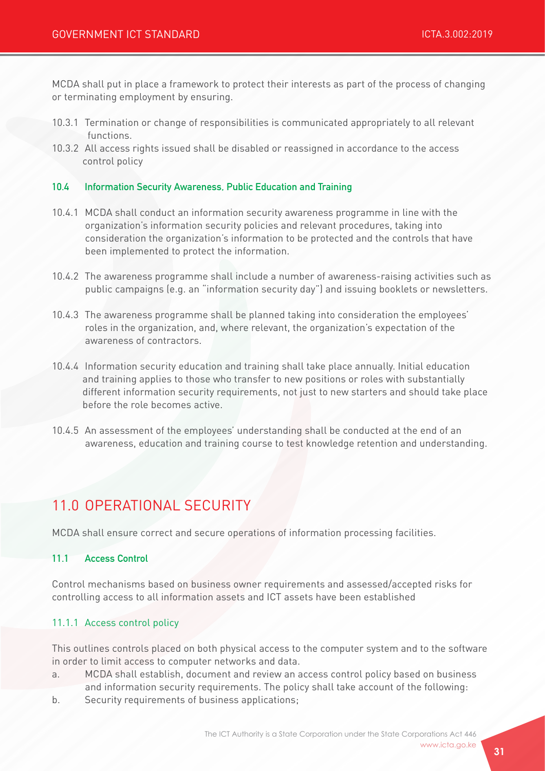MCDA shall put in place a framework to protect their interests as part of the process of changing or terminating employment by ensuring.

10.3.1 Termination or change of responsibilities is communicated appropriately to all relevant functions.

10.3.2 All access rights issued shall be disabled or reassigned in accordance to the access control policy

### 10.4 Information Security Awareness, Public Education and Training

10.4.1 MCDA shall conduct an information security awareness programme in line with the organization's information security policies and relevant procedures, taking into consideration the organization's information to be protected and the controls that have been implemented to protect the information.

10.4.2 The awareness programme shall include a number of awareness-raising activities such as public campaigns (e.g. an "information security day") and issuing booklets or newsletters.

10.4.3 The awareness programme shall be planned taking into consideration the employees' roles in the organization, and, where relevant, the organization's expectation of the awareness of contractors.

10.4.4 Information security education and training shall take place annually. Initial education and training applies to those who transfer to new positions or roles with substantially different information security requirements, not just to new starters and should take place before the role becomes active.

10.4.5 An assessment of the employees' understanding shall be conducted at the end of an awareness, education and training course to test knowledge retention and understanding.

## 11.0 OPERATIONAL SECURITY

MCDA shall ensure correct and secure operations of information processing facilities.

### 11.1 Access Control

Control mechanisms based on business owner requirements and assessed/accepted risks for controlling access to all information assets and ICT assets have been established

#### 11.1.1 Access control policy

This outlines controls placed on both physical access to the computer system and to the software in order to limit access to computer networks and data.

a. MCDA shall establish, document and review an access control policy based on business and information security requirements. The policy shall take account of the following:

b. Security requirements of business applications;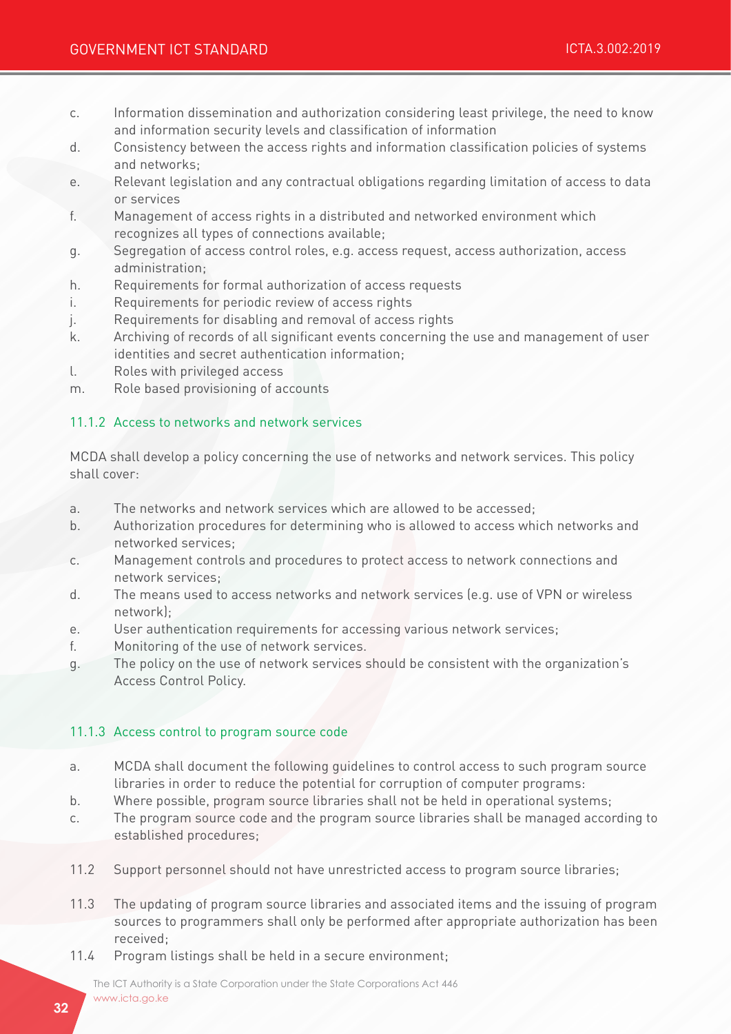c. Information dissemination and authorization considering least privilege, the need to know and information security levels and classification of information
d. Consistency between the access rights and information classification policies of systems and networks;
e. Relevant legislation and any contractual obligations regarding limitation of access to data or services
f. Management of access rights in a distributed and networked environment which recognizes all types of connections available;
g. Segregation of access control roles, e.g. access request, access authorization, access administration;
h. Requirements for formal authorization of access requests
i. Requirements for periodic review of access rights
j. Requirements for disabling and removal of access rights
k. Archiving of records of all significant events concerning the use and management of user identities and secret authentication information;
l. Roles with privileged access
m. Role based provisioning of accounts

### 11.1.2 Access to networks and network services

MCDA shall develop a policy concerning the use of networks and network services. This policy shall cover:

a. The networks and network services which are allowed to be accessed;
b. Authorization procedures for determining who is allowed to access which networks and networked services;
c. Management controls and procedures to protect access to network connections and network services;
d. The means used to access networks and network services (e.g. use of VPN or wireless network);
e. User authentication requirements for accessing various network services;
f. Monitoring of the use of network services.
g. The policy on the use of network services should be consistent with the organization's Access Control Policy.

### 11.1.3 Access control to program source code

a. MCDA shall document the following guidelines to control access to such program source libraries in order to reduce the potential for corruption of computer programs:
b. Where possible, program source libraries shall not be held in operational systems;
c. The program source code and the program source libraries shall be managed according to established procedures;

11.2 Support personnel should not have unrestricted access to program source libraries;

11.3 The updating of program source libraries and associated items and the issuing of program sources to programmers shall only be performed after appropriate authorization has been received;

11.4 Program listings shall be held in a secure environment;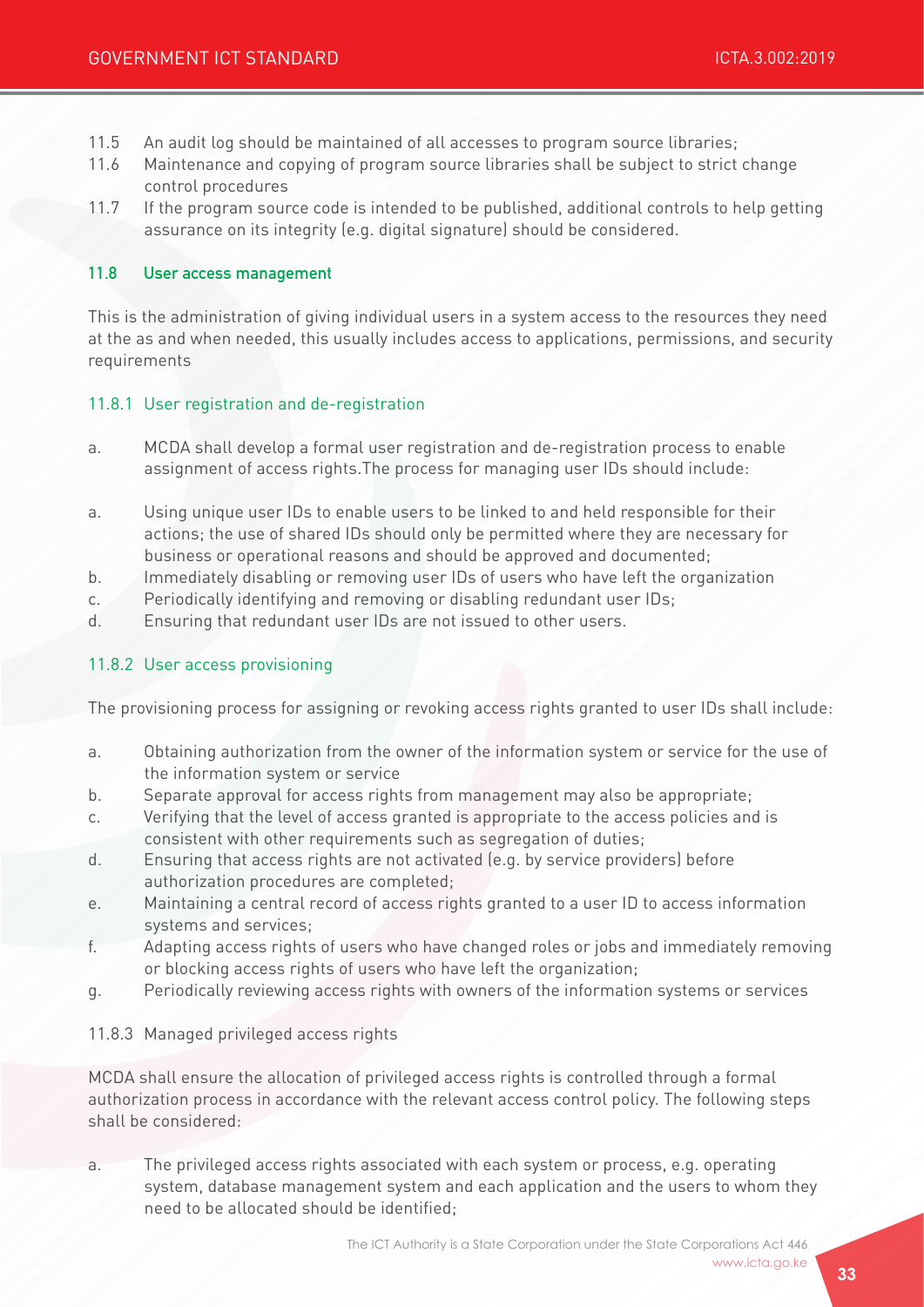11.5 An audit log should be maintained of all accesses to program source libraries;

11.6 Maintenance and copying of program source libraries shall be subject to strict change control procedures

11.7 If the program source code is intended to be published, additional controls to help getting assurance on its integrity (e.g. digital signature) should be considered.

### 11.8 User access management

This is the administration of giving individual users in a system access to the resources they need at the as and when needed, this usually includes access to applications, permissions, and security requirements

#### 11.8.1 User registration and de-registration

a. MCDA shall develop a formal user registration and de-registration process to enable assignment of access rights.The process for managing user IDs should include:

a. Using unique user IDs to enable users to be linked to and held responsible for their actions; the use of shared IDs should only be permitted where they are necessary for business or operational reasons and should be approved and documented;

b. Immediately disabling or removing user IDs of users who have left the organization

c. Periodically identifying and removing or disabling redundant user IDs;

d. Ensuring that redundant user IDs are not issued to other users.

#### 11.8.2 User access provisioning

The provisioning process for assigning or revoking access rights granted to user IDs shall include:

a. Obtaining authorization from the owner of the information system or service for the use of the information system or service

b. Separate approval for access rights from management may also be appropriate;

c. Verifying that the level of access granted is appropriate to the access policies and is consistent with other requirements such as segregation of duties;

d. Ensuring that access rights are not activated (e.g. by service providers) before authorization procedures are completed;

e. Maintaining a central record of access rights granted to a user ID to access information systems and services;

f. Adapting access rights of users who have changed roles or jobs and immediately removing or blocking access rights of users who have left the organization;

g. Periodically reviewing access rights with owners of the information systems or services

#### 11.8.3 Managed privileged access rights

MCDA shall ensure the allocation of privileged access rights is controlled through a formal authorization process in accordance with the relevant access control policy. The following steps shall be considered:

a. The privileged access rights associated with each system or process, e.g. operating system, database management system and each application and the users to whom they need to be allocated should be identified;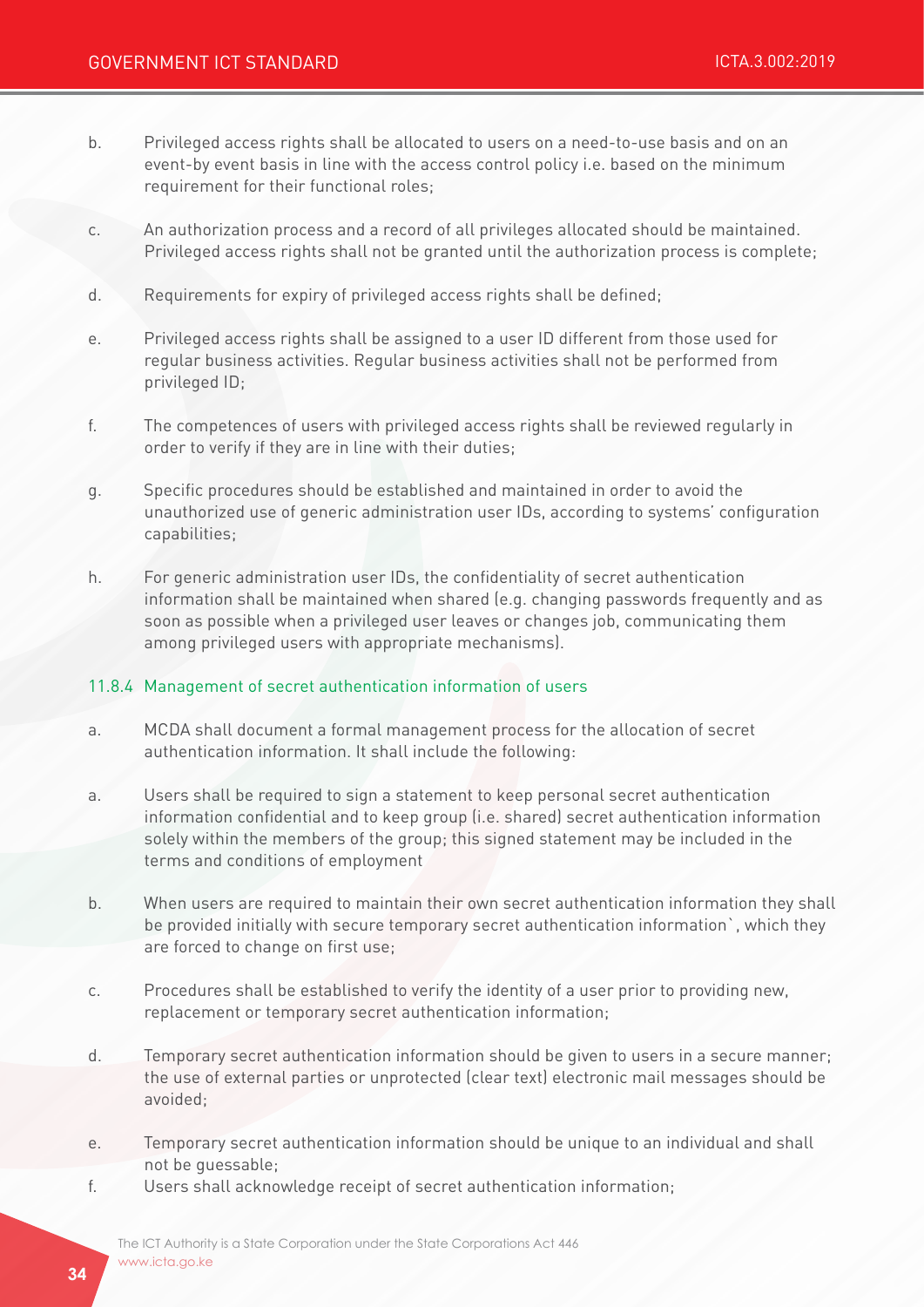b. Privileged access rights shall be allocated to users on a need-to-use basis and on an event-by event basis in line with the access control policy i.e. based on the minimum requirement for their functional roles;

c. An authorization process and a record of all privileges allocated should be maintained. Privileged access rights shall not be granted until the authorization process is complete;

d. Requirements for expiry of privileged access rights shall be defined;

e. Privileged access rights shall be assigned to a user ID different from those used for regular business activities. Regular business activities shall not be performed from privileged ID;

f. The competences of users with privileged access rights shall be reviewed regularly in order to verify if they are in line with their duties;

g. Specific procedures should be established and maintained in order to avoid the unauthorized use of generic administration user IDs, according to systems' configuration capabilities;

h. For generic administration user IDs, the confidentiality of secret authentication information shall be maintained when shared (e.g. changing passwords frequently and as soon as possible when a privileged user leaves or changes job, communicating them among privileged users with appropriate mechanisms).

### 11.8.4 Management of secret authentication information of users

a. MCDA shall document a formal management process for the allocation of secret authentication information. It shall include the following:

a. Users shall be required to sign a statement to keep personal secret authentication information confidential and to keep group (i.e. shared) secret authentication information solely within the members of the group; this signed statement may be included in the terms and conditions of employment

b. When users are required to maintain their own secret authentication information they shall be provided initially with secure temporary secret authentication information`, which they are forced to change on first use;

c. Procedures shall be established to verify the identity of a user prior to providing new, replacement or temporary secret authentication information;

d. Temporary secret authentication information should be given to users in a secure manner; the use of external parties or unprotected (clear text) electronic mail messages should be avoided;

e. Temporary secret authentication information should be unique to an individual and shall not be guessable;

f. Users shall acknowledge receipt of secret authentication information;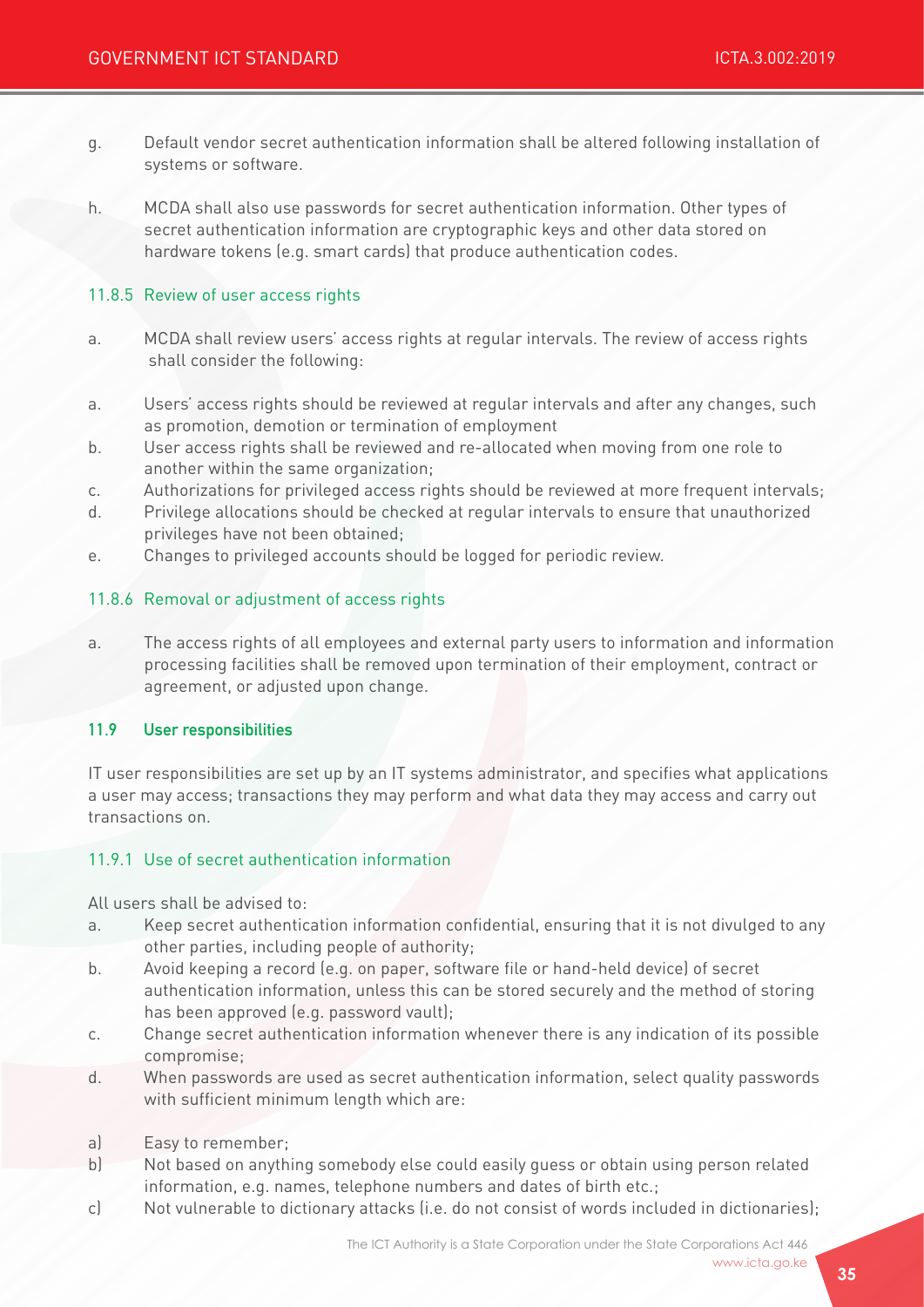g. Default vendor secret authentication information shall be altered following installation of systems or software.

h. MCDA shall also use passwords for secret authentication information. Other types of secret authentication information are cryptographic keys and other data stored on hardware tokens (e.g. smart cards) that produce authentication codes.

#### 11.8.5 Review of user access rights

a. MCDA shall review users' access rights at regular intervals. The review of access rights shall consider the following:

a. Users' access rights should be reviewed at regular intervals and after any changes, such as promotion, demotion or termination of employment
b. User access rights shall be reviewed and re-allocated when moving from one role to another within the same organization;
c. Authorizations for privileged access rights should be reviewed at more frequent intervals;
d. Privilege allocations should be checked at regular intervals to ensure that unauthorized privileges have not been obtained;
e. Changes to privileged accounts should be logged for periodic review.

#### 11.8.6 Removal or adjustment of access rights

a. The access rights of all employees and external party users to information and information processing facilities shall be removed upon termination of their employment, contract or agreement, or adjusted upon change.

### 11.9 User responsibilities

IT user responsibilities are set up by an IT systems administrator, and specifies what applications a user may access; transactions they may perform and what data they may access and carry out transactions on.

#### 11.9.1 Use of secret authentication information

All users shall be advised to:

a. Keep secret authentication information confidential, ensuring that it is not divulged to any other parties, including people of authority;
b. Avoid keeping a record (e.g. on paper, software file or hand-held device) of secret authentication information, unless this can be stored securely and the method of storing has been approved (e.g. password vault);
c. Change secret authentication information whenever there is any indication of its possible compromise;
d. When passwords are used as secret authentication information, select quality passwords with sufficient minimum length which are:

a) Easy to remember;
b) Not based on anything somebody else could easily guess or obtain using person related information, e.g. names, telephone numbers and dates of birth etc.;
c) Not vulnerable to dictionary attacks (i.e. do not consist of words included in dictionaries);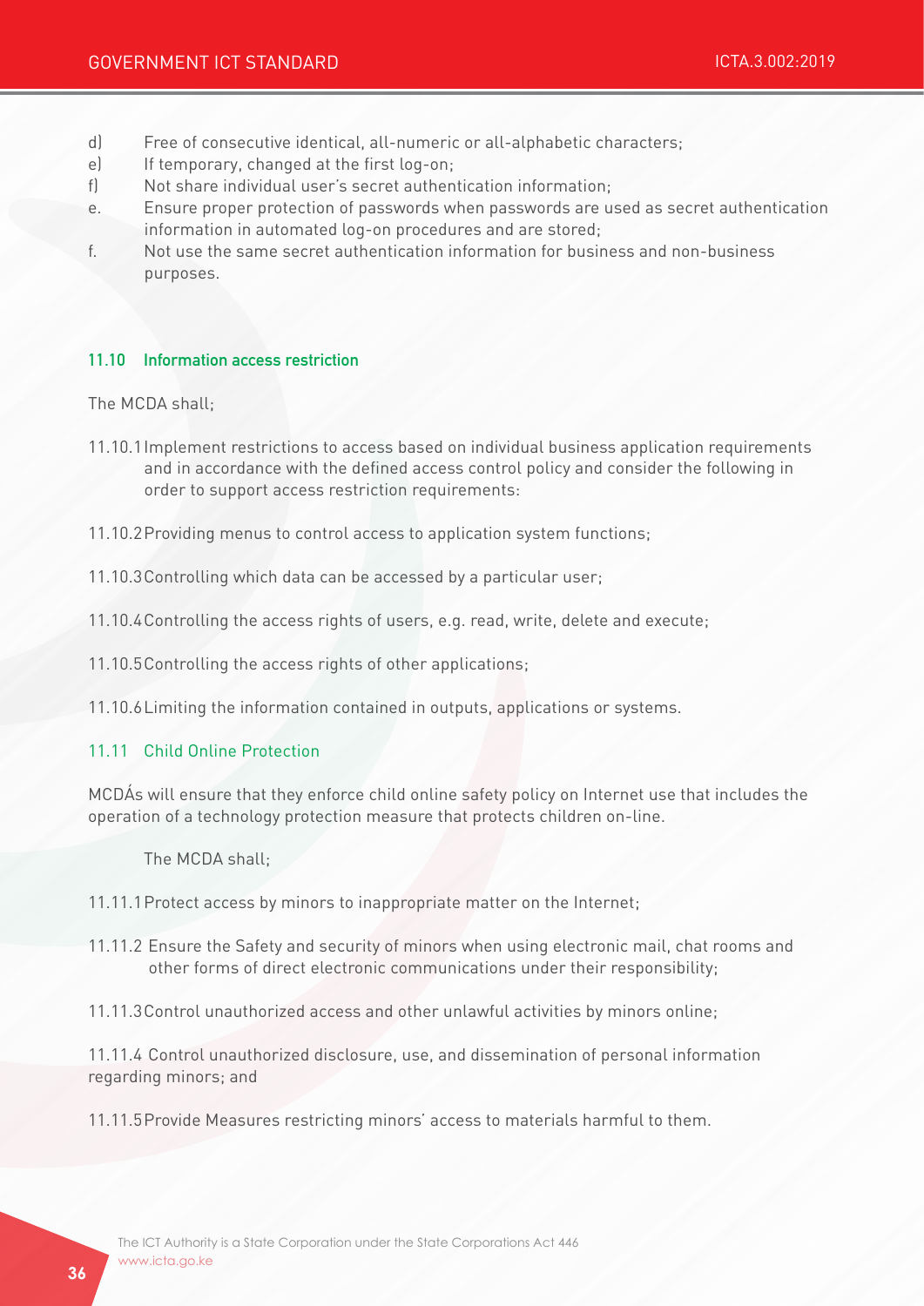d) Free of consecutive identical, all-numeric or all-alphabetic characters;
e) If temporary, changed at the first log-on;
f) Not share individual user's secret authentication information;
e. Ensure proper protection of passwords when passwords are used as secret authentication information in automated log-on procedures and are stored;
f. Not use the same secret authentication information for business and non-business purposes.

### 11.10 Information access restriction

The MCDA shall;

11.10.1 Implement restrictions to access based on individual business application requirements and in accordance with the defined access control policy and consider the following in order to support access restriction requirements:

11.10.2 Providing menus to control access to application system functions;

11.10.3 Controlling which data can be accessed by a particular user;

11.10.4 Controlling the access rights of users, e.g. read, write, delete and execute;

11.10.5 Controlling the access rights of other applications;

11.10.6 Limiting the information contained in outputs, applications or systems.

### 11.11 Child Online Protection

MCDÁs will ensure that they enforce child online safety policy on Internet use that includes the operation of a technology protection measure that protects children on-line.

The MCDA shall;

11.11.1 Protect access by minors to inappropriate matter on the Internet;

11.11.2 Ensure the Safety and security of minors when using electronic mail, chat rooms and other forms of direct electronic communications under their responsibility;

11.11.3 Control unauthorized access and other unlawful activities by minors online;

11.11.4 Control unauthorized disclosure, use, and dissemination of personal information regarding minors; and

11.11.5 Provide Measures restricting minors' access to materials harmful to them.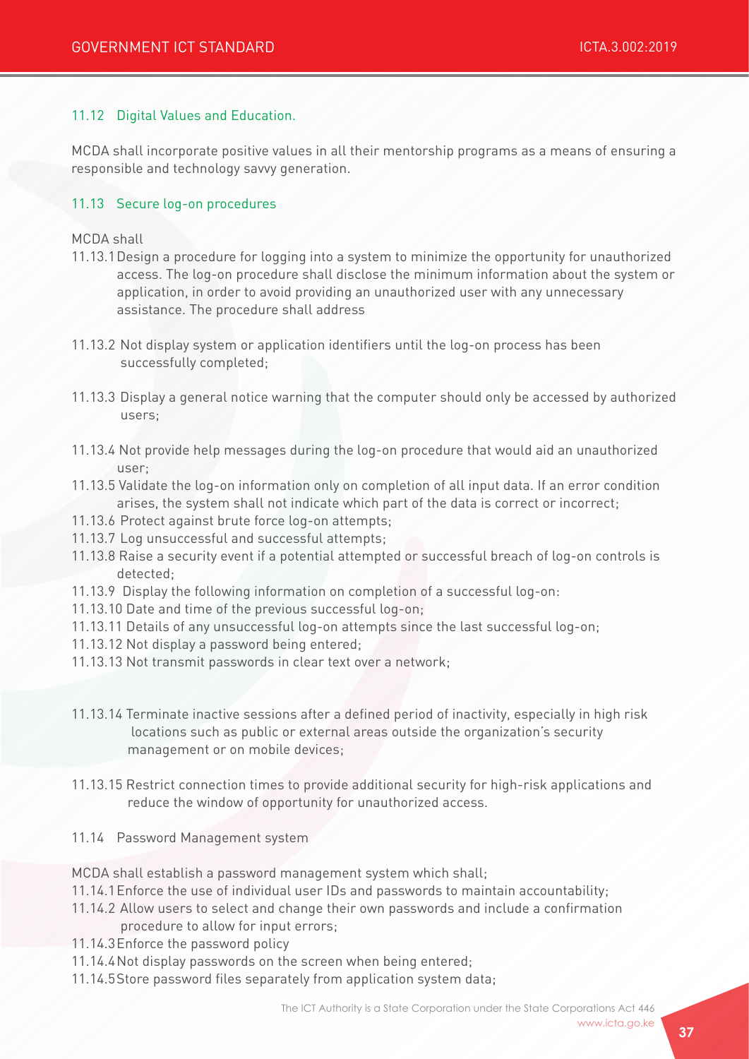### 11.12 Digital Values and Education.

MCDA shall incorporate positive values in all their mentorship programs as a means of ensuring a responsible and technology savvy generation.

### 11.13 Secure log-on procedures

MCDA shall

11.13.1 Design a procedure for logging into a system to minimize the opportunity for unauthorized access. The log-on procedure shall disclose the minimum information about the system or application, in order to avoid providing an unauthorized user with any unnecessary assistance. The procedure shall address

11.13.2 Not display system or application identifiers until the log-on process has been successfully completed;

11.13.3 Display a general notice warning that the computer should only be accessed by authorized users;

11.13.4 Not provide help messages during the log-on procedure that would aid an unauthorized user;

11.13.5 Validate the log-on information only on completion of all input data. If an error condition arises, the system shall not indicate which part of the data is correct or incorrect;

11.13.6 Protect against brute force log-on attempts;

11.13.7 Log unsuccessful and successful attempts;

11.13.8 Raise a security event if a potential attempted or successful breach of log-on controls is detected;

11.13.9 Display the following information on completion of a successful log-on:

11.13.10 Date and time of the previous successful log-on;

11.13.11 Details of any unsuccessful log-on attempts since the last successful log-on;

11.13.12 Not display a password being entered;

11.13.13 Not transmit passwords in clear text over a network;

11.13.14 Terminate inactive sessions after a defined period of inactivity, especially in high risk locations such as public or external areas outside the organization's security management or on mobile devices;

11.13.15 Restrict connection times to provide additional security for high-risk applications and reduce the window of opportunity for unauthorized access.

### 11.14 Password Management system

MCDA shall establish a password management system which shall;

11.14.1 Enforce the use of individual user IDs and passwords to maintain accountability;

11.14.2 Allow users to select and change their own passwords and include a confirmation procedure to allow for input errors;

11.14.3 Enforce the password policy

11.14.4 Not display passwords on the screen when being entered;

11.14.5 Store password files separately from application system data;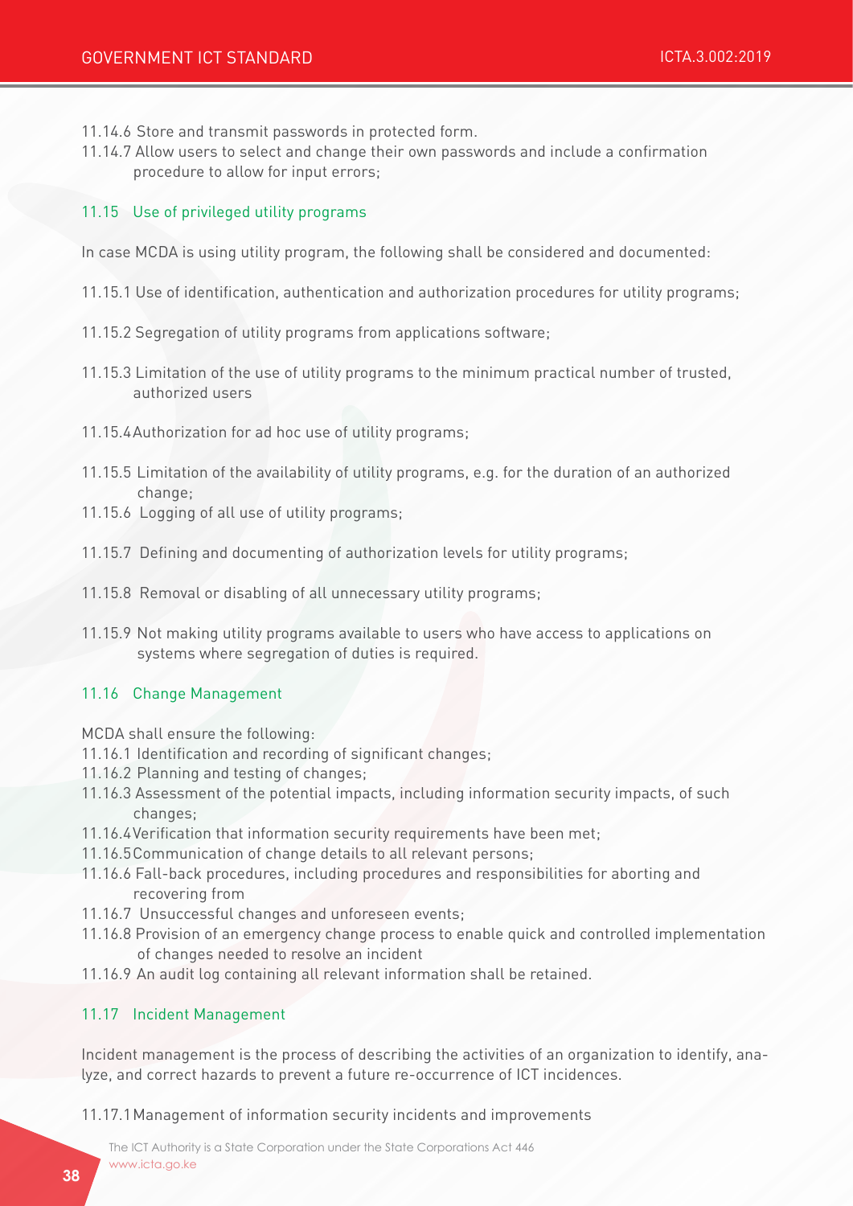11.14.6 Store and transmit passwords in protected form.

11.14.7 Allow users to select and change their own passwords and include a confirmation procedure to allow for input errors;

### 11.15 Use of privileged utility programs

In case MCDA is using utility program, the following shall be considered and documented:

11.15.1 Use of identification, authentication and authorization procedures for utility programs;

11.15.2 Segregation of utility programs from applications software;

11.15.3 Limitation of the use of utility programs to the minimum practical number of trusted, authorized users

11.15.4 Authorization for ad hoc use of utility programs;

11.15.5 Limitation of the availability of utility programs, e.g. for the duration of an authorized change;

11.15.6 Logging of all use of utility programs;

11.15.7 Defining and documenting of authorization levels for utility programs;

11.15.8 Removal or disabling of all unnecessary utility programs;

11.15.9 Not making utility programs available to users who have access to applications on systems where segregation of duties is required.

### 11.16 Change Management

MCDA shall ensure the following:

11.16.1 Identification and recording of significant changes;

11.16.2 Planning and testing of changes;

11.16.3 Assessment of the potential impacts, including information security impacts, of such changes;

11.16.4 Verification that information security requirements have been met;

11.16.5 Communication of change details to all relevant persons;

11.16.6 Fall-back procedures, including procedures and responsibilities for aborting and recovering from

11.16.7 Unsuccessful changes and unforeseen events;

11.16.8 Provision of an emergency change process to enable quick and controlled implementation of changes needed to resolve an incident

11.16.9 An audit log containing all relevant information shall be retained.

### 11.17 Incident Management

Incident management is the process of describing the activities of an organization to identify, analyze, and correct hazards to prevent a future re-occurrence of ICT incidences.

11.17.1 Management of information security incidents and improvements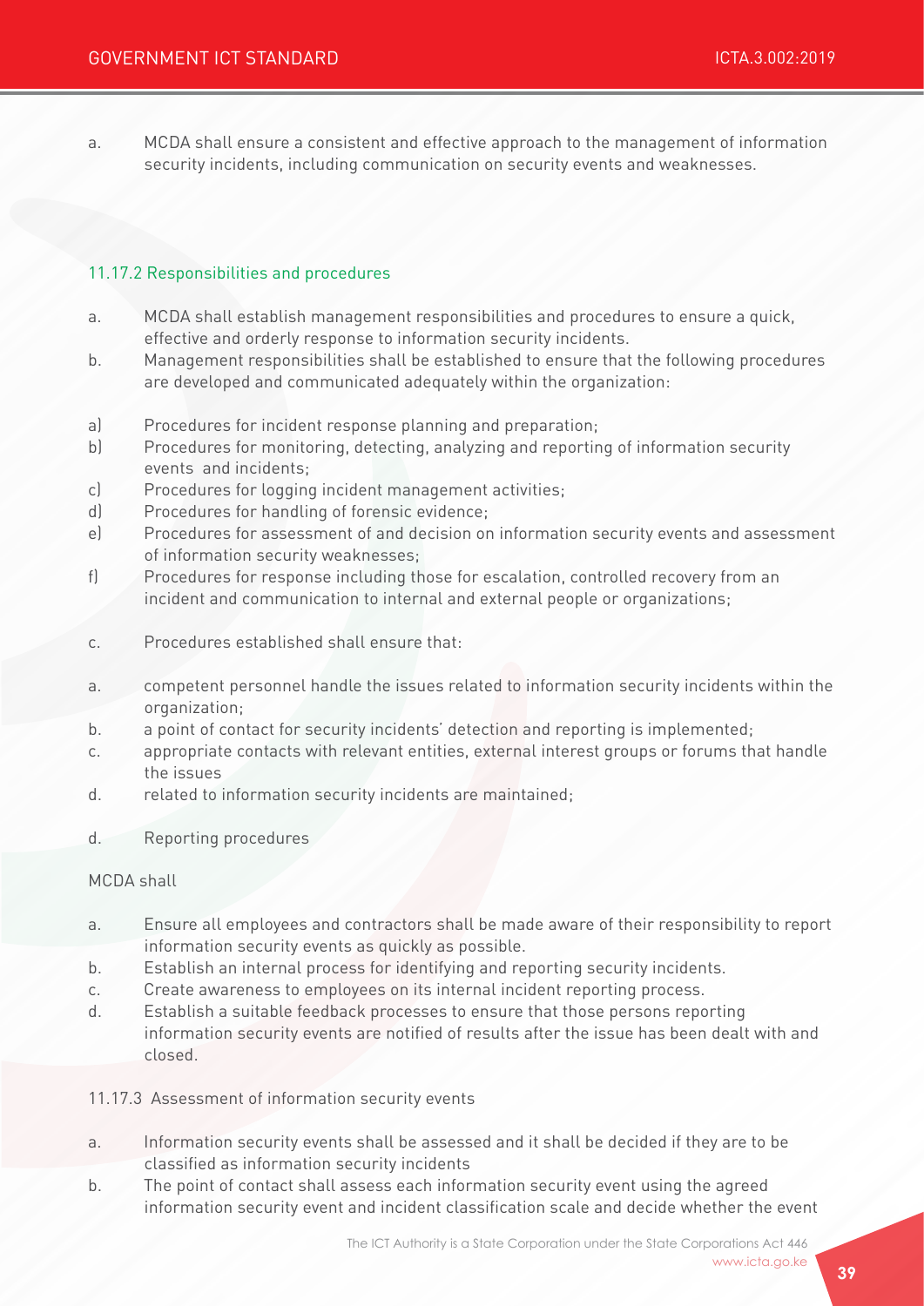a. MCDA shall ensure a consistent and effective approach to the management of information security incidents, including communication on security events and weaknesses.

### 11.17.2 Responsibilities and procedures

a. MCDA shall establish management responsibilities and procedures to ensure a quick, effective and orderly response to information security incidents.

b. Management responsibilities shall be established to ensure that the following procedures are developed and communicated adequately within the organization:

a) Procedures for incident response planning and preparation;

b) Procedures for monitoring, detecting, analyzing and reporting of information security events and incidents;

c) Procedures for logging incident management activities;

d) Procedures for handling of forensic evidence;

e) Procedures for assessment of and decision on information security events and assessment of information security weaknesses;

f) Procedures for response including those for escalation, controlled recovery from an incident and communication to internal and external people or organizations;

c. Procedures established shall ensure that:

a. competent personnel handle the issues related to information security incidents within the organization;

b. a point of contact for security incidents' detection and reporting is implemented;

c. appropriate contacts with relevant entities, external interest groups or forums that handle the issues

d. related to information security incidents are maintained;

d. Reporting procedures

MCDA shall

a. Ensure all employees and contractors shall be made aware of their responsibility to report information security events as quickly as possible.

b. Establish an internal process for identifying and reporting security incidents.

c. Create awareness to employees on its internal incident reporting process.

d. Establish a suitable feedback processes to ensure that those persons reporting information security events are notified of results after the issue has been dealt with and closed.

### 11.17.3 Assessment of information security events

a. Information security events shall be assessed and it shall be decided if they are to be classified as information security incidents

b. The point of contact shall assess each information security event using the agreed information security event and incident classification scale and decide whether the event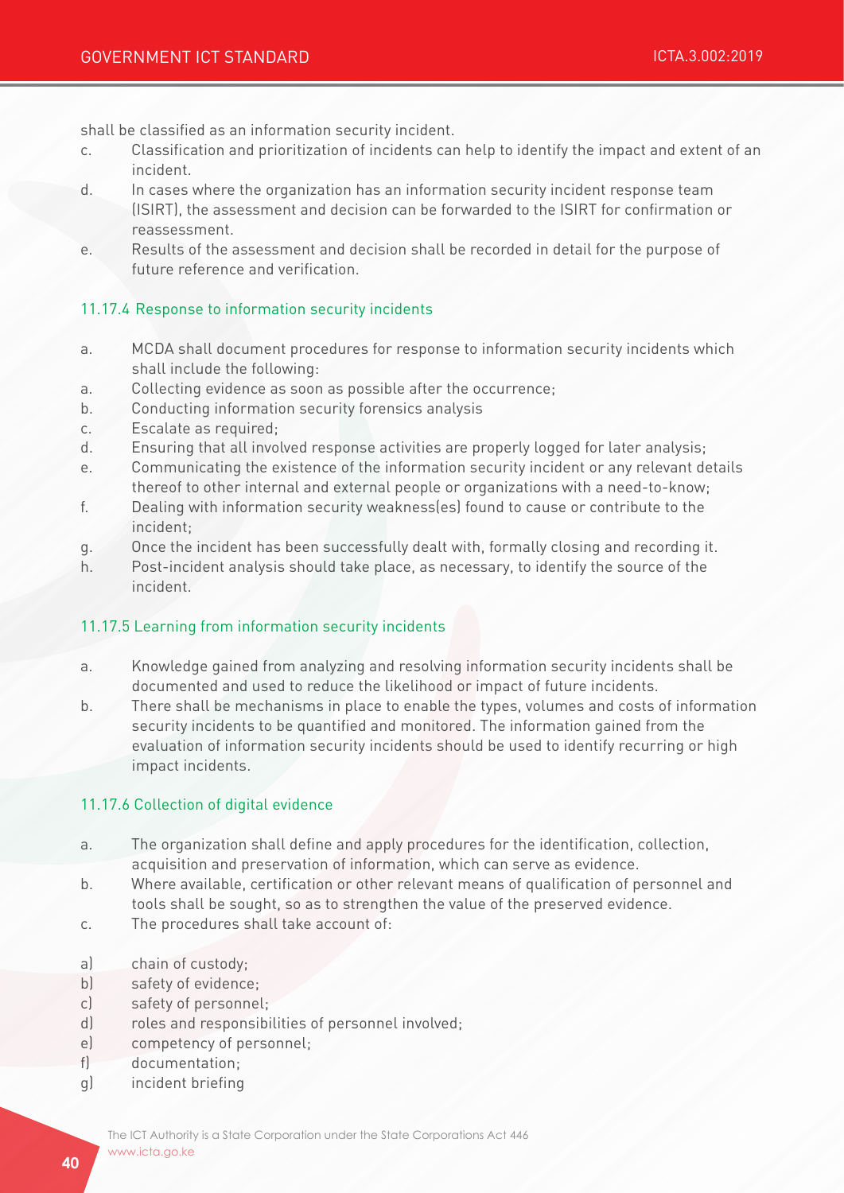shall be classified as an information security incident.

c. Classification and prioritization of incidents can help to identify the impact and extent of an incident.
d. In cases where the organization has an information security incident response team (ISIRT), the assessment and decision can be forwarded to the ISIRT for confirmation or reassessment.
e. Results of the assessment and decision shall be recorded in detail for the purpose of future reference and verification.

### 11.17.4 Response to information security incidents

a. MCDA shall document procedures for response to information security incidents which shall include the following:
a. Collecting evidence as soon as possible after the occurrence;
b. Conducting information security forensics analysis
c. Escalate as required;
d. Ensuring that all involved response activities are properly logged for later analysis;
e. Communicating the existence of the information security incident or any relevant details thereof to other internal and external people or organizations with a need-to-know;
f. Dealing with information security weakness(es) found to cause or contribute to the incident;
g. Once the incident has been successfully dealt with, formally closing and recording it.
h. Post-incident analysis should take place, as necessary, to identify the source of the incident.

### 11.17.5 Learning from information security incidents

a. Knowledge gained from analyzing and resolving information security incidents shall be documented and used to reduce the likelihood or impact of future incidents.
b. There shall be mechanisms in place to enable the types, volumes and costs of information security incidents to be quantified and monitored. The information gained from the evaluation of information security incidents should be used to identify recurring or high impact incidents.

### 11.17.6 Collection of digital evidence

a. The organization shall define and apply procedures for the identification, collection, acquisition and preservation of information, which can serve as evidence.
b. Where available, certification or other relevant means of qualification of personnel and tools shall be sought, so as to strengthen the value of the preserved evidence.
c. The procedures shall take account of:

a) chain of custody;
b) safety of evidence;
c) safety of personnel;
d) roles and responsibilities of personnel involved;
e) competency of personnel;
f) documentation;
g) incident briefing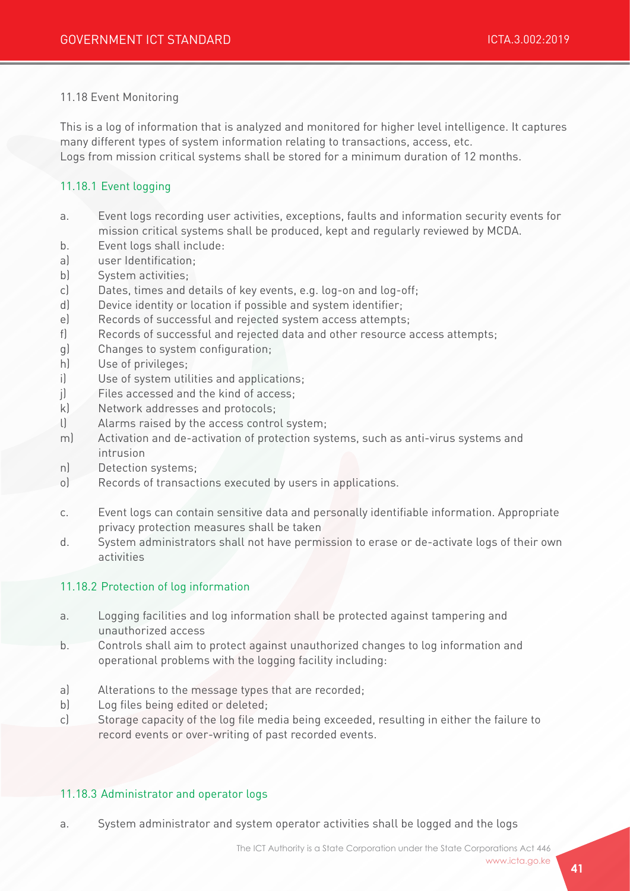### 11.18 Event Monitoring

This is a log of information that is analyzed and monitored for higher level intelligence. It captures many different types of system information relating to transactions, access, etc.
Logs from mission critical systems shall be stored for a minimum duration of 12 months.

#### 11.18.1 Event logging

a. Event logs recording user activities, exceptions, faults and information security events for mission critical systems shall be produced, kept and regularly reviewed by MCDA.

b. Event logs shall include:

a) user Identification;
b) System activities;
c) Dates, times and details of key events, e.g. log-on and log-off;
d) Device identity or location if possible and system identifier;
e) Records of successful and rejected system access attempts;
f) Records of successful and rejected data and other resource access attempts;
g) Changes to system configuration;
h) Use of privileges;
i) Use of system utilities and applications;
j) Files accessed and the kind of access;
k) Network addresses and protocols;
l) Alarms raised by the access control system;
m) Activation and de-activation of protection systems, such as anti-virus systems and intrusion
n) Detection systems;
o) Records of transactions executed by users in applications.

c. Event logs can contain sensitive data and personally identifiable information. Appropriate privacy protection measures shall be taken

d. System administrators shall not have permission to erase or de-activate logs of their own activities

#### 11.18.2 Protection of log information

a. Logging facilities and log information shall be protected against tampering and unauthorized access

b. Controls shall aim to protect against unauthorized changes to log information and operational problems with the logging facility including:

a) Alterations to the message types that are recorded;
b) Log files being edited or deleted;
c) Storage capacity of the log file media being exceeded, resulting in either the failure to record events or over-writing of past recorded events.

#### 11.18.3 Administrator and operator logs

a. System administrator and system operator activities shall be logged and the logs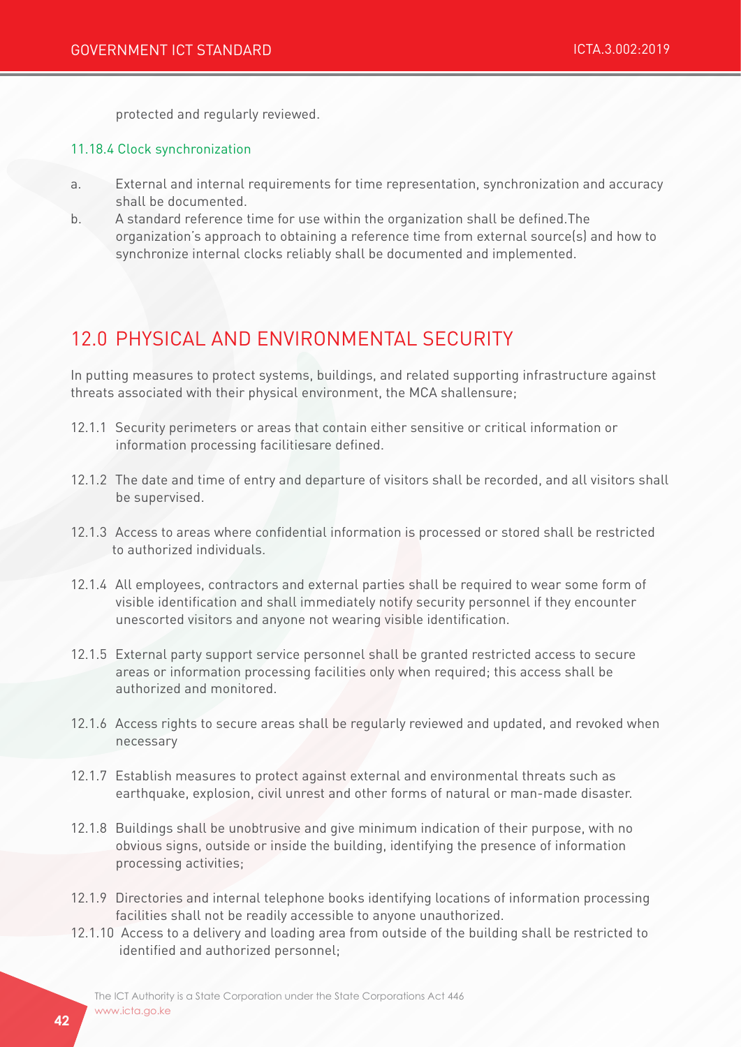protected and regularly reviewed.

#### 11.18.4 Clock synchronization

a. External and internal requirements for time representation, synchronization and accuracy shall be documented.
b. A standard reference time for use within the organization shall be defined.The organization's approach to obtaining a reference time from external source(s) and how to synchronize internal clocks reliably shall be documented and implemented.

## 12.0 PHYSICAL AND ENVIRONMENTAL SECURITY

In putting measures to protect systems, buildings, and related supporting infrastructure against threats associated with their physical environment, the MCA shallensure;

12.1.1 Security perimeters or areas that contain either sensitive or critical information or information processing facilitiesare defined.

12.1.2 The date and time of entry and departure of visitors shall be recorded, and all visitors shall be supervised.

12.1.3 Access to areas where confidential information is processed or stored shall be restricted to authorized individuals.

12.1.4 All employees, contractors and external parties shall be required to wear some form of visible identification and shall immediately notify security personnel if they encounter unescorted visitors and anyone not wearing visible identification.

12.1.5 External party support service personnel shall be granted restricted access to secure areas or information processing facilities only when required; this access shall be authorized and monitored.

12.1.6 Access rights to secure areas shall be regularly reviewed and updated, and revoked when necessary

12.1.7 Establish measures to protect against external and environmental threats such as earthquake, explosion, civil unrest and other forms of natural or man-made disaster.

12.1.8 Buildings shall be unobtrusive and give minimum indication of their purpose, with no obvious signs, outside or inside the building, identifying the presence of information processing activities;

12.1.9 Directories and internal telephone books identifying locations of information processing facilities shall not be readily accessible to anyone unauthorized.

12.1.10 Access to a delivery and loading area from outside of the building shall be restricted to identified and authorized personnel;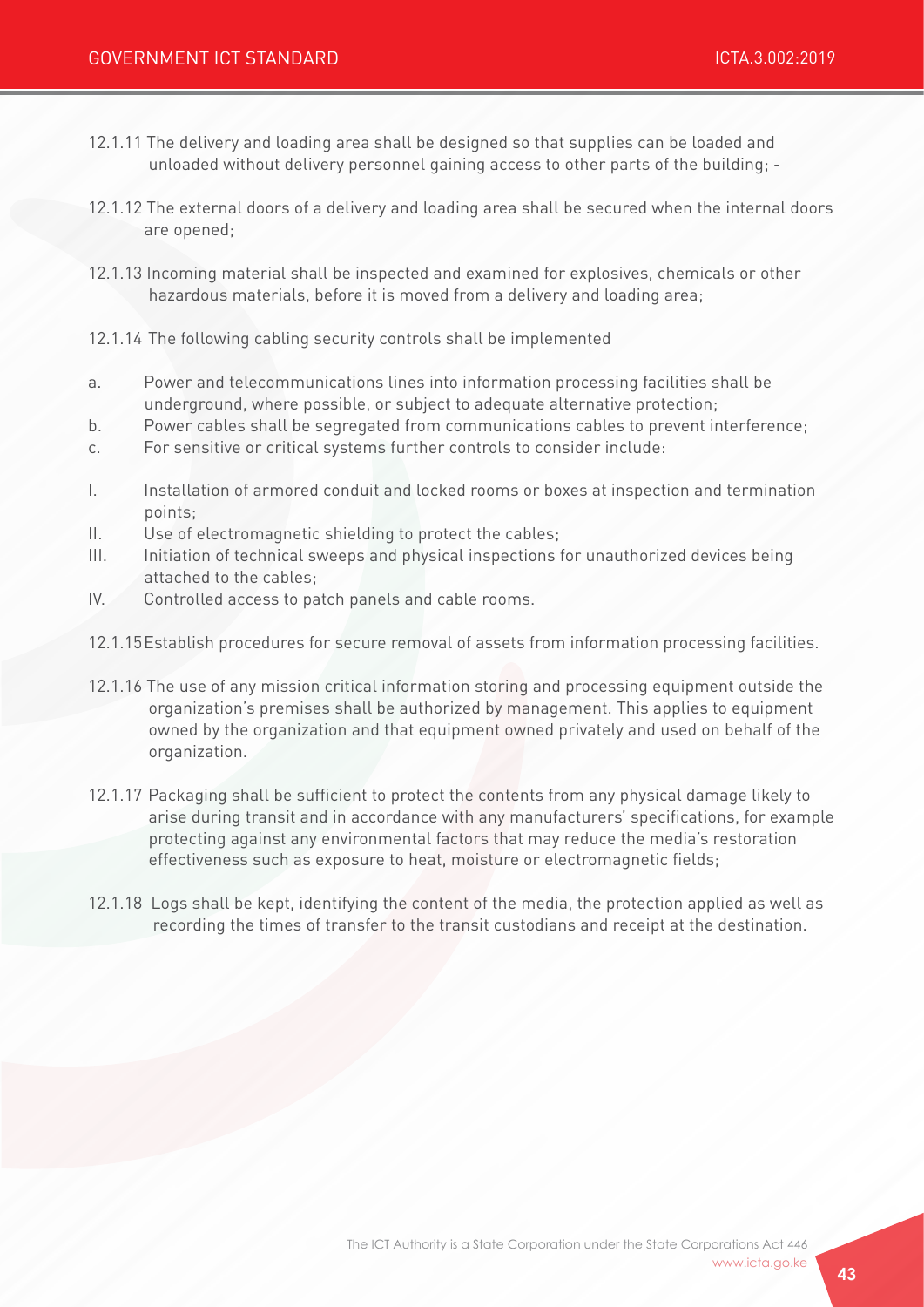12.1.11 The delivery and loading area shall be designed so that supplies can be loaded and unloaded without delivery personnel gaining access to other parts of the building; -

12.1.12 The external doors of a delivery and loading area shall be secured when the internal doors are opened;

12.1.13 Incoming material shall be inspected and examined for explosives, chemicals or other hazardous materials, before it is moved from a delivery and loading area;

12.1.14 The following cabling security controls shall be implemented

a. Power and telecommunications lines into information processing facilities shall be underground, where possible, or subject to adequate alternative protection;
b. Power cables shall be segregated from communications cables to prevent interference;
c. For sensitive or critical systems further controls to consider include:

I. Installation of armored conduit and locked rooms or boxes at inspection and termination points;
II. Use of electromagnetic shielding to protect the cables;
III. Initiation of technical sweeps and physical inspections for unauthorized devices being attached to the cables;
IV. Controlled access to patch panels and cable rooms.

12.1.15 Establish procedures for secure removal of assets from information processing facilities.

12.1.16 The use of any mission critical information storing and processing equipment outside the organization's premises shall be authorized by management. This applies to equipment owned by the organization and that equipment owned privately and used on behalf of the organization.

12.1.17 Packaging shall be sufficient to protect the contents from any physical damage likely to arise during transit and in accordance with any manufacturers' specifications, for example protecting against any environmental factors that may reduce the media's restoration effectiveness such as exposure to heat, moisture or electromagnetic fields;

12.1.18 Logs shall be kept, identifying the content of the media, the protection applied as well as recording the times of transfer to the transit custodians and receipt at the destination.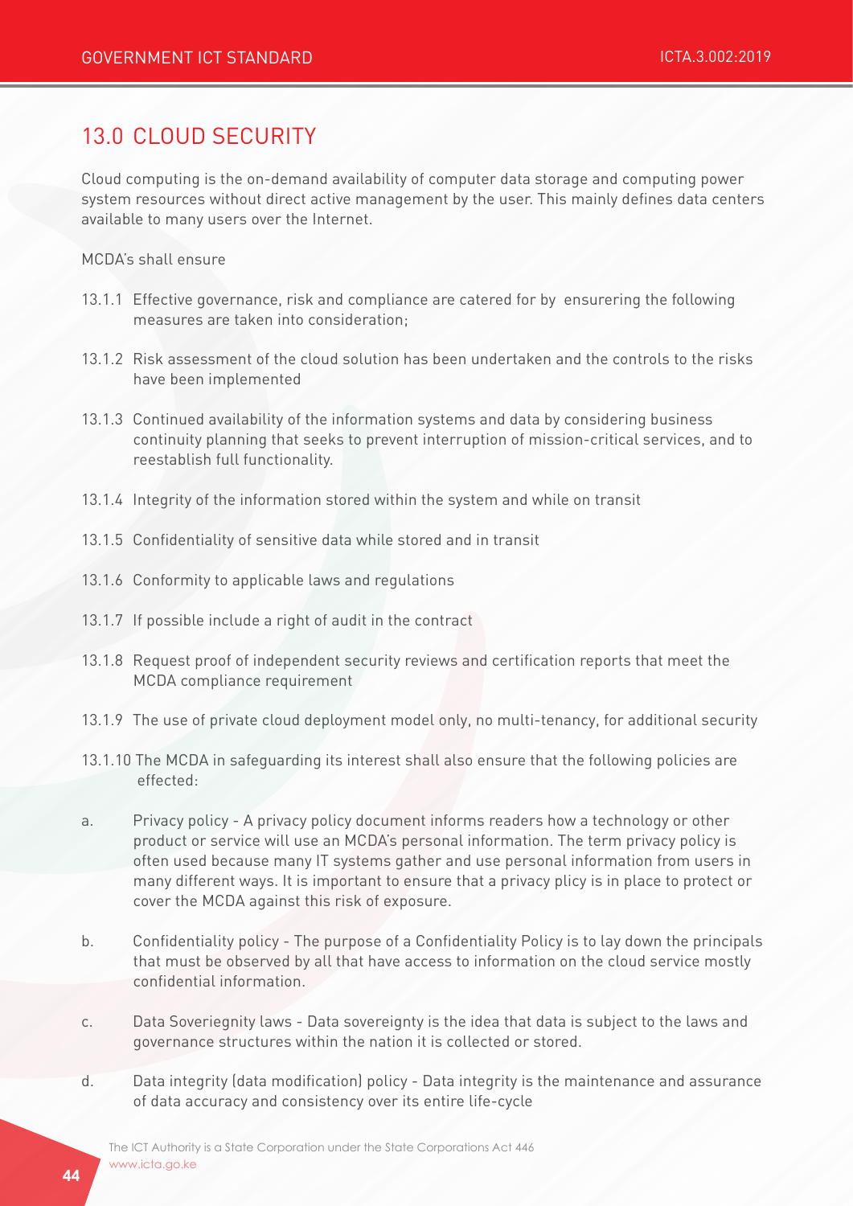## 13.0 CLOUD SECURITY

Cloud computing is the on-demand availability of computer data storage and computing power system resources without direct active management by the user. This mainly defines data centers available to many users over the Internet.

MCDA's shall ensure

13.1.1 Effective governance, risk and compliance are catered for by ensurering the following measures are taken into consideration;

13.1.2 Risk assessment of the cloud solution has been undertaken and the controls to the risks have been implemented

13.1.3 Continued availability of the information systems and data by considering business continuity planning that seeks to prevent interruption of mission-critical services, and to reestablish full functionality.

13.1.4 Integrity of the information stored within the system and while on transit

13.1.5 Confidentiality of sensitive data while stored and in transit

13.1.6 Conformity to applicable laws and regulations

13.1.7 If possible include a right of audit in the contract

13.1.8 Request proof of independent security reviews and certification reports that meet the MCDA compliance requirement

13.1.9 The use of private cloud deployment model only, no multi-tenancy, for additional security

13.1.10 The MCDA in safeguarding its interest shall also ensure that the following policies are effected:

a. Privacy policy - A privacy policy document informs readers how a technology or other product or service will use an MCDA's personal information. The term privacy policy is often used because many IT systems gather and use personal information from users in many different ways. It is important to ensure that a privacy plicy is in place to protect or cover the MCDA against this risk of exposure.

b. Confidentiality policy - The purpose of a Confidentiality Policy is to lay down the principals that must be observed by all that have access to information on the cloud service mostly confidential information.

c. Data Soveriegnity laws - Data sovereignty is the idea that data is subject to the laws and governance structures within the nation it is collected or stored.

d. Data integrity (data modification) policy - Data integrity is the maintenance and assurance of data accuracy and consistency over its entire life-cycle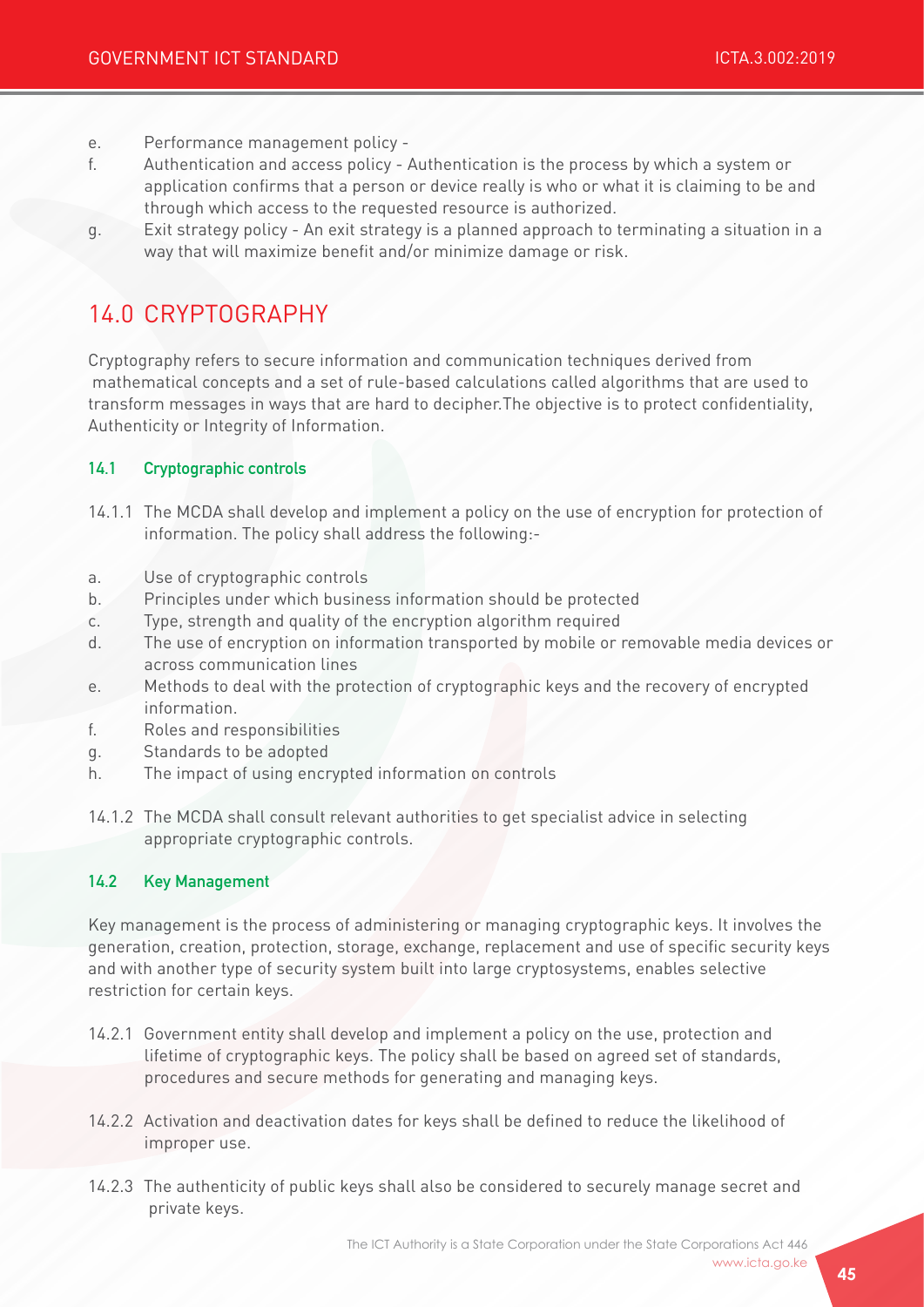e. Performance management policy -

f. Authentication and access policy - Authentication is the process by which a system or application confirms that a person or device really is who or what it is claiming to be and through which access to the requested resource is authorized.

g. Exit strategy policy - An exit strategy is a planned approach to terminating a situation in a way that will maximize benefit and/or minimize damage or risk.

## 14.0 CRYPTOGRAPHY

Cryptography refers to secure information and communication techniques derived from mathematical concepts and a set of rule-based calculations called algorithms that are used to transform messages in ways that are hard to decipher.The objective is to protect confidentiality, Authenticity or Integrity of Information.

### 14.1 Cryptographic controls

14.1.1 The MCDA shall develop and implement a policy on the use of encryption for protection of information. The policy shall address the following:-

a. Use of cryptographic controls

b. Principles under which business information should be protected

c. Type, strength and quality of the encryption algorithm required

d. The use of encryption on information transported by mobile or removable media devices or across communication lines

e. Methods to deal with the protection of cryptographic keys and the recovery of encrypted information.

f. Roles and responsibilities

g. Standards to be adopted

h. The impact of using encrypted information on controls

14.1.2 The MCDA shall consult relevant authorities to get specialist advice in selecting appropriate cryptographic controls.

### 14.2 Key Management

Key management is the process of administering or managing cryptographic keys. It involves the generation, creation, protection, storage, exchange, replacement and use of specific security keys and with another type of security system built into large cryptosystems, enables selective restriction for certain keys.

14.2.1 Government entity shall develop and implement a policy on the use, protection and lifetime of cryptographic keys. The policy shall be based on agreed set of standards, procedures and secure methods for generating and managing keys.

14.2.2 Activation and deactivation dates for keys shall be defined to reduce the likelihood of improper use.

14.2.3 The authenticity of public keys shall also be considered to securely manage secret and private keys.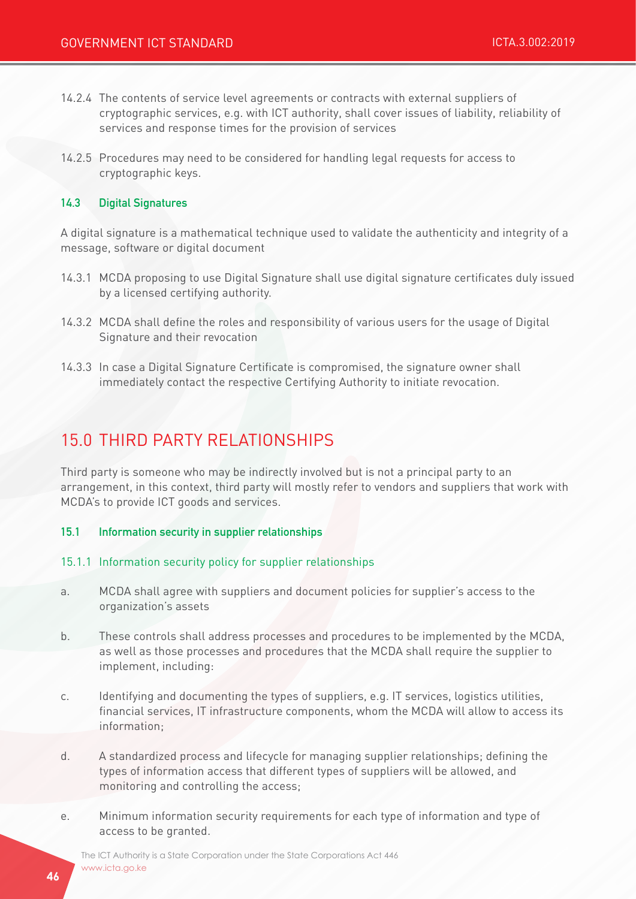14.2.4 The contents of service level agreements or contracts with external suppliers of cryptographic services, e.g. with ICT authority, shall cover issues of liability, reliability of services and response times for the provision of services

14.2.5 Procedures may need to be considered for handling legal requests for access to cryptographic keys.

### 14.3 Digital Signatures

A digital signature is a mathematical technique used to validate the authenticity and integrity of a message, software or digital document

14.3.1 MCDA proposing to use Digital Signature shall use digital signature certificates duly issued by a licensed certifying authority.

14.3.2 MCDA shall define the roles and responsibility of various users for the usage of Digital Signature and their revocation

14.3.3 In case a Digital Signature Certificate is compromised, the signature owner shall immediately contact the respective Certifying Authority to initiate revocation.

## 15.0 THIRD PARTY RELATIONSHIPS

Third party is someone who may be indirectly involved but is not a principal party to an arrangement, in this context, third party will mostly refer to vendors and suppliers that work with MCDA's to provide ICT goods and services.

### 15.1 Information security in supplier relationships

#### 15.1.1 Information security policy for supplier relationships

a. MCDA shall agree with suppliers and document policies for supplier's access to the organization's assets

b. These controls shall address processes and procedures to be implemented by the MCDA, as well as those processes and procedures that the MCDA shall require the supplier to implement, including:

c. Identifying and documenting the types of suppliers, e.g. IT services, logistics utilities, financial services, IT infrastructure components, whom the MCDA will allow to access its information;

d. A standardized process and lifecycle for managing supplier relationships; defining the types of information access that different types of suppliers will be allowed, and monitoring and controlling the access;

e. Minimum information security requirements for each type of information and type of access to be granted.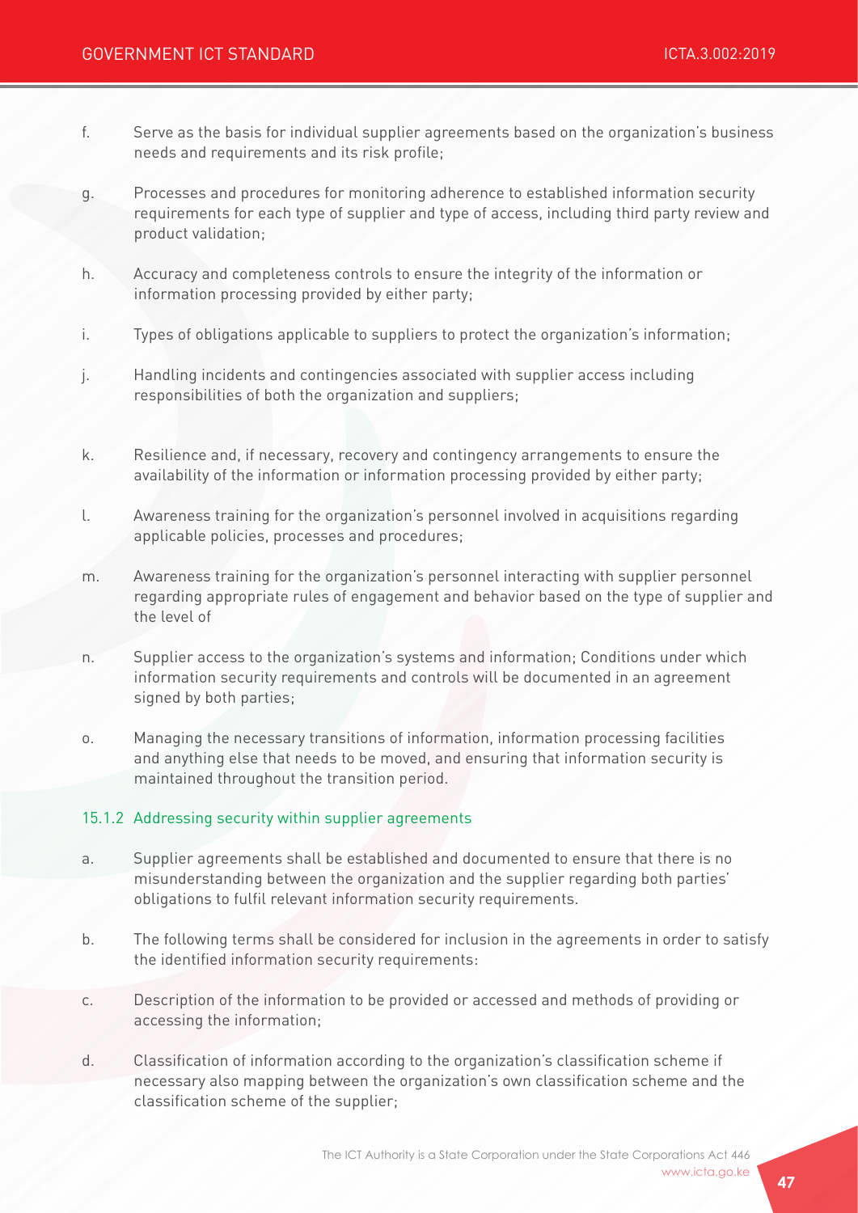f. Serve as the basis for individual supplier agreements based on the organization's business needs and requirements and its risk profile;

g. Processes and procedures for monitoring adherence to established information security requirements for each type of supplier and type of access, including third party review and product validation;

h. Accuracy and completeness controls to ensure the integrity of the information or information processing provided by either party;

i. Types of obligations applicable to suppliers to protect the organization's information;

j. Handling incidents and contingencies associated with supplier access including responsibilities of both the organization and suppliers;

k. Resilience and, if necessary, recovery and contingency arrangements to ensure the availability of the information or information processing provided by either party;

l. Awareness training for the organization's personnel involved in acquisitions regarding applicable policies, processes and procedures;

m. Awareness training for the organization's personnel interacting with supplier personnel regarding appropriate rules of engagement and behavior based on the type of supplier and the level of

n. Supplier access to the organization's systems and information; Conditions under which information security requirements and controls will be documented in an agreement signed by both parties;

o. Managing the necessary transitions of information, information processing facilities and anything else that needs to be moved, and ensuring that information security is maintained throughout the transition period.

### 15.1.2 Addressing security within supplier agreements

a. Supplier agreements shall be established and documented to ensure that there is no misunderstanding between the organization and the supplier regarding both parties' obligations to fulfil relevant information security requirements.

b. The following terms shall be considered for inclusion in the agreements in order to satisfy the identified information security requirements:

c. Description of the information to be provided or accessed and methods of providing or accessing the information;

d. Classification of information according to the organization's classification scheme if necessary also mapping between the organization's own classification scheme and the classification scheme of the supplier;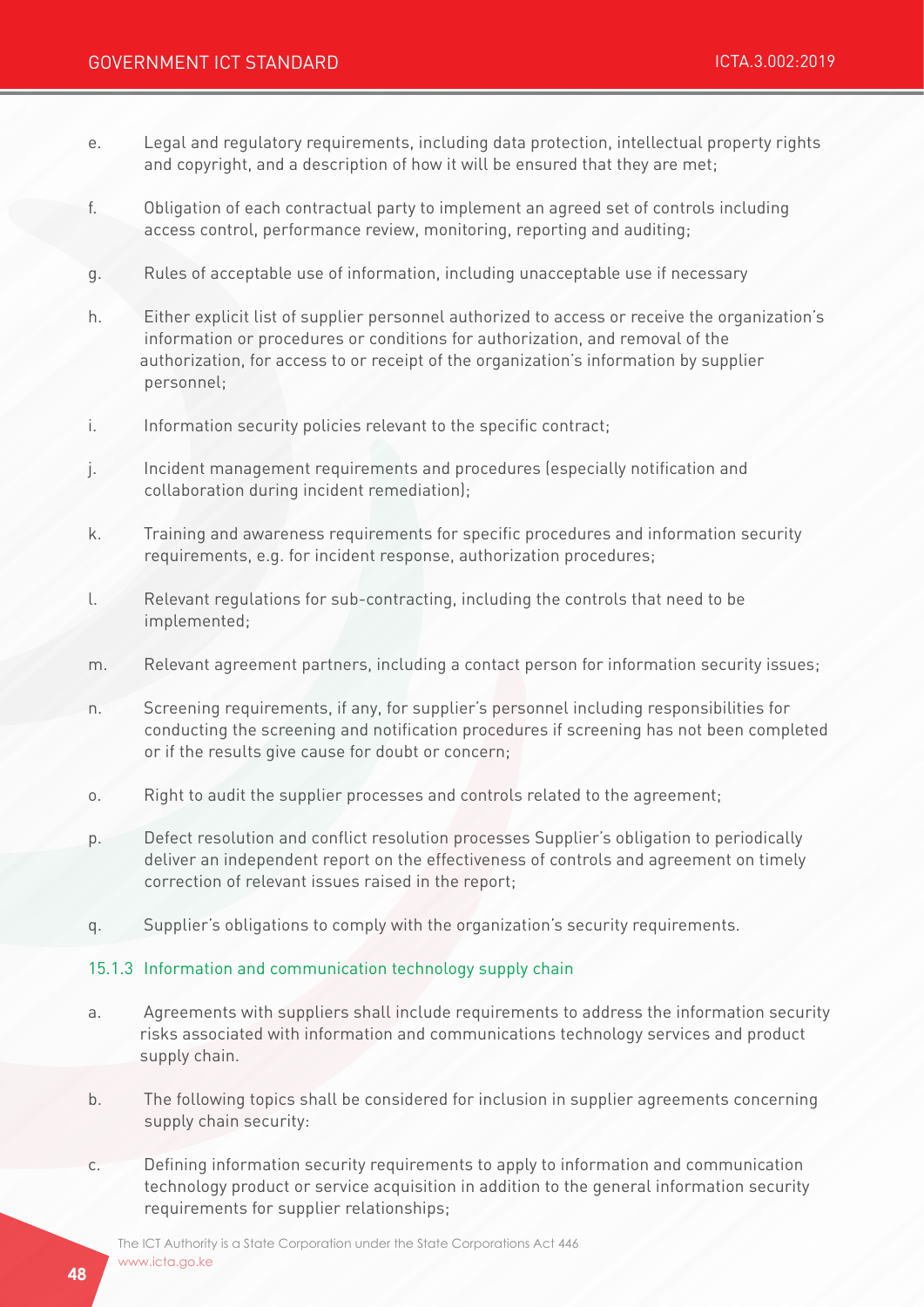e. Legal and regulatory requirements, including data protection, intellectual property rights and copyright, and a description of how it will be ensured that they are met;

f. Obligation of each contractual party to implement an agreed set of controls including access control, performance review, monitoring, reporting and auditing;

g. Rules of acceptable use of information, including unacceptable use if necessary

h. Either explicit list of supplier personnel authorized to access or receive the organization's information or procedures or conditions for authorization, and removal of the authorization, for access to or receipt of the organization's information by supplier personnel;

i. Information security policies relevant to the specific contract;

j. Incident management requirements and procedures (especially notification and collaboration during incident remediation);

k. Training and awareness requirements for specific procedures and information security requirements, e.g. for incident response, authorization procedures;

l. Relevant regulations for sub-contracting, including the controls that need to be implemented;

m. Relevant agreement partners, including a contact person for information security issues;

n. Screening requirements, if any, for supplier's personnel including responsibilities for conducting the screening and notification procedures if screening has not been completed or if the results give cause for doubt or concern;

o. Right to audit the supplier processes and controls related to the agreement;

p. Defect resolution and conflict resolution processes Supplier's obligation to periodically deliver an independent report on the effectiveness of controls and agreement on timely correction of relevant issues raised in the report;

q. Supplier's obligations to comply with the organization's security requirements.

### 15.1.3 Information and communication technology supply chain

a. Agreements with suppliers shall include requirements to address the information security risks associated with information and communications technology services and product supply chain.

b. The following topics shall be considered for inclusion in supplier agreements concerning supply chain security:

c. Defining information security requirements to apply to information and communication technology product or service acquisition in addition to the general information security requirements for supplier relationships;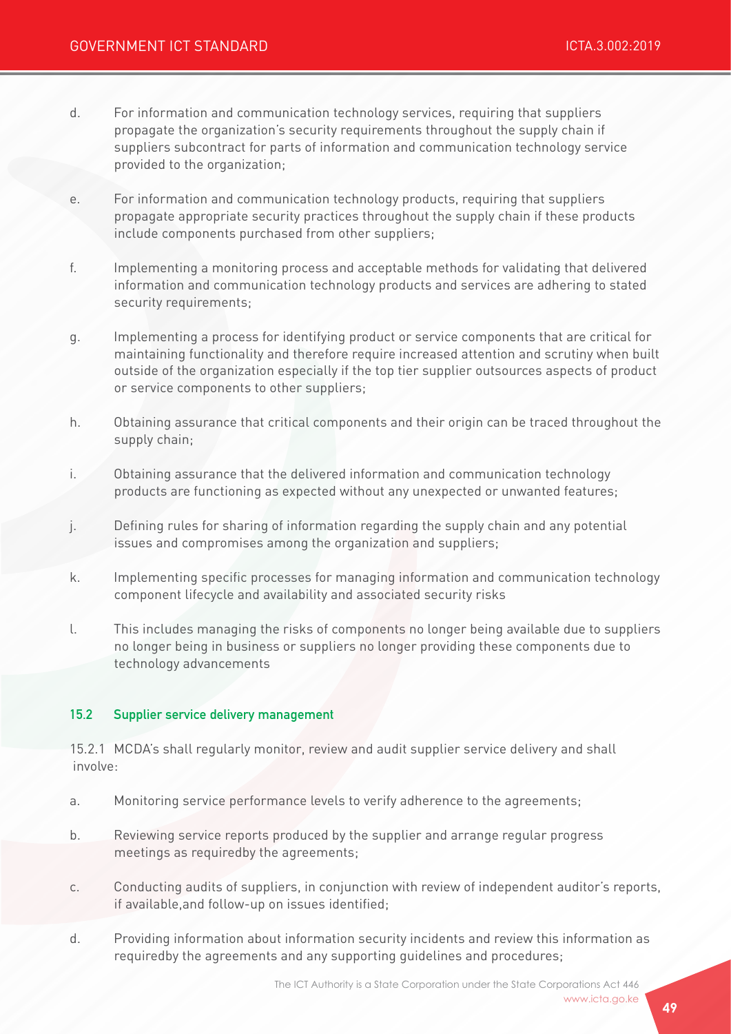d. For information and communication technology services, requiring that suppliers propagate the organization's security requirements throughout the supply chain if suppliers subcontract for parts of information and communication technology service provided to the organization;

e. For information and communication technology products, requiring that suppliers propagate appropriate security practices throughout the supply chain if these products include components purchased from other suppliers;

f. Implementing a monitoring process and acceptable methods for validating that delivered information and communication technology products and services are adhering to stated security requirements;

g. Implementing a process for identifying product or service components that are critical for maintaining functionality and therefore require increased attention and scrutiny when built outside of the organization especially if the top tier supplier outsources aspects of product or service components to other suppliers;

h. Obtaining assurance that critical components and their origin can be traced throughout the supply chain;

i. Obtaining assurance that the delivered information and communication technology products are functioning as expected without any unexpected or unwanted features;

j. Defining rules for sharing of information regarding the supply chain and any potential issues and compromises among the organization and suppliers;

k. Implementing specific processes for managing information and communication technology component lifecycle and availability and associated security risks

l. This includes managing the risks of components no longer being available due to suppliers no longer being in business or suppliers no longer providing these components due to technology advancements

### 15.2 Supplier service delivery management

15.2.1 MCDA's shall regularly monitor, review and audit supplier service delivery and shall involve:

a. Monitoring service performance levels to verify adherence to the agreements;

b. Reviewing service reports produced by the supplier and arrange regular progress meetings as requiredby the agreements;

c. Conducting audits of suppliers, in conjunction with review of independent auditor's reports, if available,and follow-up on issues identified;

d. Providing information about information security incidents and review this information as requiredby the agreements and any supporting guidelines and procedures;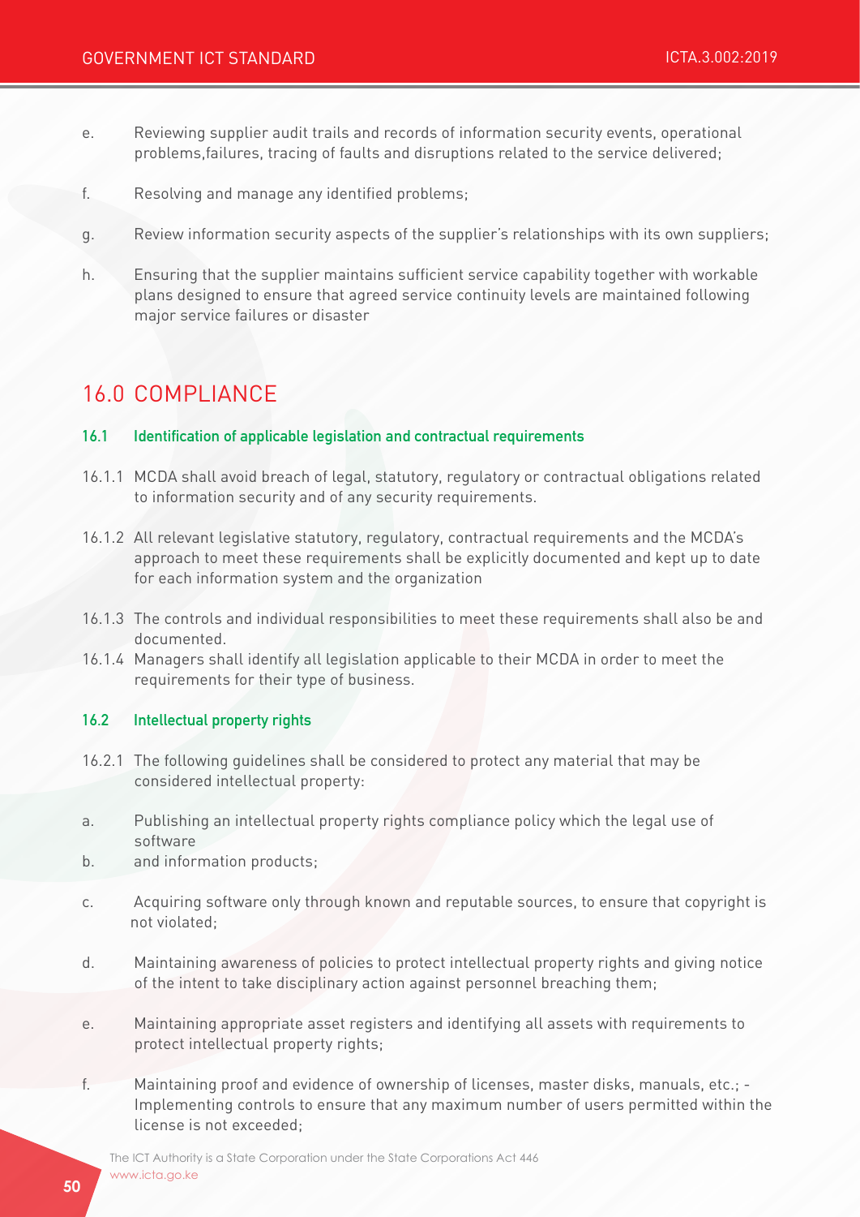e. Reviewing supplier audit trails and records of information security events, operational problems,failures, tracing of faults and disruptions related to the service delivered;

f. Resolving and manage any identified problems;

g. Review information security aspects of the supplier's relationships with its own suppliers;

h. Ensuring that the supplier maintains sufficient service capability together with workable plans designed to ensure that agreed service continuity levels are maintained following major service failures or disaster

# 16.0 COMPLIANCE

### 16.1 Identification of applicable legislation and contractual requirements

16.1.1 MCDA shall avoid breach of legal, statutory, regulatory or contractual obligations related to information security and of any security requirements.

16.1.2 All relevant legislative statutory, regulatory, contractual requirements and the MCDA's approach to meet these requirements shall be explicitly documented and kept up to date for each information system and the organization

16.1.3 The controls and individual responsibilities to meet these requirements shall also be and documented.

16.1.4 Managers shall identify all legislation applicable to their MCDA in order to meet the requirements for their type of business.

### 16.2 Intellectual property rights

16.2.1 The following guidelines shall be considered to protect any material that may be considered intellectual property:

a. Publishing an intellectual property rights compliance policy which the legal use of software

b. and information products;

c. Acquiring software only through known and reputable sources, to ensure that copyright is not violated;

d. Maintaining awareness of policies to protect intellectual property rights and giving notice of the intent to take disciplinary action against personnel breaching them;

e. Maintaining appropriate asset registers and identifying all assets with requirements to protect intellectual property rights;

f. Maintaining proof and evidence of ownership of licenses, master disks, manuals, etc.; - Implementing controls to ensure that any maximum number of users permitted within the license is not exceeded;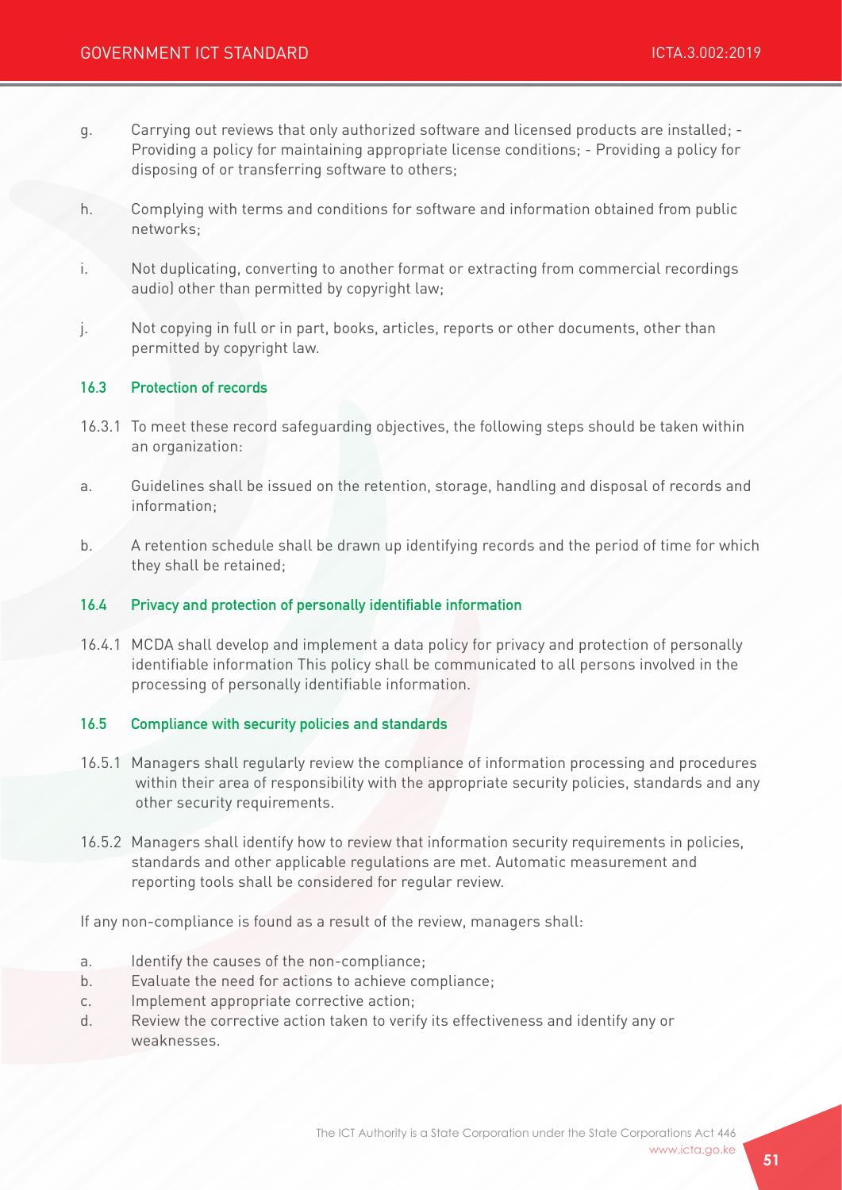g. Carrying out reviews that only authorized software and licensed products are installed; - Providing a policy for maintaining appropriate license conditions; - Providing a policy for disposing of or transferring software to others;

h. Complying with terms and conditions for software and information obtained from public networks;

i. Not duplicating, converting to another format or extracting from commercial recordings audio) other than permitted by copyright law;

j. Not copying in full or in part, books, articles, reports or other documents, other than permitted by copyright law.

### 16.3 Protection of records

16.3.1 To meet these record safeguarding objectives, the following steps should be taken within an organization:

a. Guidelines shall be issued on the retention, storage, handling and disposal of records and information;

b. A retention schedule shall be drawn up identifying records and the period of time for which they shall be retained;

### 16.4 Privacy and protection of personally identifiable information

16.4.1 MCDA shall develop and implement a data policy for privacy and protection of personally identifiable information This policy shall be communicated to all persons involved in the processing of personally identifiable information.

### 16.5 Compliance with security policies and standards

16.5.1 Managers shall regularly review the compliance of information processing and procedures within their area of responsibility with the appropriate security policies, standards and any other security requirements.

16.5.2 Managers shall identify how to review that information security requirements in policies, standards and other applicable regulations are met. Automatic measurement and reporting tools shall be considered for regular review.

If any non-compliance is found as a result of the review, managers shall:

a. Identify the causes of the non-compliance;
b. Evaluate the need for actions to achieve compliance;
c. Implement appropriate corrective action;
d. Review the corrective action taken to verify its effectiveness and identify any or weaknesses.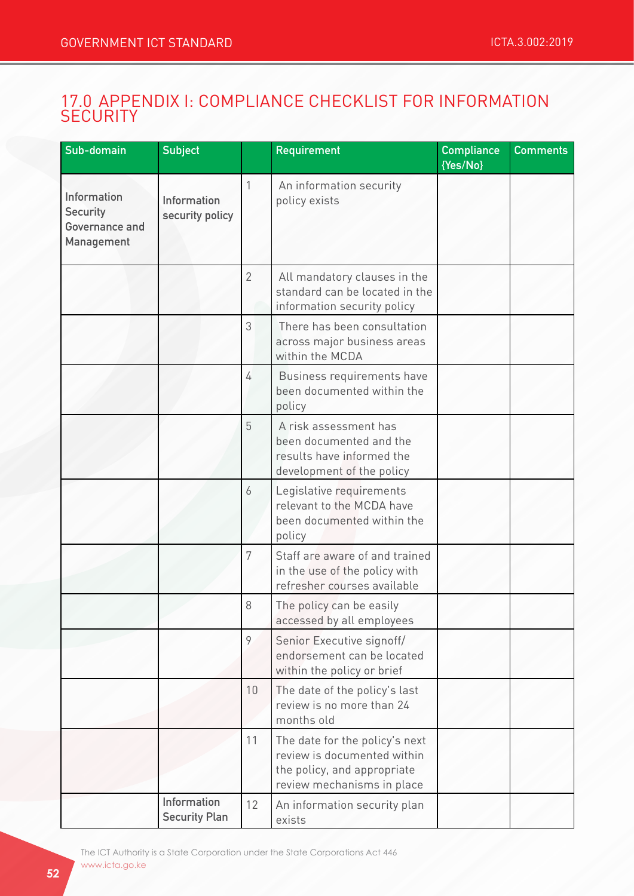# 17.0 APPENDIX I: COMPLIANCE CHECKLIST FOR INFORMATION SECURITY

| Sub-domain | Subject | | Requirement | Compliance {Yes/No} | Comments |
|---|---|---|---|---|---|
| Information Security Governance and Management | Information security policy | 1 | An information security policy exists | | |
| | | 2 | All mandatory clauses in the standard can be located in the information security policy | | |
| | | 3 | There has been consultation across major business areas within the MCDA | | |
| | | 4 | Business requirements have been documented within the policy | | |
| | | 5 | A risk assessment has been documented and the results have informed the development of the policy | | |
| | | 6 | Legislative requirements relevant to the MCDA have been documented within the policy | | |
| | | 7 | Staff are aware of and trained in the use of the policy with refresher courses available | | |
| | | 8 | The policy can be easily accessed by all employees | | |
| | | 9 | Senior Executive signoff/ endorsement can be located within the policy or brief | | |
| | | 10 | The date of the policy's last review is no more than 24 months old | | |
| | | 11 | The date for the policy's next review is documented within the policy, and appropriate review mechanisms in place | | |
| | Information Security Plan | 12 | An information security plan exists | | |

The ICT Authority is a State Corporation under the State Corporations Act 446
www.icta.go.ke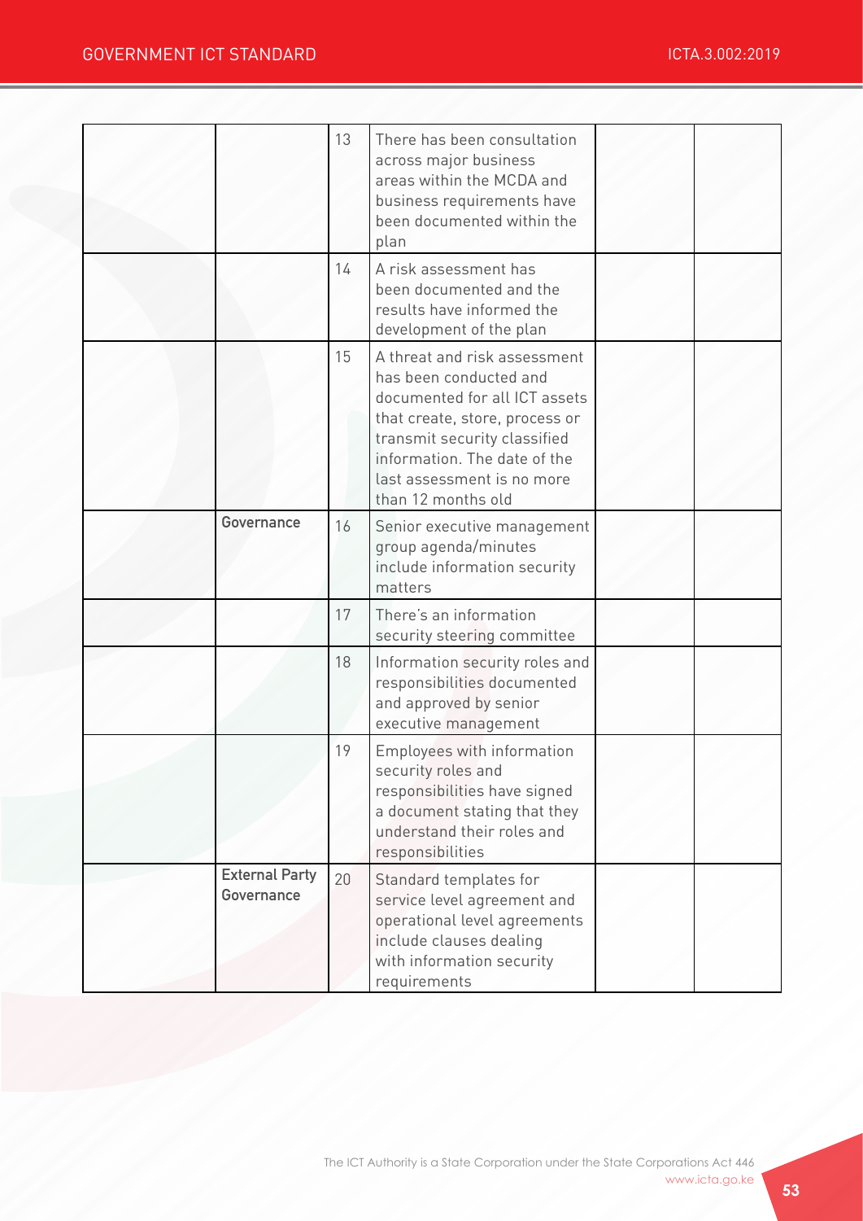| | | | | | |
|---|---|---|---|---|---|
| | | 13 | There has been consultation across major business areas within the MCDA and business requirements have been documented within the plan | | |
| | | 14 | A risk assessment has been documented and the results have informed the development of the plan | | |
| | | 15 | A threat and risk assessment has been conducted and documented for all ICT assets that create, store, process or transmit security classified information. The date of the last assessment is no more than 12 months old | | |
| | **Governance** | 16 | Senior executive management group agenda/minutes include information security matters | | |
| | | 17 | There's an information security steering committee | | |
| | | 18 | Information security roles and responsibilities documented and approved by senior executive management | | |
| | | 19 | Employees with information security roles and responsibilities have signed a document stating that they understand their roles and responsibilities | | |
| | **External Party Governance** | 20 | Standard templates for service level agreement and operational level agreements include clauses dealing with information security requirements | | |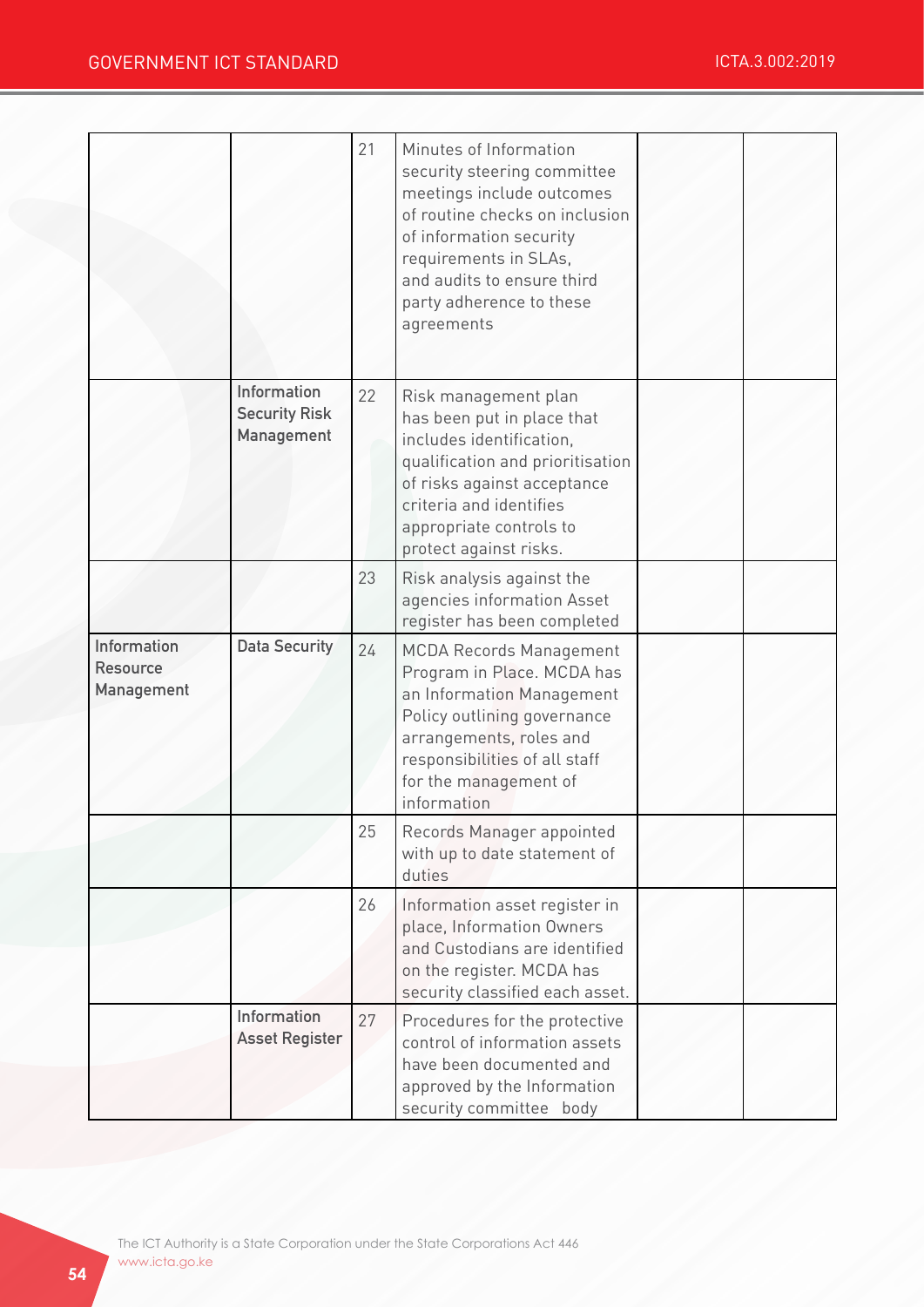| | | | | | |
|---|---|---|---|---|---|
| | | 21 | Minutes of Information security steering committee meetings include outcomes of routine checks on inclusion of information security requirements in SLAs, and audits to ensure third party adherence to these agreements | | |
| | Information Security Risk Management | 22 | Risk management plan has been put in place that includes identification, qualification and prioritisation of risks against acceptance criteria and identifies appropriate controls to protect against risks. | | |
| | | 23 | Risk analysis against the agencies information Asset register has been completed | | |
| Information Resource Management | Data Security | 24 | MCDA Records Management Program in Place. MCDA has an Information Management Policy outlining governance arrangements, roles and responsibilities of all staff for the management of information | | |
| | | 25 | Records Manager appointed with up to date statement of duties | | |
| | | 26 | Information asset register in place, Information Owners and Custodians are identified on the register. MCDA has security classified each asset. | | |
| | Information Asset Register | 27 | Procedures for the protective control of information assets have been documented and approved by the Information security committee body | | |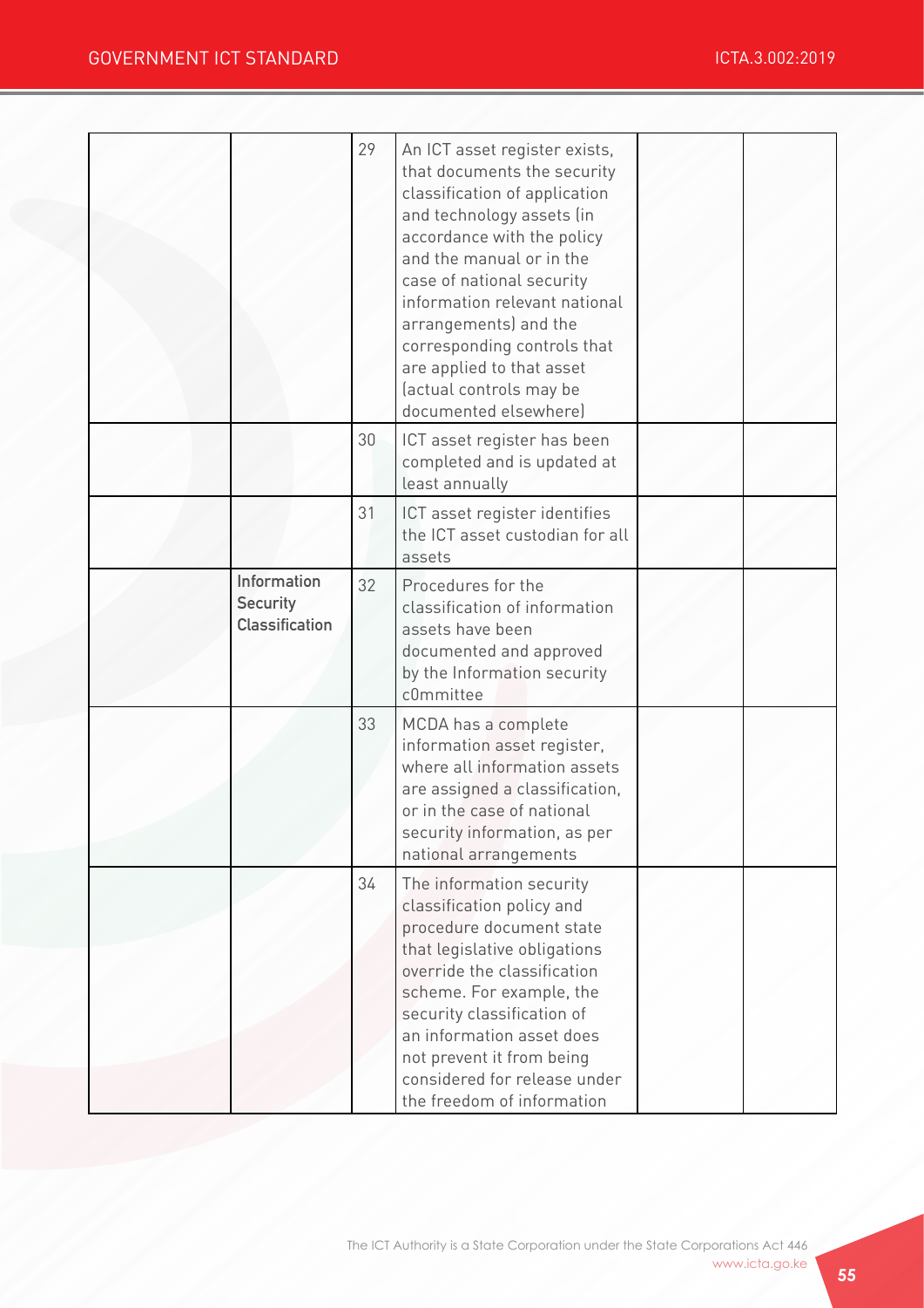| | | | | | |
|---|---|---|---|---|---|
| | | 29 | An ICT asset register exists, that documents the security classification of application and technology assets (in accordance with the policy and the manual or in the case of national security information relevant national arrangements) and the corresponding controls that are applied to that asset (actual controls may be documented elsewhere) | | |
| | | 30 | ICT asset register has been completed and is updated at least annually | | |
| | | 31 | ICT asset register identifies the ICT asset custodian for all assets | | |
| | Information Security Classification | 32 | Procedures for the classification of information assets have been documented and approved by the Information security c0mmittee | | |
| | | 33 | MCDA has a complete information asset register, where all information assets are assigned a classification, or in the case of national security information, as per national arrangements | | |
| | | 34 | The information security classification policy and procedure document state that legislative obligations override the classification scheme. For example, the security classification of an information asset does not prevent it from being considered for release under the freedom of information | | |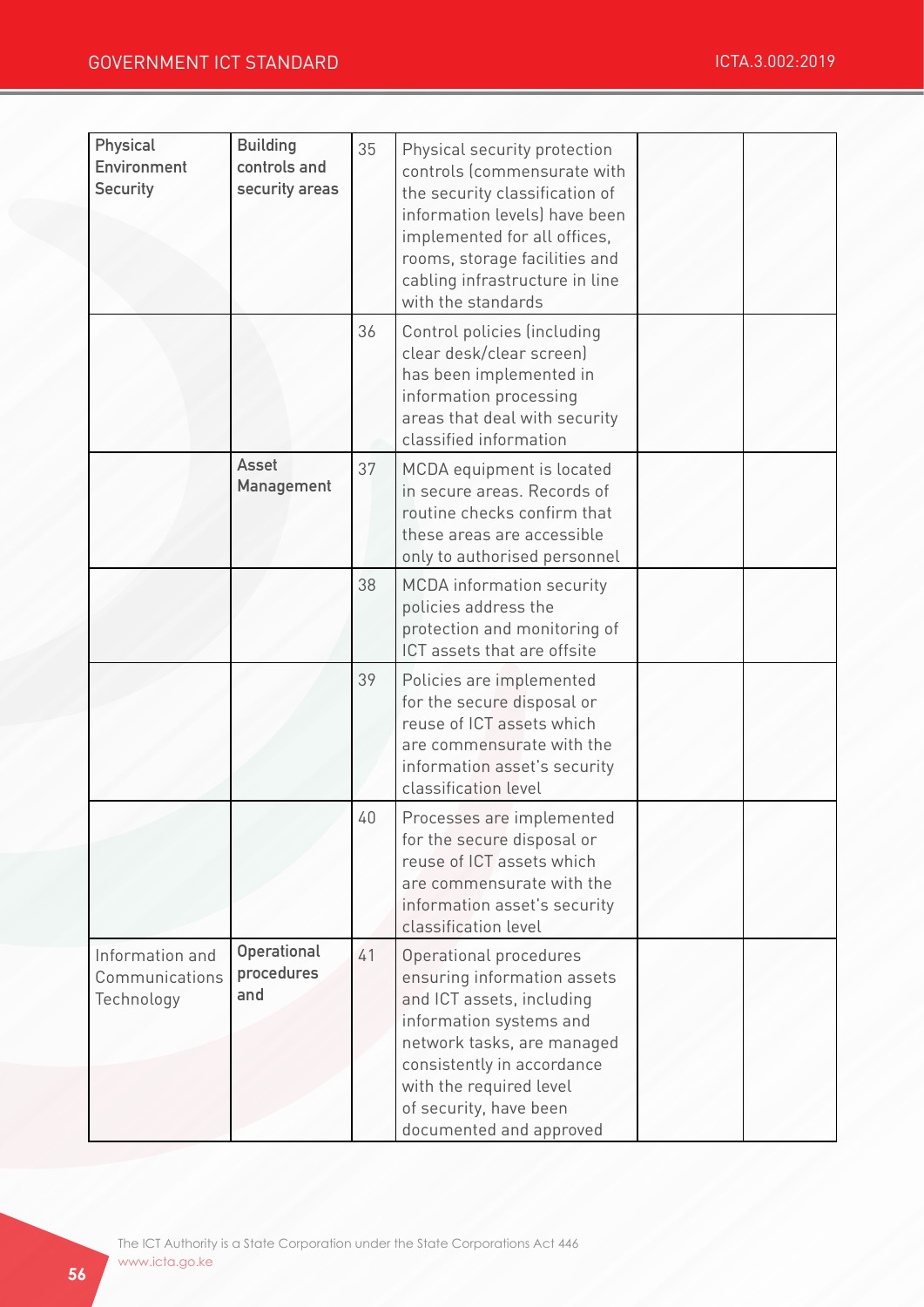| Physical Environment Security | Building controls and security areas | 35 | Physical security protection controls (commensurate with the security classification of information levels) have been implemented for all offices, rooms, storage facilities and cabling infrastructure in line with the standards | | |
|---|---|---|---|---|---|
| | | 36 | Control policies (including clear desk/clear screen) has been implemented in information processing areas that deal with security classified information | | |
| | Asset Management | 37 | MCDA equipment is located in secure areas. Records of routine checks confirm that these areas are accessible only to authorised personnel | | |
| | | 38 | MCDA information security policies address the protection and monitoring of ICT assets that are offsite | | |
| | | 39 | Policies are implemented for the secure disposal or reuse of ICT assets which are commensurate with the information asset's security classification level | | |
| | | 40 | Processes are implemented for the secure disposal or reuse of ICT assets which are commensurate with the information asset's security classification level | | |
| Information and Communications Technology | Operational procedures and | 41 | Operational procedures ensuring information assets and ICT assets, including information systems and network tasks, are managed consistently in accordance with the required level of security, have been documented and approved | | |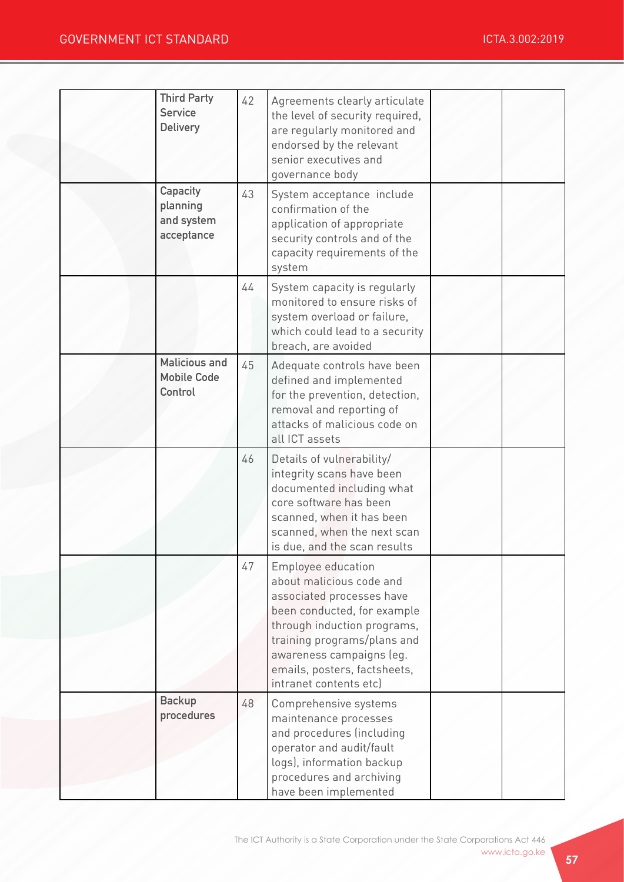| | | | | | |
|---|---|---|---|---|---|
| | **Third Party Service Delivery** | 42 | Agreements clearly articulate the level of security required, are regularly monitored and endorsed by the relevant senior executives and governance body | | |
| | **Capacity planning and system acceptance** | 43 | System acceptance include confirmation of the application of appropriate security controls and of the capacity requirements of the system | | |
| | | 44 | System capacity is regularly monitored to ensure risks of system overload or failure, which could lead to a security breach, are avoided | | |
| | **Malicious and Mobile Code Control** | 45 | Adequate controls have been defined and implemented for the prevention, detection, removal and reporting of attacks of malicious code on all ICT assets | | |
| | | 46 | Details of vulnerability/ integrity scans have been documented including what core software has been scanned, when it has been scanned, when the next scan is due, and the scan results | | |
| | | 47 | Employee education about malicious code and associated processes have been conducted, for example through induction programs, training programs/plans and awareness campaigns (eg. emails, posters, factsheets, intranet contents etc) | | |
| | **Backup procedures** | 48 | Comprehensive systems maintenance processes and procedures (including operator and audit/fault logs), information backup procedures and archiving have been implemented | | |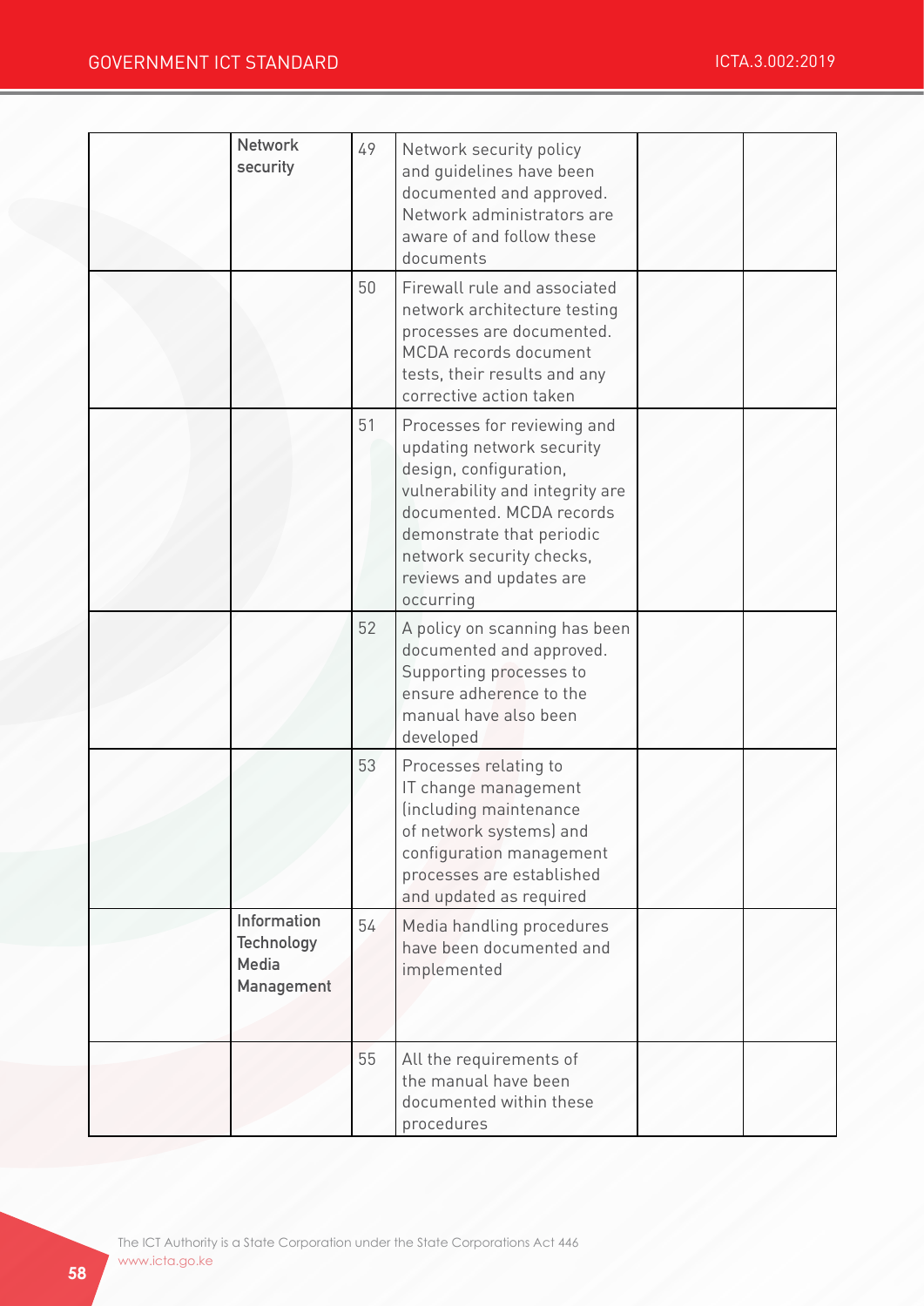|  |  |  |  |  |  |
|---|---|---|---|---|---|
|  | Network security | 49 | Network security policy and guidelines have been documented and approved. Network administrators are aware of and follow these documents |  |  |
|  |  | 50 | Firewall rule and associated network architecture testing processes are documented. MCDA records document tests, their results and any corrective action taken |  |  |
|  |  | 51 | Processes for reviewing and updating network security design, configuration, vulnerability and integrity are documented. MCDA records demonstrate that periodic network security checks, reviews and updates are occurring |  |  |
|  |  | 52 | A policy on scanning has been documented and approved. Supporting processes to ensure adherence to the manual have also been developed |  |  |
|  |  | 53 | Processes relating to IT change management (including maintenance of network systems) and configuration management processes are established and updated as required |  |  |
|  | Information Technology Media Management | 54 | Media handling procedures have been documented and implemented |  |  |
|  |  | 55 | All the requirements of the manual have been documented within these procedures |  |  |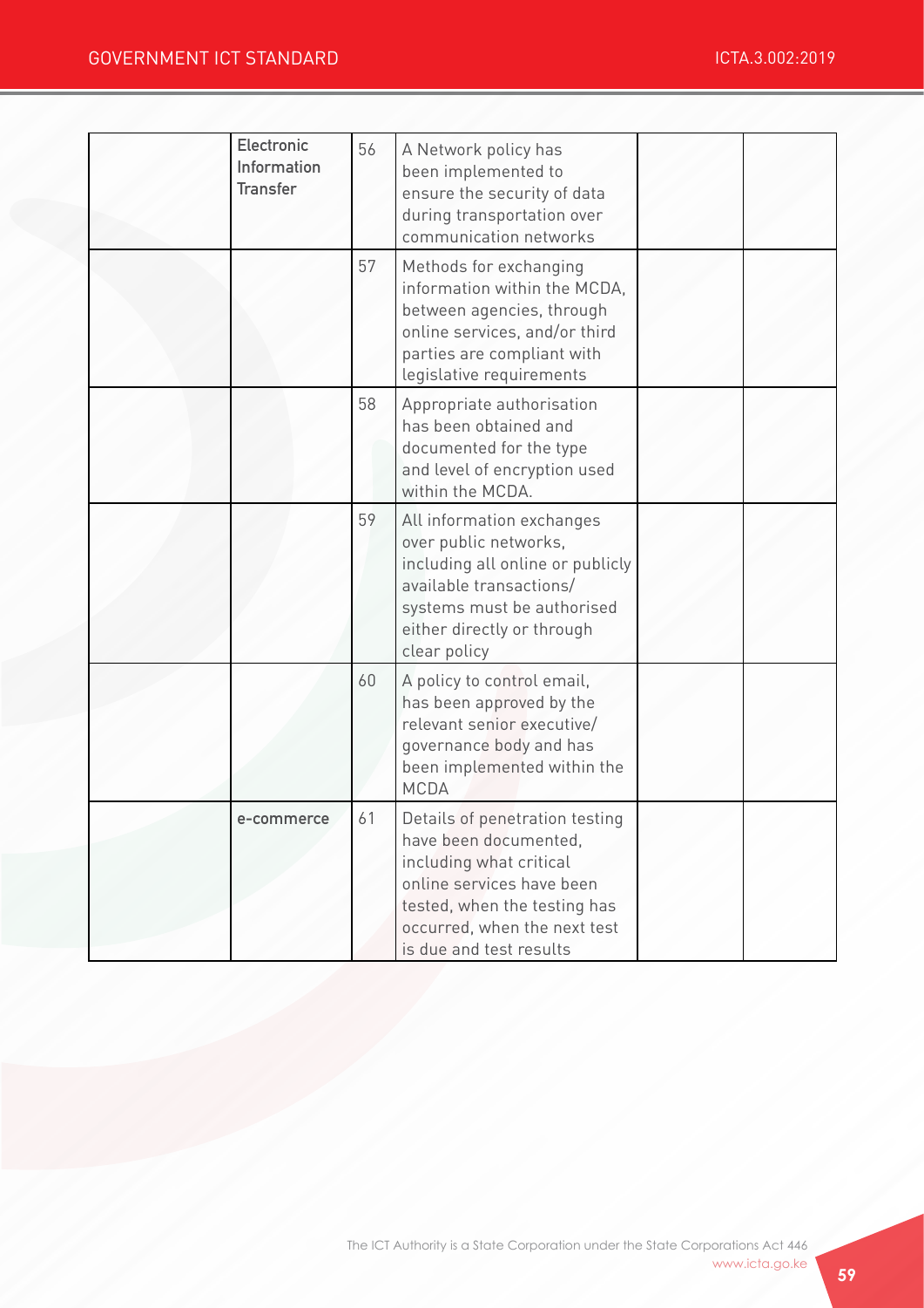| | | | | | |
|---|---|---|---|---|---|
| | Electronic Information Transfer | 56 | A Network policy has been implemented to ensure the security of data during transportation over communication networks | | |
| | | 57 | Methods for exchanging information within the MCDA, between agencies, through online services, and/or third parties are compliant with legislative requirements | | |
| | | 58 | Appropriate authorisation has been obtained and documented for the type and level of encryption used within the MCDA. | | |
| | | 59 | All information exchanges over public networks, including all online or publicly available transactions/ systems must be authorised either directly or through clear policy | | |
| | | 60 | A policy to control email, has been approved by the relevant senior executive/ governance body and has been implemented within the MCDA | | |
| | e-commerce | 61 | Details of penetration testing have been documented, including what critical online services have been tested, when the testing has occurred, when the next test is due and test results | | |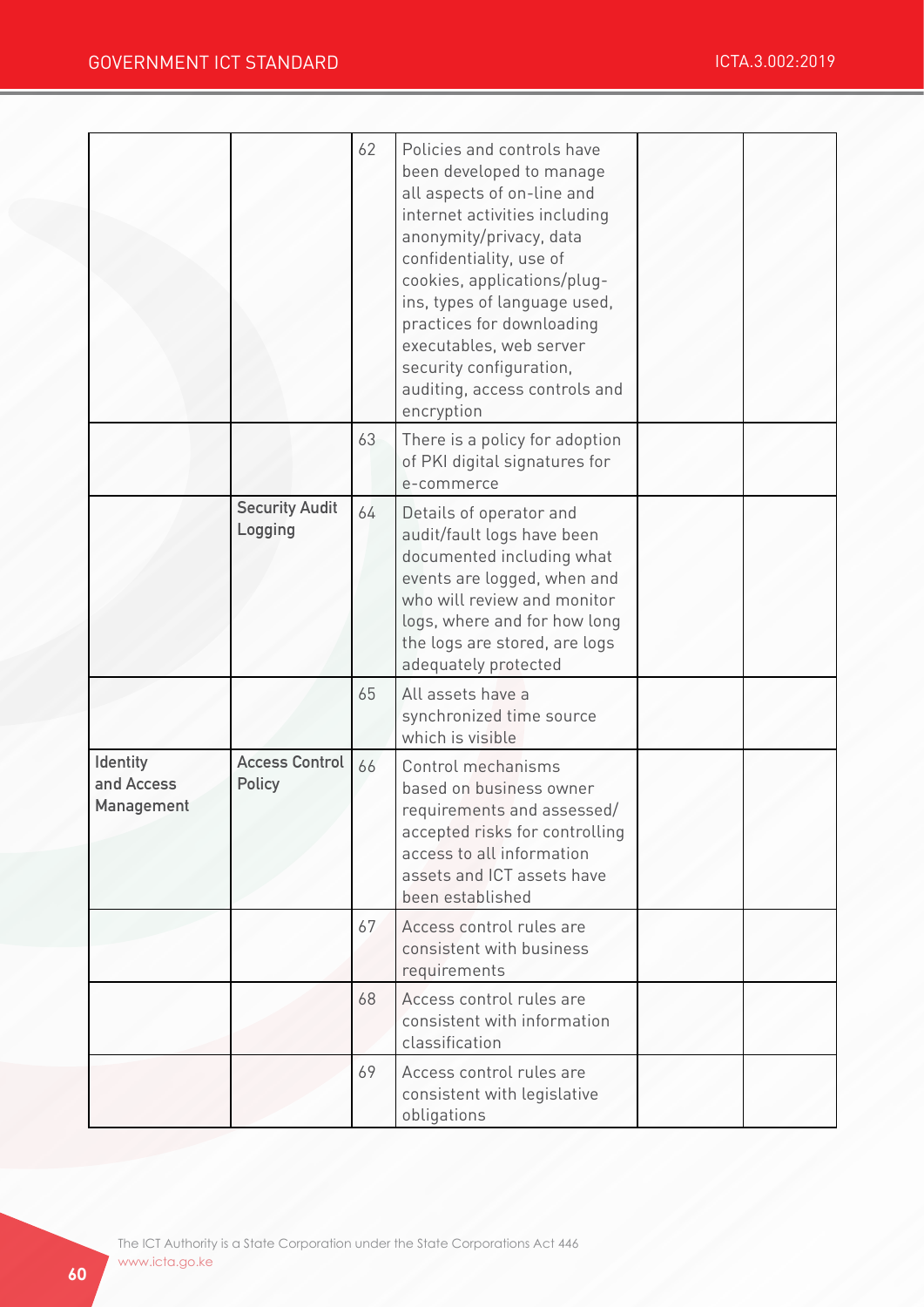| | | | | | |
|---|---|---|---|---|---|
| | | 62 | Policies and controls have been developed to manage all aspects of on-line and internet activities including anonymity/privacy, data confidentiality, use of cookies, applications/plug-ins, types of language used, practices for downloading executables, web server security configuration, auditing, access controls and encryption | | |
| | | 63 | There is a policy for adoption of PKI digital signatures for e-commerce | | |
| | **Security Audit Logging** | 64 | Details of operator and audit/fault logs have been documented including what events are logged, when and who will review and monitor logs, where and for how long the logs are stored, are logs adequately protected | | |
| | | 65 | All assets have a synchronized time source which is visible | | |
| **Identity and Access Management** | **Access Control Policy** | 66 | Control mechanisms based on business owner requirements and assessed/ accepted risks for controlling access to all information assets and ICT assets have been established | | |
| | | 67 | Access control rules are consistent with business requirements | | |
| | | 68 | Access control rules are consistent with information classification | | |
| | | 69 | Access control rules are consistent with legislative obligations | | |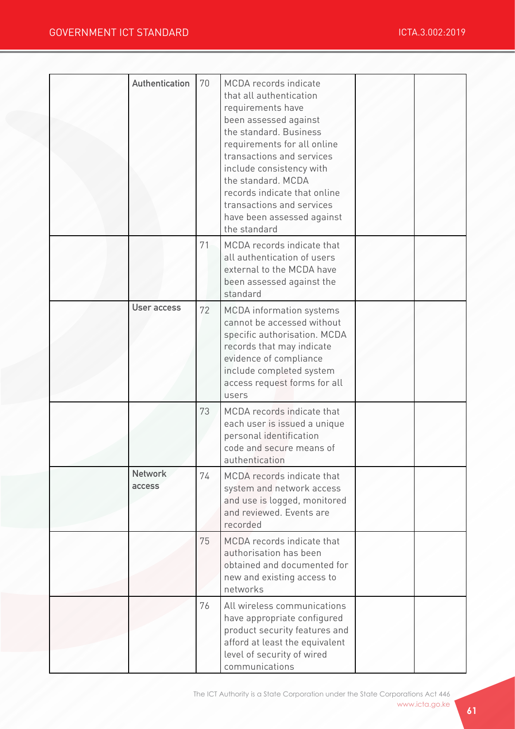| | | | | | |
|---|---|---|---|---|---|
| | Authentication | 70 | MCDA records indicate that all authentication requirements have been assessed against the standard. Business requirements for all online transactions and services include consistency with the standard. MCDA records indicate that online transactions and services have been assessed against the standard | | |
| | | 71 | MCDA records indicate that all authentication of users external to the MCDA have been assessed against the standard | | |
| | User access | 72 | MCDA information systems cannot be accessed without specific authorisation. MCDA records that may indicate evidence of compliance include completed system access request forms for all users | | |
| | | 73 | MCDA records indicate that each user is issued a unique personal identification code and secure means of authentication | | |
| | Network access | 74 | MCDA records indicate that system and network access and use is logged, monitored and reviewed. Events are recorded | | |
| | | 75 | MCDA records indicate that authorisation has been obtained and documented for new and existing access to networks | | |
| | | 76 | All wireless communications have appropriate configured product security features and afford at least the equivalent level of security of wired communications | | |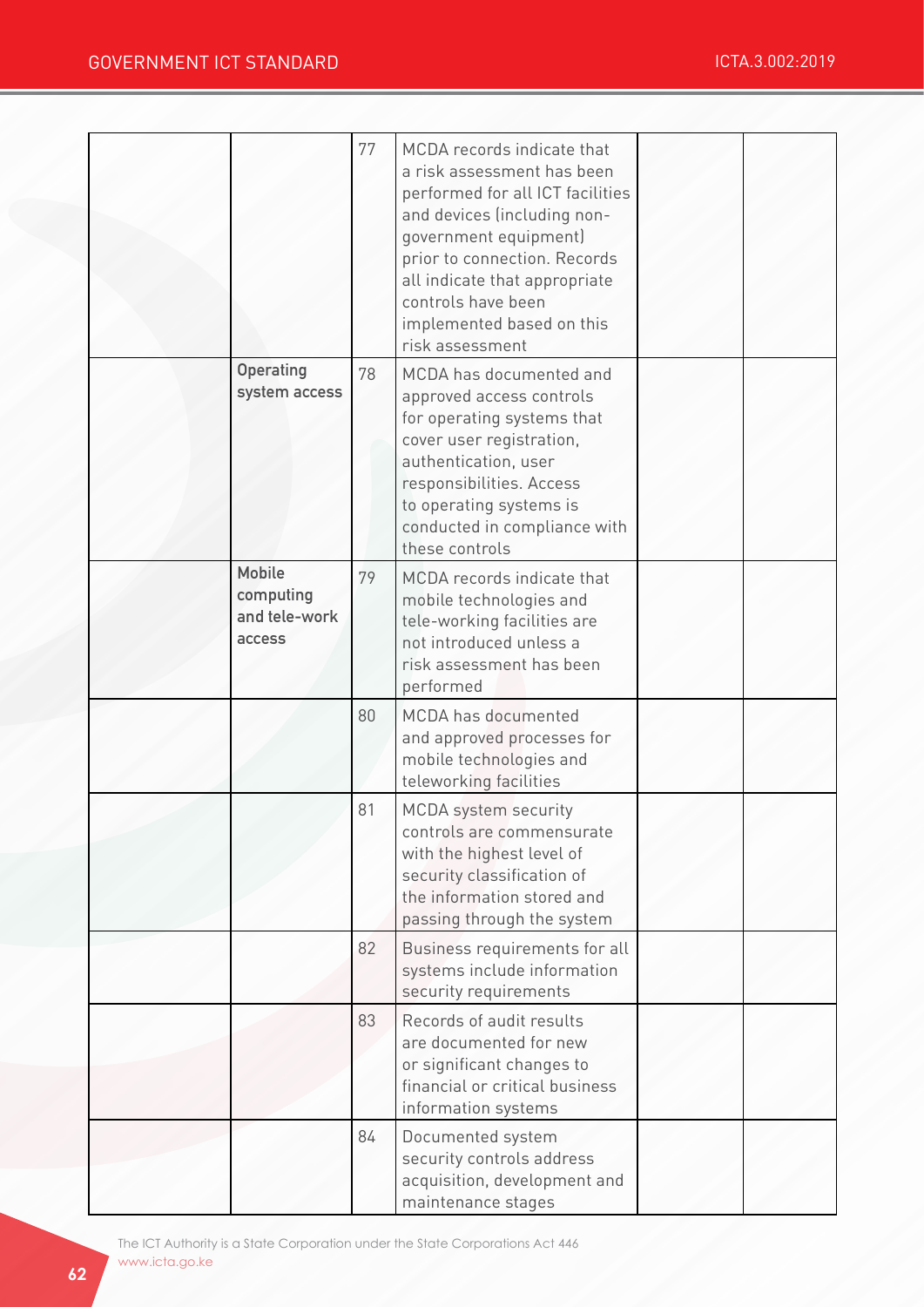| | | | | | |
|---|---|---|---|---|---|
| | | 77 | MCDA records indicate that a risk assessment has been performed for all ICT facilities and devices (including non-government equipment) prior to connection. Records all indicate that appropriate controls have been implemented based on this risk assessment | | |
| | Operating system access | 78 | MCDA has documented and approved access controls for operating systems that cover user registration, authentication, user responsibilities. Access to operating systems is conducted in compliance with these controls | | |
| | Mobile computing and tele-work access | 79 | MCDA records indicate that mobile technologies and tele-working facilities are not introduced unless a risk assessment has been performed | | |
| | | 80 | MCDA has documented and approved processes for mobile technologies and teleworking facilities | | |
| | | 81 | MCDA system security controls are commensurate with the highest level of security classification of the information stored and passing through the system | | |
| | | 82 | Business requirements for all systems include information security requirements | | |
| | | 83 | Records of audit results are documented for new or significant changes to financial or critical business information systems | | |
| | | 84 | Documented system security controls address acquisition, development and maintenance stages | | |

The ICT Authority is a State Corporation under the State Corporations Act 446
www.icta.go.ke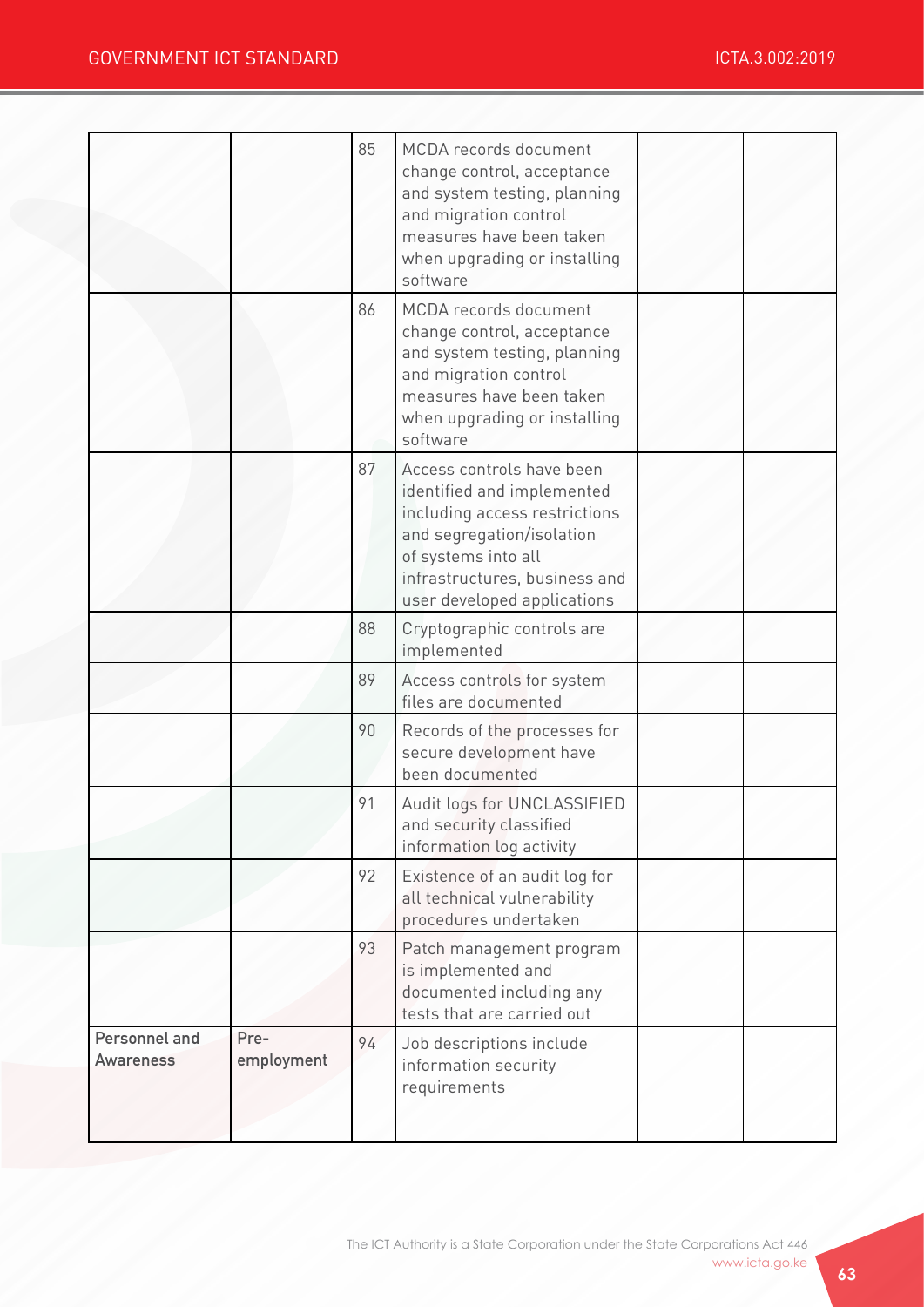|  |  |  |  |  |  |
|---|---|---|---|---|---|
|  |  | 85 | MCDA records document change control, acceptance and system testing, planning and migration control measures have been taken when upgrading or installing software |  |  |
|  |  | 86 | MCDA records document change control, acceptance and system testing, planning and migration control measures have been taken when upgrading or installing software |  |  |
|  |  | 87 | Access controls have been identified and implemented including access restrictions and segregation/isolation of systems into all infrastructures, business and user developed applications |  |  |
|  |  | 88 | Cryptographic controls are implemented |  |  |
|  |  | 89 | Access controls for system files are documented |  |  |
|  |  | 90 | Records of the processes for secure development have been documented |  |  |
|  |  | 91 | Audit logs for UNCLASSIFIED and security classified information log activity |  |  |
|  |  | 92 | Existence of an audit log for all technical vulnerability procedures undertaken |  |  |
|  |  | 93 | Patch management program is implemented and documented including any tests that are carried out |  |  |
| **Personnel and Awareness** | Pre-employment | 94 | Job descriptions include information security requirements |  |  |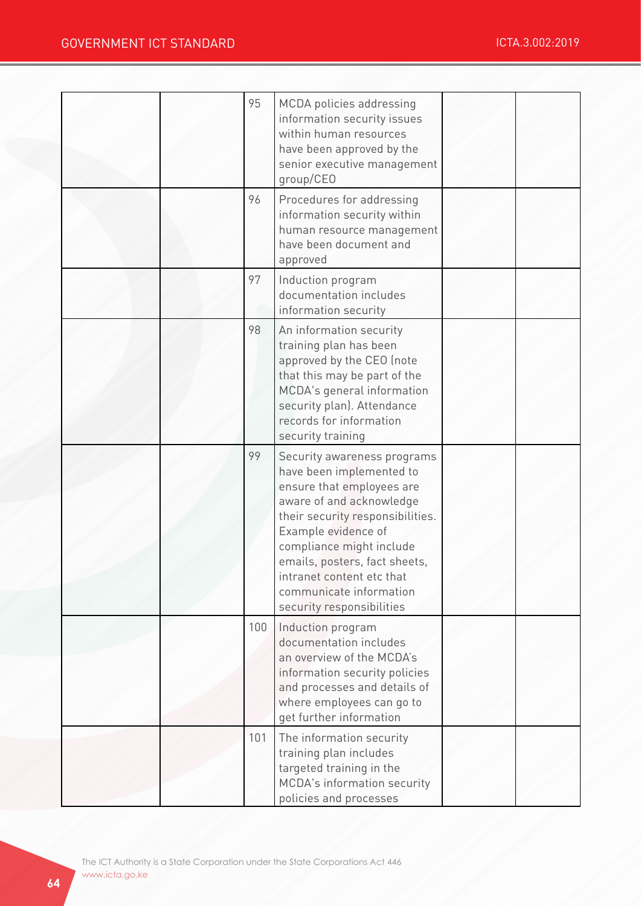| | | | | | |
|---|---|---|---|---|---|
| | | 95 | MCDA policies addressing information security issues within human resources have been approved by the senior executive management group/CEO | | |
| | | 96 | Procedures for addressing information security within human resource management have been document and approved | | |
| | | 97 | Induction program documentation includes information security | | |
| | | 98 | An information security training plan has been approved by the CEO (note that this may be part of the MCDA's general information security plan). Attendance records for information security training | | |
| | | 99 | Security awareness programs have been implemented to ensure that employees are aware of and acknowledge their security responsibilities. Example evidence of compliance might include emails, posters, fact sheets, intranet content etc that communicate information security responsibilities | | |
| | | 100 | Induction program documentation includes an overview of the MCDA's information security policies and processes and details of where employees can go to get further information | | |
| | | 101 | The information security training plan includes targeted training in the MCDA's information security policies and processes | | |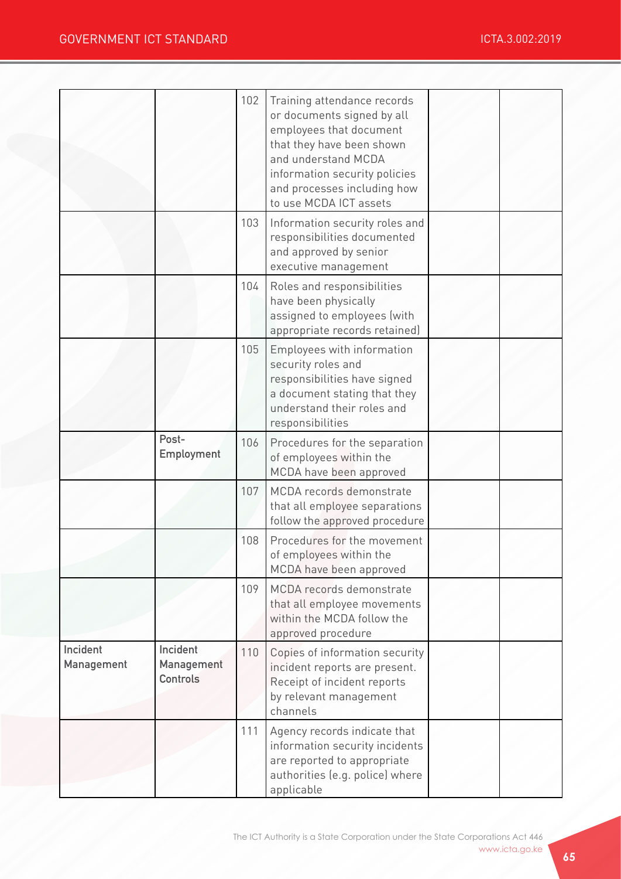| | | | | | |
|---|---|---|---|---|---|
| | | 102 | Training attendance records or documents signed by all employees that document that they have been shown and understand MCDA information security policies and processes including how to use MCDA ICT assets | | |
| | | 103 | Information security roles and responsibilities documented and approved by senior executive management | | |
| | | 104 | Roles and responsibilities have been physically assigned to employees (with appropriate records retained) | | |
| | | 105 | Employees with information security roles and responsibilities have signed a document stating that they understand their roles and responsibilities | | |
| | **Post-Employment** | 106 | Procedures for the separation of employees within the MCDA have been approved | | |
| | | 107 | MCDA records demonstrate that all employee separations follow the approved procedure | | |
| | | 108 | Procedures for the movement of employees within the MCDA have been approved | | |
| | | 109 | MCDA records demonstrate that all employee movements within the MCDA follow the approved procedure | | |
| **Incident Management** | **Incident Management Controls** | 110 | Copies of information security incident reports are present. Receipt of incident reports by relevant management channels | | |
| | | 111 | Agency records indicate that information security incidents are reported to appropriate authorities (e.g. police) where applicable | | |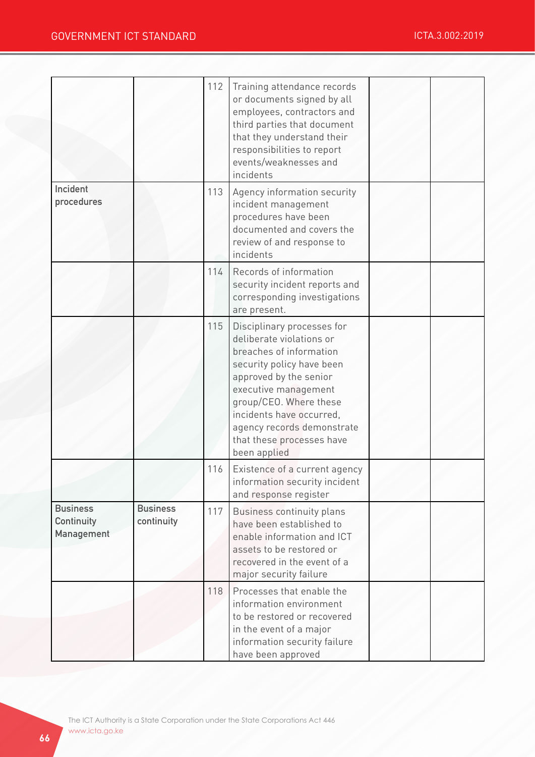| | | | | | |
|---|---|---|---|---|---|
| | | 112 | Training attendance records or documents signed by all employees, contractors and third parties that document that they understand their responsibilities to report events/weaknesses and incidents | | |
| Incident procedures | | 113 | Agency information security incident management procedures have been documented and covers the review of and response to incidents | | |
| | | 114 | Records of information security incident reports and corresponding investigations are present. | | |
| | | 115 | Disciplinary processes for deliberate violations or breaches of information security policy have been approved by the senior executive management group/CEO. Where these incidents have occurred, agency records demonstrate that these processes have been applied | | |
| | | 116 | Existence of a current agency information security incident and response register | | |
| Business Continuity Management | Business continuity | 117 | Business continuity plans have been established to enable information and ICT assets to be restored or recovered in the event of a major security failure | | |
| | | 118 | Processes that enable the information environment to be restored or recovered in the event of a major information security failure have been approved | | |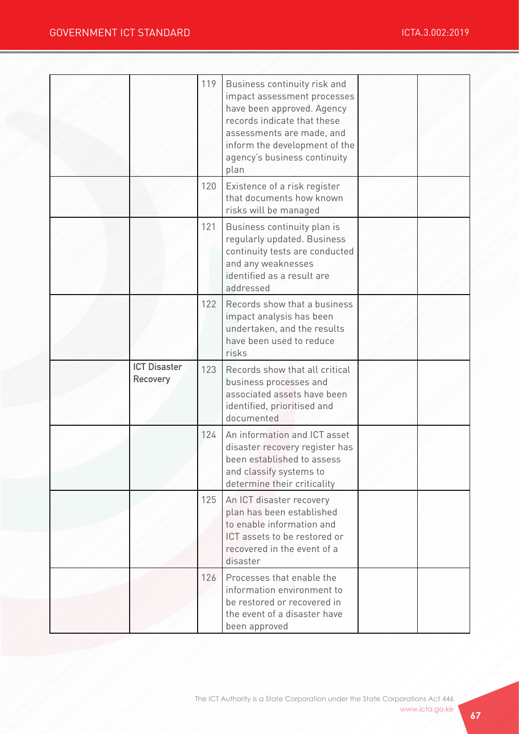| | | | | | |
|---|---|---|---|---|---|
| | | 119 | Business continuity risk and impact assessment processes have been approved. Agency records indicate that these assessments are made, and inform the development of the agency's business continuity plan | | |
| | | 120 | Existence of a risk register that documents how known risks will be managed | | |
| | | 121 | Business continuity plan is regularly updated. Business continuity tests are conducted and any weaknesses identified as a result are addressed | | |
| | | 122 | Records show that a business impact analysis has been undertaken, and the results have been used to reduce risks | | |
| | **ICT Disaster Recovery** | 123 | Records show that all critical business processes and associated assets have been identified, prioritised and documented | | |
| | | 124 | An information and ICT asset disaster recovery register has been established to assess and classify systems to determine their criticality | | |
| | | 125 | An ICT disaster recovery plan has been established to enable information and ICT assets to be restored or recovered in the event of a disaster | | |
| | | 126 | Processes that enable the information environment to be restored or recovered in the event of a disaster have been approved | | |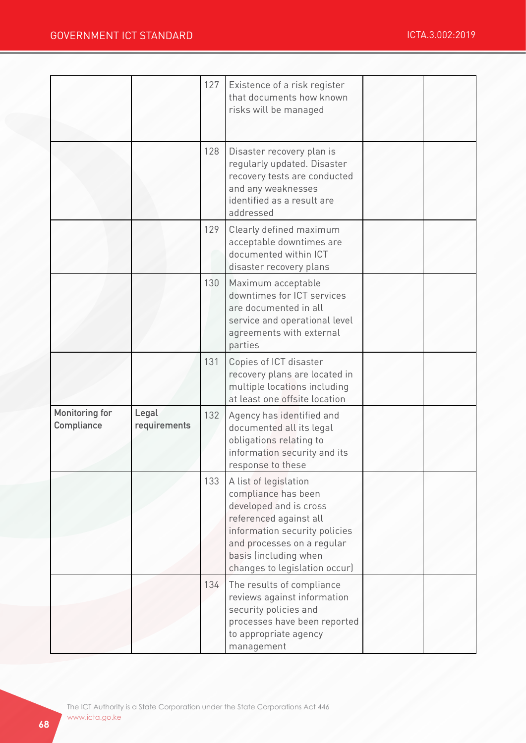| | | | | | |
|---|---|---|---|---|---|
| | | 127 | Existence of a risk register that documents how known risks will be managed | | |
| | | 128 | Disaster recovery plan is regularly updated. Disaster recovery tests are conducted and any weaknesses identified as a result are addressed | | |
| | | 129 | Clearly defined maximum acceptable downtimes are documented within ICT disaster recovery plans | | |
| | | 130 | Maximum acceptable downtimes for ICT services are documented in all service and operational level agreements with external parties | | |
| | | 131 | Copies of ICT disaster recovery plans are located in multiple locations including at least one offsite location | | |
| Monitoring for Compliance | Legal requirements | 132 | Agency has identified and documented all its legal obligations relating to information security and its response to these | | |
| | | 133 | A list of legislation compliance has been developed and is cross referenced against all information security policies and processes on a regular basis (including when changes to legislation occur) | | |
| | | 134 | The results of compliance reviews against information security policies and processes have been reported to appropriate agency management | | |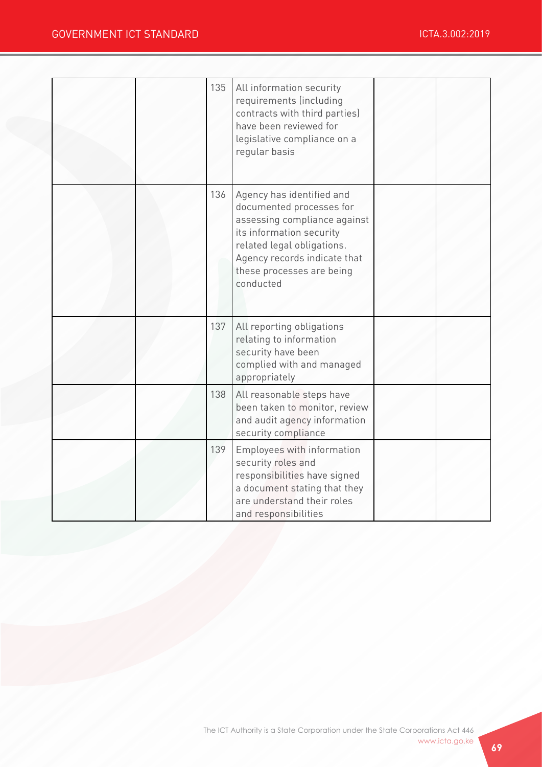|  |  |  |  |  |  |
|---|---|---|---|---|---|
|  |  | 135 | All information security requirements (including contracts with third parties) have been reviewed for legislative compliance on a regular basis |  |  |
|  |  | 136 | Agency has identified and documented processes for assessing compliance against its information security related legal obligations. Agency records indicate that these processes are being conducted |  |  |
|  |  | 137 | All reporting obligations relating to information security have been complied with and managed appropriately |  |  |
|  |  | 138 | All reasonable steps have been taken to monitor, review and audit agency information security compliance |  |  |
|  |  | 139 | Employees with information security roles and responsibilities have signed a document stating that they are understand their roles and responsibilities |  |  |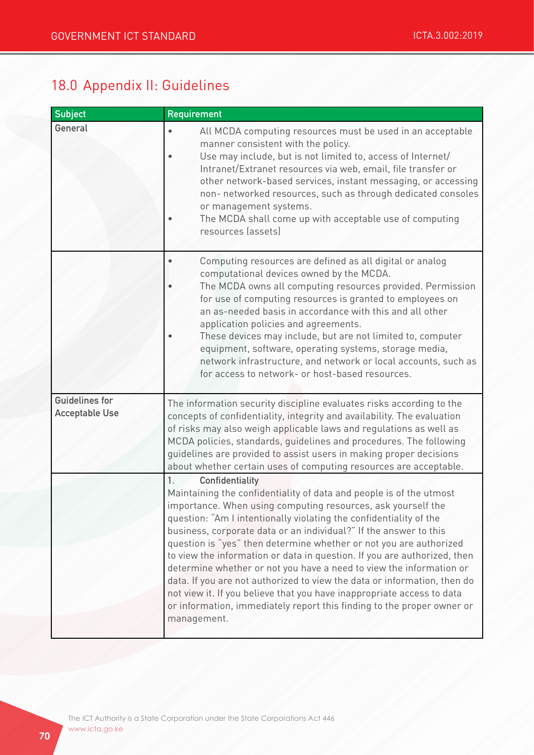## 18.0 Appendix II: Guidelines

| Subject | Requirement |
|---|---|
| General | • All MCDA computing resources must be used in an acceptable manner consistent with the policy.<br>• Use may include, but is not limited to, access of Internet/ Intranet/Extranet resources via web, email, file transfer or other network-based services, instant messaging, or accessing non- networked resources, such as through dedicated consoles or management systems.<br>• The MCDA shall come up with acceptable use of computing resources (assets) |
| | • Computing resources are defined as all digital or analog computational devices owned by the MCDA.<br>• The MCDA owns all computing resources provided. Permission for use of computing resources is granted to employees on an as-needed basis in accordance with this and all other application policies and agreements.<br>• These devices may include, but are not limited to, computer equipment, software, operating systems, storage media, network infrastructure, and network or local accounts, such as for access to network- or host-based resources. |
| Guidelines for Acceptable Use | The information security discipline evaluates risks according to the concepts of confidentiality, integrity and availability. The evaluation of risks may also weigh applicable laws and regulations as well as MCDA policies, standards, guidelines and procedures. The following guidelines are provided to assist users in making proper decisions about whether certain uses of computing resources are acceptable. |
| | 1. **Confidentiality**<br>Maintaining the confidentiality of data and people is of the utmost importance. When using computing resources, ask yourself the question: "Am I intentionally violating the confidentiality of the business, corporate data or an individual?" If the answer to this question is "yes" then determine whether or not you are authorized to view the information or data in question. If you are authorized, then determine whether or not you have a need to view the information or data. If you are not authorized to view the data or information, then do not view it. If you believe that you have inappropriate access to data or information, immediately report this finding to the proper owner or management. |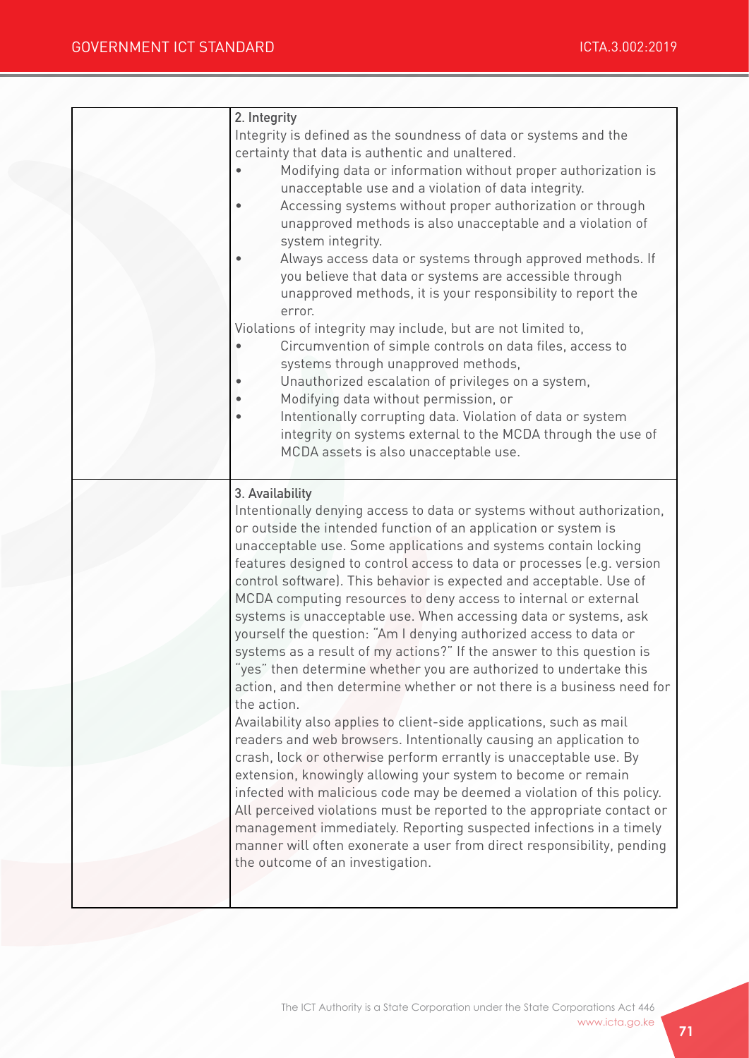| | |
|---|---|
| | **2. Integrity**<br>Integrity is defined as the soundness of data or systems and the certainty that data is authentic and unaltered.<br>• Modifying data or information without proper authorization is unacceptable use and a violation of data integrity.<br>• Accessing systems without proper authorization or through unapproved methods is also unacceptable and a violation of system integrity.<br>• Always access data or systems through approved methods. If you believe that data or systems are accessible through unapproved methods, it is your responsibility to report the error.<br>Violations of integrity may include, but are not limited to,<br>• Circumvention of simple controls on data files, access to systems through unapproved methods,<br>• Unauthorized escalation of privileges on a system,<br>• Modifying data without permission, or<br>• Intentionally corrupting data. Violation of data or system integrity on systems external to the MCDA through the use of MCDA assets is also unacceptable use. |
| | **3. Availability**<br>Intentionally denying access to data or systems without authorization, or outside the intended function of an application or system is unacceptable use. Some applications and systems contain locking features designed to control access to data or processes (e.g. version control software). This behavior is expected and acceptable. Use of MCDA computing resources to deny access to internal or external systems is unacceptable use. When accessing data or systems, ask yourself the question: "Am I denying authorized access to data or systems as a result of my actions?" If the answer to this question is "yes" then determine whether you are authorized to undertake this action, and then determine whether or not there is a business need for the action.<br>Availability also applies to client-side applications, such as mail readers and web browsers. Intentionally causing an application to crash, lock or otherwise perform errantly is unacceptable use. By extension, knowingly allowing your system to become or remain infected with malicious code may be deemed a violation of this policy. All perceived violations must be reported to the appropriate contact or management immediately. Reporting suspected infections in a timely manner will often exonerate a user from direct responsibility, pending the outcome of an investigation. |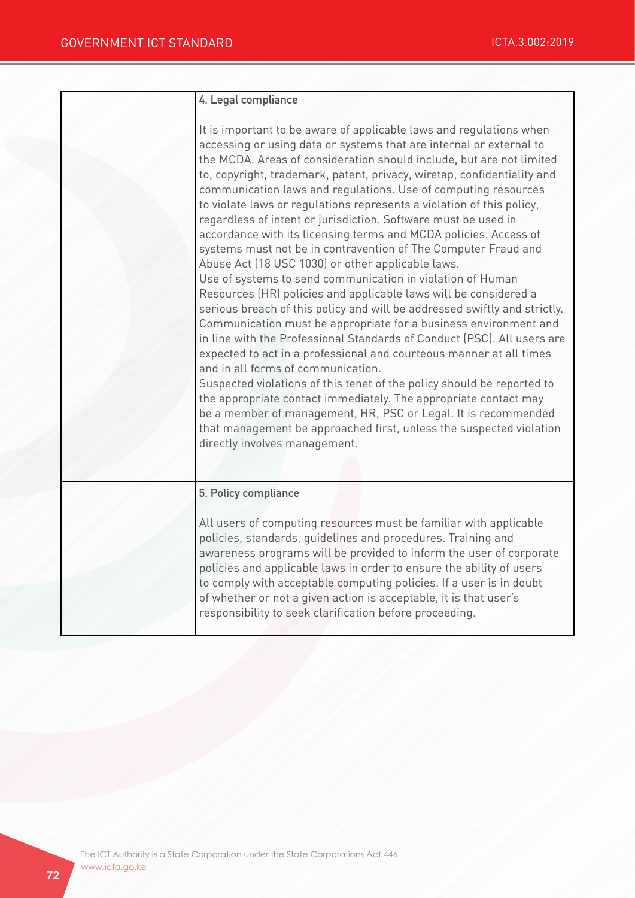| | |
|---|---|
| | **4. Legal compliance**<br><br>It is important to be aware of applicable laws and regulations when accessing or using data or systems that are internal or external to the MCDA. Areas of consideration should include, but are not limited to, copyright, trademark, patent, privacy, wiretap, confidentiality and communication laws and regulations. Use of computing resources to violate laws or regulations represents a violation of this policy, regardless of intent or jurisdiction. Software must be used in accordance with its licensing terms and MCDA policies. Access of systems must not be in contravention of The Computer Fraud and Abuse Act (18 USC 1030) or other applicable laws.<br>Use of systems to send communication in violation of Human Resources (HR) policies and applicable laws will be considered a serious breach of this policy and will be addressed swiftly and strictly. Communication must be appropriate for a business environment and in line with the Professional Standards of Conduct (PSC). All users are expected to act in a professional and courteous manner at all times and in all forms of communication.<br>Suspected violations of this tenet of the policy should be reported to the appropriate contact immediately. The appropriate contact may be a member of management, HR, PSC or Legal. It is recommended that management be approached first, unless the suspected violation directly involves management. |
| | **5. Policy compliance**<br><br>All users of computing resources must be familiar with applicable policies, standards, guidelines and procedures. Training and awareness programs will be provided to inform the user of corporate policies and applicable laws in order to ensure the ability of users to comply with acceptable computing policies. If a user is in doubt of whether or not a given action is acceptable, it is that user's responsibility to seek clarification before proceeding. |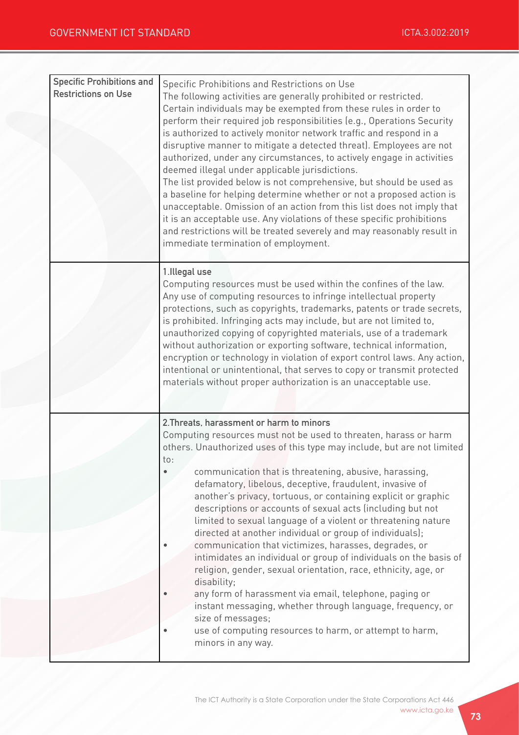| Specific Prohibitions and Restrictions on Use | Specific Prohibitions and Restrictions on Use<br>The following activities are generally prohibited or restricted. Certain individuals may be exempted from these rules in order to perform their required job responsibilities (e.g., Operations Security is authorized to actively monitor network traffic and respond in a disruptive manner to mitigate a detected threat). Employees are not authorized, under any circumstances, to actively engage in activities deemed illegal under applicable jurisdictions.<br>The list provided below is not comprehensive, but should be used as a baseline for helping determine whether or not a proposed action is unacceptable. Omission of an action from this list does not imply that it is an acceptable use. Any violations of these specific prohibitions and restrictions will be treated severely and may reasonably result in immediate termination of employment. |
|---|---|
| | **1.Illegal use**<br>Computing resources must be used within the confines of the law. Any use of computing resources to infringe intellectual property protections, such as copyrights, trademarks, patents or trade secrets, is prohibited. Infringing acts may include, but are not limited to, unauthorized copying of copyrighted materials, use of a trademark without authorization or exporting software, technical information, encryption or technology in violation of export control laws. Any action, intentional or unintentional, that serves to copy or transmit protected materials without proper authorization is an unacceptable use. |
| | **2.Threats, harassment or harm to minors**<br>Computing resources must not be used to threaten, harass or harm others. Unauthorized uses of this type may include, but are not limited to:<br>• communication that is threatening, abusive, harassing, defamatory, libelous, deceptive, fraudulent, invasive of another's privacy, tortuous, or containing explicit or graphic descriptions or accounts of sexual acts (including but not limited to sexual language of a violent or threatening nature directed at another individual or group of individuals);<br>• communication that victimizes, harasses, degrades, or intimidates an individual or group of individuals on the basis of religion, gender, sexual orientation, race, ethnicity, age, or disability;<br>• any form of harassment via email, telephone, paging or instant messaging, whether through language, frequency, or size of messages;<br>• use of computing resources to harm, or attempt to harm, minors in any way. |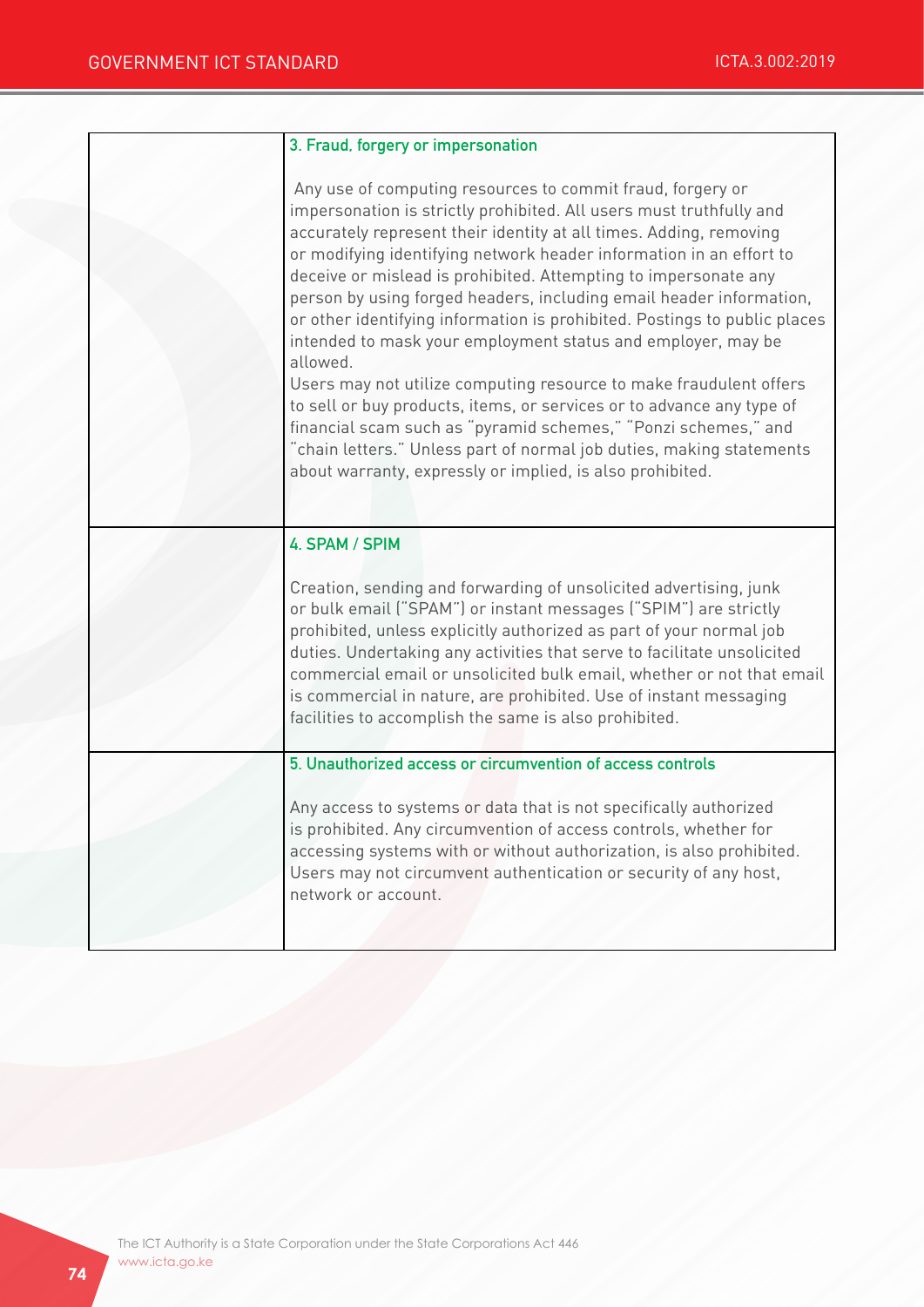| | |
|---|---|
| | **3. Fraud, forgery or impersonation**<br><br>Any use of computing resources to commit fraud, forgery or impersonation is strictly prohibited. All users must truthfully and accurately represent their identity at all times. Adding, removing or modifying identifying network header information in an effort to deceive or mislead is prohibited. Attempting to impersonate any person by using forged headers, including email header information, or other identifying information is prohibited. Postings to public places intended to mask your employment status and employer, may be allowed.<br>Users may not utilize computing resource to make fraudulent offers to sell or buy products, items, or services or to advance any type of financial scam such as "pyramid schemes," "Ponzi schemes," and "chain letters." Unless part of normal job duties, making statements about warranty, expressly or implied, is also prohibited. |
| | **4. SPAM / SPIM**<br><br>Creation, sending and forwarding of unsolicited advertising, junk or bulk email ("SPAM") or instant messages ("SPIM") are strictly prohibited, unless explicitly authorized as part of your normal job duties. Undertaking any activities that serve to facilitate unsolicited commercial email or unsolicited bulk email, whether or not that email is commercial in nature, are prohibited. Use of instant messaging facilities to accomplish the same is also prohibited. |
| | **5. Unauthorized access or circumvention of access controls**<br><br>Any access to systems or data that is not specifically authorized is prohibited. Any circumvention of access controls, whether for accessing systems with or without authorization, is also prohibited. Users may not circumvent authentication or security of any host, network or account. |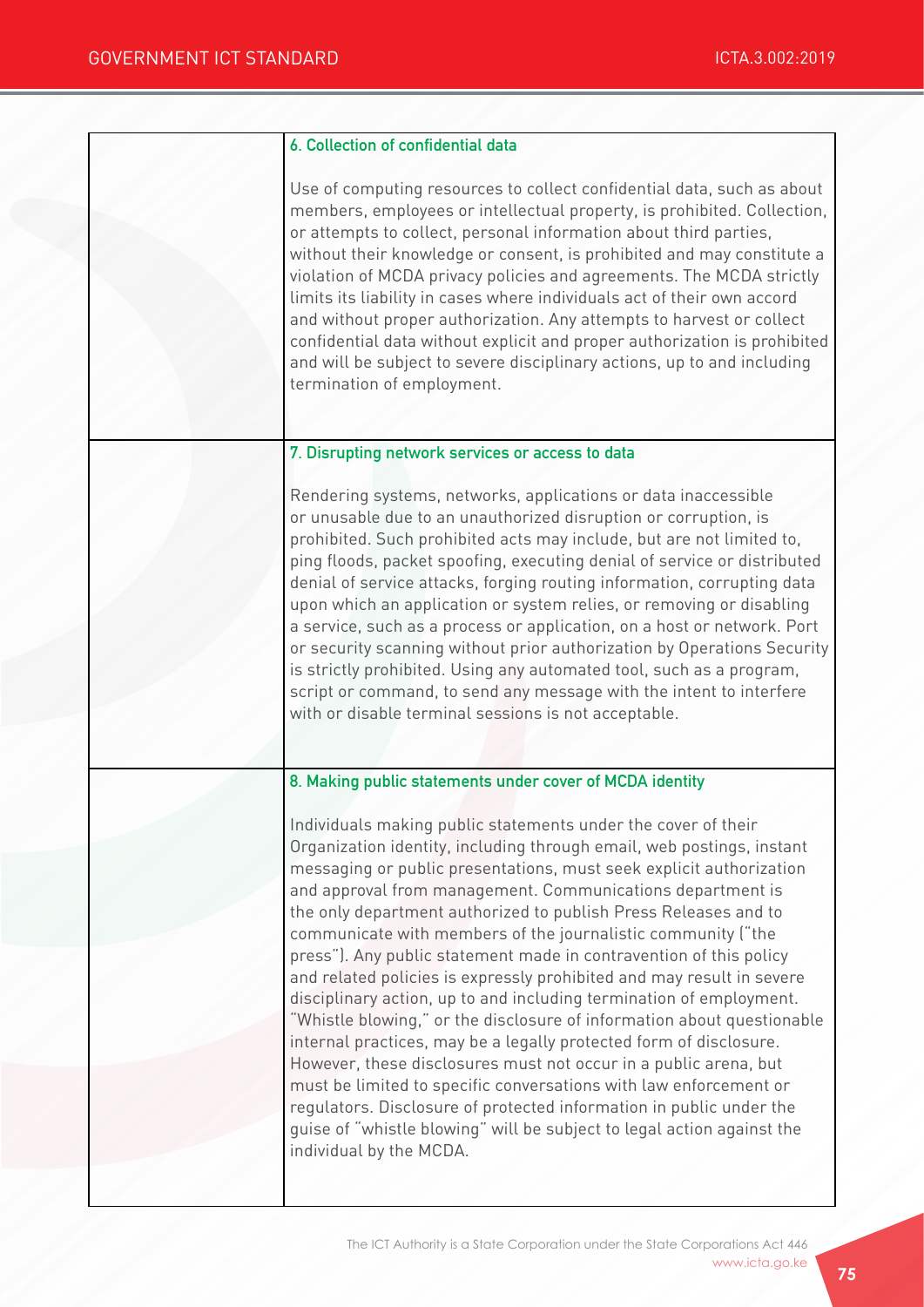| | |
|---|---|
| | **6. Collection of confidential data**<br><br>Use of computing resources to collect confidential data, such as about members, employees or intellectual property, is prohibited. Collection, or attempts to collect, personal information about third parties, without their knowledge or consent, is prohibited and may constitute a violation of MCDA privacy policies and agreements. The MCDA strictly limits its liability in cases where individuals act of their own accord and without proper authorization. Any attempts to harvest or collect confidential data without explicit and proper authorization is prohibited and will be subject to severe disciplinary actions, up to and including termination of employment. |
| | **7. Disrupting network services or access to data**<br><br>Rendering systems, networks, applications or data inaccessible or unusable due to an unauthorized disruption or corruption, is prohibited. Such prohibited acts may include, but are not limited to, ping floods, packet spoofing, executing denial of service or distributed denial of service attacks, forging routing information, corrupting data upon which an application or system relies, or removing or disabling a service, such as a process or application, on a host or network. Port or security scanning without prior authorization by Operations Security is strictly prohibited. Using any automated tool, such as a program, script or command, to send any message with the intent to interfere with or disable terminal sessions is not acceptable. |
| | **8. Making public statements under cover of MCDA identity**<br><br>Individuals making public statements under the cover of their Organization identity, including through email, web postings, instant messaging or public presentations, must seek explicit authorization and approval from management. Communications department is the only department authorized to publish Press Releases and to communicate with members of the journalistic community ("the press"). Any public statement made in contravention of this policy and related policies is expressly prohibited and may result in severe disciplinary action, up to and including termination of employment. "Whistle blowing," or the disclosure of information about questionable internal practices, may be a legally protected form of disclosure. However, these disclosures must not occur in a public arena, but must be limited to specific conversations with law enforcement or regulators. Disclosure of protected information in public under the guise of "whistle blowing" will be subject to legal action against the individual by the MCDA. |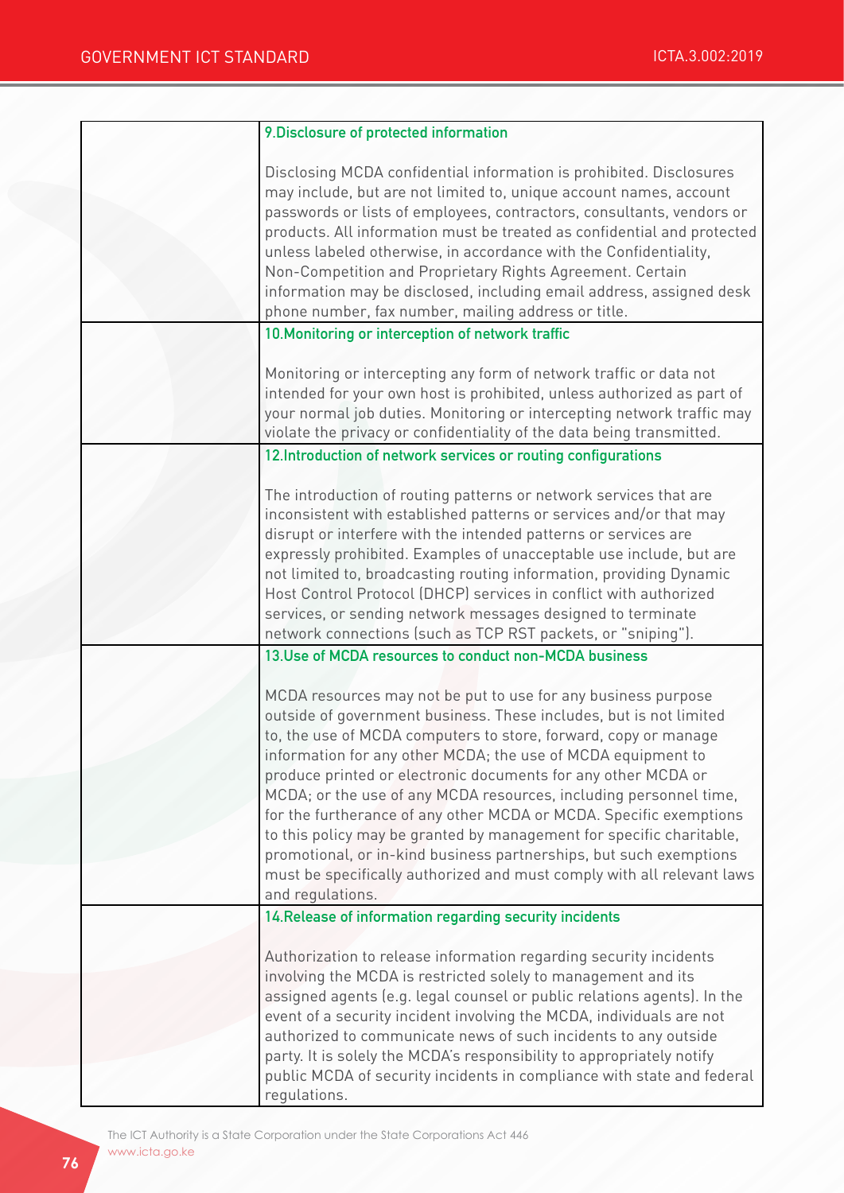| | |
|---|---|
| | **9.Disclosure of protected information**<br><br>Disclosing MCDA confidential information is prohibited. Disclosures may include, but are not limited to, unique account names, account passwords or lists of employees, contractors, consultants, vendors or products. All information must be treated as confidential and protected unless labeled otherwise, in accordance with the Confidentiality, Non-Competition and Proprietary Rights Agreement. Certain information may be disclosed, including email address, assigned desk phone number, fax number, mailing address or title. |
| | **10.Monitoring or interception of network traffic**<br><br>Monitoring or intercepting any form of network traffic or data not intended for your own host is prohibited, unless authorized as part of your normal job duties. Monitoring or intercepting network traffic may violate the privacy or confidentiality of the data being transmitted. |
| | **12.Introduction of network services or routing configurations**<br><br>The introduction of routing patterns or network services that are inconsistent with established patterns or services and/or that may disrupt or interfere with the intended patterns or services are expressly prohibited. Examples of unacceptable use include, but are not limited to, broadcasting routing information, providing Dynamic Host Control Protocol (DHCP) services in conflict with authorized services, or sending network messages designed to terminate network connections (such as TCP RST packets, or "sniping"). |
| | **13.Use of MCDA resources to conduct non-MCDA business**<br><br>MCDA resources may not be put to use for any business purpose outside of government business. These includes, but is not limited to, the use of MCDA computers to store, forward, copy or manage information for any other MCDA; the use of MCDA equipment to produce printed or electronic documents for any other MCDA or MCDA; or the use of any MCDA resources, including personnel time, for the furtherance of any other MCDA or MCDA. Specific exemptions to this policy may be granted by management for specific charitable, promotional, or in-kind business partnerships, but such exemptions must be specifically authorized and must comply with all relevant laws and regulations. |
| | **14.Release of information regarding security incidents**<br><br>Authorization to release information regarding security incidents involving the MCDA is restricted solely to management and its assigned agents (e.g. legal counsel or public relations agents). In the event of a security incident involving the MCDA, individuals are not authorized to communicate news of such incidents to any outside party. It is solely the MCDA's responsibility to appropriately notify public MCDA of security incidents in compliance with state and federal regulations. |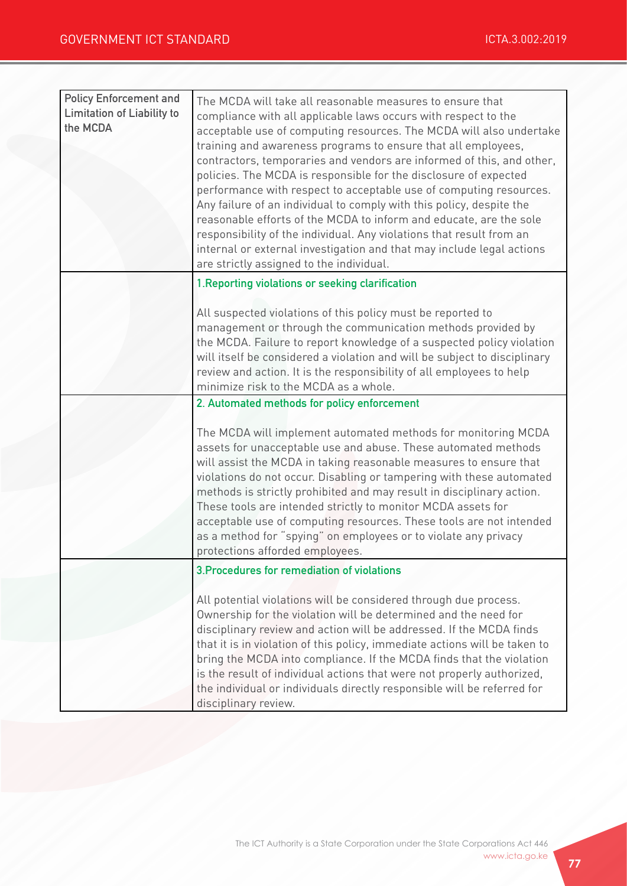| | |
|---|---|
| Policy Enforcement and Limitation of Liability to the MCDA | The MCDA will take all reasonable measures to ensure that compliance with all applicable laws occurs with respect to the acceptable use of computing resources. The MCDA will also undertake training and awareness programs to ensure that all employees, contractors, temporaries and vendors are informed of this, and other, policies. The MCDA is responsible for the disclosure of expected performance with respect to acceptable use of computing resources. Any failure of an individual to comply with this policy, despite the reasonable efforts of the MCDA to inform and educate, are the sole responsibility of the individual. Any violations that result from an internal or external investigation and that may include legal actions are strictly assigned to the individual. |
| | **1.Reporting violations or seeking clarification**<br><br>All suspected violations of this policy must be reported to management or through the communication methods provided by the MCDA. Failure to report knowledge of a suspected policy violation will itself be considered a violation and will be subject to disciplinary review and action. It is the responsibility of all employees to help minimize risk to the MCDA as a whole. |
| | **2. Automated methods for policy enforcement**<br><br>The MCDA will implement automated methods for monitoring MCDA assets for unacceptable use and abuse. These automated methods will assist the MCDA in taking reasonable measures to ensure that violations do not occur. Disabling or tampering with these automated methods is strictly prohibited and may result in disciplinary action. These tools are intended strictly to monitor MCDA assets for acceptable use of computing resources. These tools are not intended as a method for "spying" on employees or to violate any privacy protections afforded employees. |
| | **3.Procedures for remediation of violations**<br><br>All potential violations will be considered through due process. Ownership for the violation will be determined and the need for disciplinary review and action will be addressed. If the MCDA finds that it is in violation of this policy, immediate actions will be taken to bring the MCDA into compliance. If the MCDA finds that the violation is the result of individual actions that were not properly authorized, the individual or individuals directly responsible will be referred for disciplinary review. |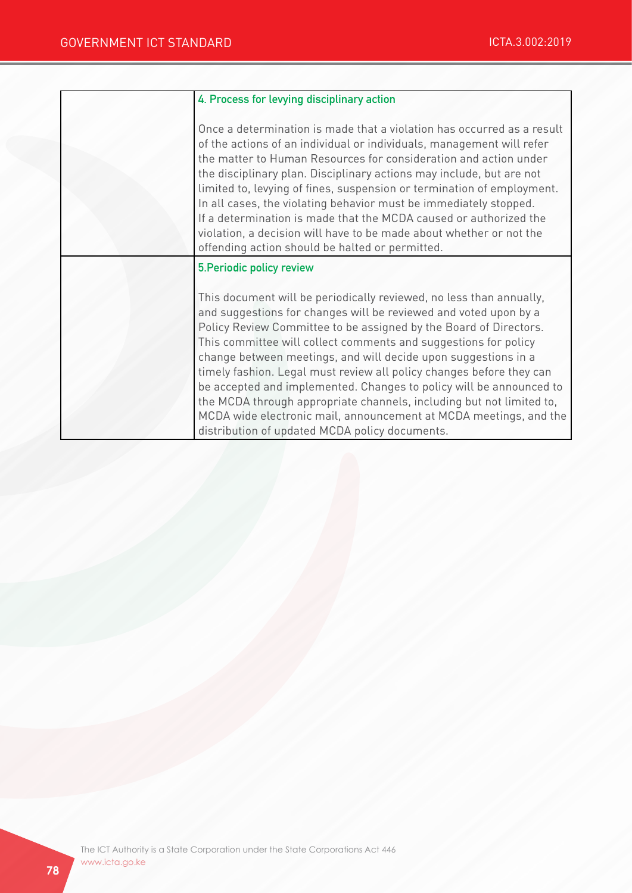| | |
|---|---|
| | **4. Process for levying disciplinary action**<br><br>Once a determination is made that a violation has occurred as a result of the actions of an individual or individuals, management will refer the matter to Human Resources for consideration and action under the disciplinary plan. Disciplinary actions may include, but are not limited to, levying of fines, suspension or termination of employment. In all cases, the violating behavior must be immediately stopped. If a determination is made that the MCDA caused or authorized the violation, a decision will have to be made about whether or not the offending action should be halted or permitted. |
| | **5.Periodic policy review**<br><br>This document will be periodically reviewed, no less than annually, and suggestions for changes will be reviewed and voted upon by a Policy Review Committee to be assigned by the Board of Directors. This committee will collect comments and suggestions for policy change between meetings, and will decide upon suggestions in a timely fashion. Legal must review all policy changes before they can be accepted and implemented. Changes to policy will be announced to the MCDA through appropriate channels, including but not limited to, MCDA wide electronic mail, announcement at MCDA meetings, and the distribution of updated MCDA policy documents. |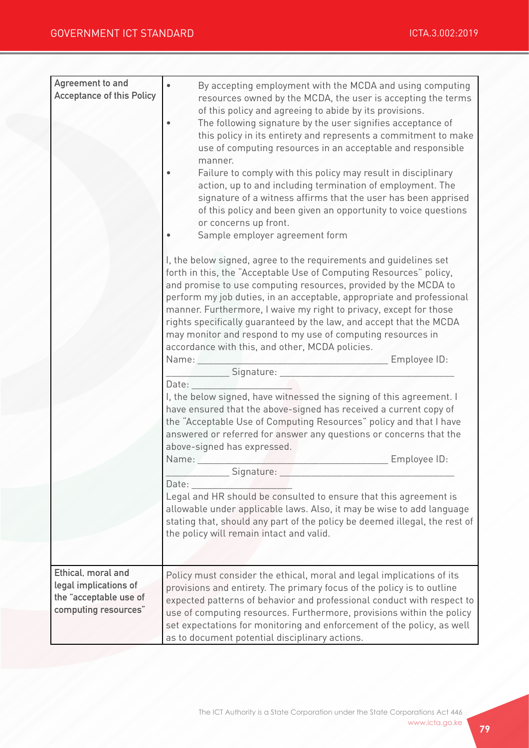| | |
|---|---|
| Agreement to and Acceptance of this Policy | • By accepting employment with the MCDA and using computing resources owned by the MCDA, the user is accepting the terms of this policy and agreeing to abide by its provisions.<br>• The following signature by the user signifies acceptance of this policy in its entirety and represents a commitment to make use of computing resources in an acceptable and responsible manner.<br>• Failure to comply with this policy may result in disciplinary action, up to and including termination of employment. The signature of a witness affirms that the user has been apprised of this policy and been given an opportunity to voice questions or concerns up front.<br>• Sample employer agreement form<br><br>I, the below signed, agree to the requirements and guidelines set forth in this, the "Acceptable Use of Computing Resources" policy, and promise to use computing resources, provided by the MCDA to perform my job duties, in an acceptable, appropriate and professional manner. Furthermore, I waive my right to privacy, except for those rights specifically guaranteed by the law, and accept that the MCDA may monitor and respond to my use of computing resources in accordance with this, and other, MCDA policies.<br>Name: ______________________________ Employee ID: ____________ Signature: ____________________________<br>Date: ________________<br>I, the below signed, have witnessed the signing of this agreement. I have ensured that the above-signed has received a current copy of the "Acceptable Use of Computing Resources" policy and that I have answered or referred for answer any questions or concerns that the above-signed has expressed.<br>Name: ______________________________ Employee ID: ____________ Signature: ____________________________<br>Date: ________________<br>Legal and HR should be consulted to ensure that this agreement is allowable under applicable laws. Also, it may be wise to add language stating that, should any part of the policy be deemed illegal, the rest of the policy will remain intact and valid. |
| Ethical, moral and legal implications of the "acceptable use of computing resources" | Policy must consider the ethical, moral and legal implications of its provisions and entirety. The primary focus of the policy is to outline expected patterns of behavior and professional conduct with respect to use of computing resources. Furthermore, provisions within the policy set expectations for monitoring and enforcement of the policy, as well as to document potential disciplinary actions. |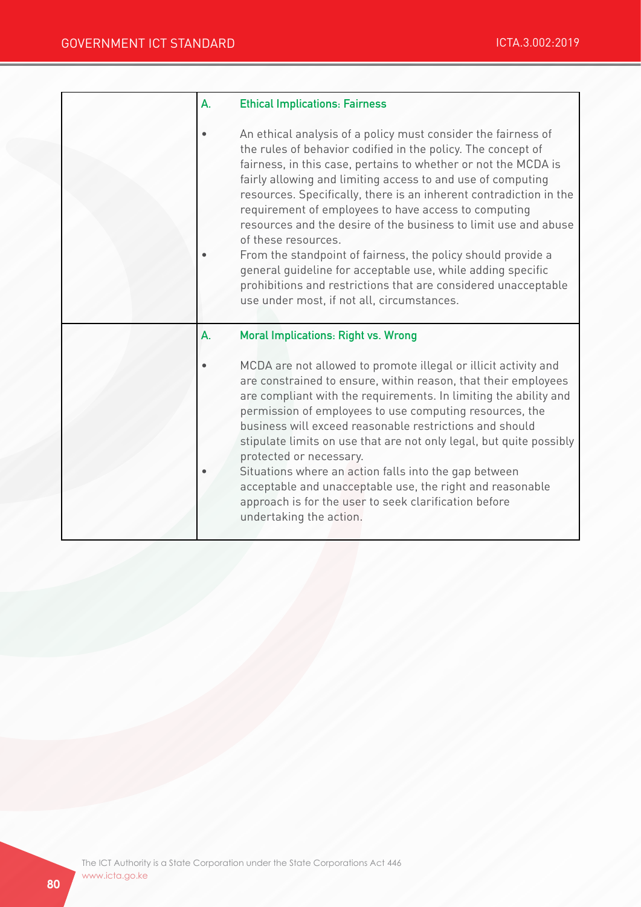| | |
|---|---|
| | A. **Ethical Implications: Fairness**<br><br>• An ethical analysis of a policy must consider the fairness of the rules of behavior codified in the policy. The concept of fairness, in this case, pertains to whether or not the MCDA is fairly allowing and limiting access to and use of computing resources. Specifically, there is an inherent contradiction in the requirement of employees to have access to computing resources and the desire of the business to limit use and abuse of these resources.<br>• From the standpoint of fairness, the policy should provide a general guideline for acceptable use, while adding specific prohibitions and restrictions that are considered unacceptable use under most, if not all, circumstances. |
| | A. **Moral Implications: Right vs. Wrong**<br><br>• MCDA are not allowed to promote illegal or illicit activity and are constrained to ensure, within reason, that their employees are compliant with the requirements. In limiting the ability and permission of employees to use computing resources, the business will exceed reasonable restrictions and should stipulate limits on use that are not only legal, but quite possibly protected or necessary.<br>• Situations where an action falls into the gap between acceptable and unacceptable use, the right and reasonable approach is for the user to seek clarification before undertaking the action. |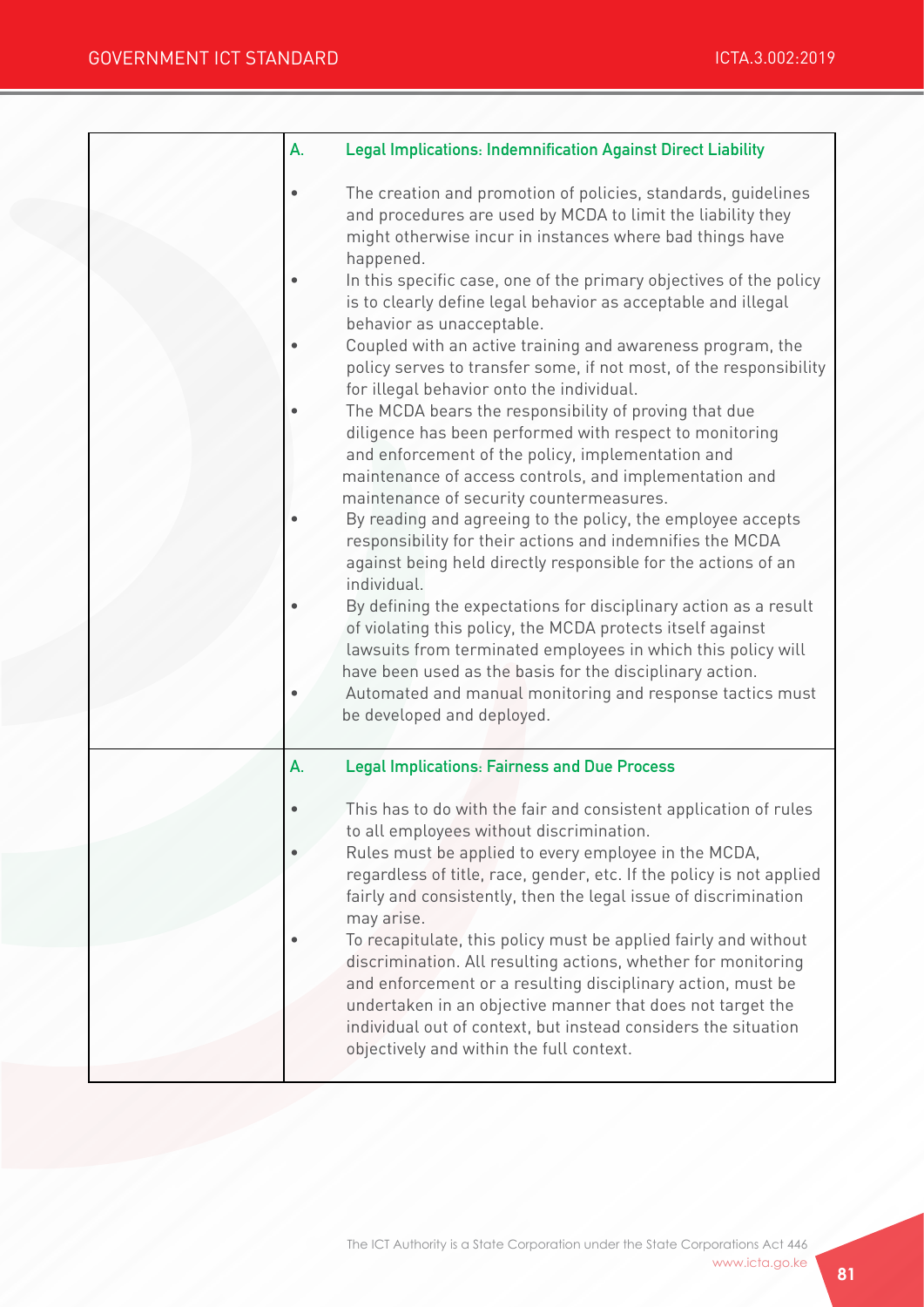| | |
|---|---|
| | **A. Legal Implications: Indemnification Against Direct Liability**<br><br>• The creation and promotion of policies, standards, guidelines and procedures are used by MCDA to limit the liability they might otherwise incur in instances where bad things have happened.<br>• In this specific case, one of the primary objectives of the policy is to clearly define legal behavior as acceptable and illegal behavior as unacceptable.<br>• Coupled with an active training and awareness program, the policy serves to transfer some, if not most, of the responsibility for illegal behavior onto the individual.<br>• The MCDA bears the responsibility of proving that due diligence has been performed with respect to monitoring and enforcement of the policy, implementation and maintenance of access controls, and implementation and maintenance of security countermeasures.<br>• By reading and agreeing to the policy, the employee accepts responsibility for their actions and indemnifies the MCDA against being held directly responsible for the actions of an individual.<br>• By defining the expectations for disciplinary action as a result of violating this policy, the MCDA protects itself against lawsuits from terminated employees in which this policy will have been used as the basis for the disciplinary action.<br>• Automated and manual monitoring and response tactics must be developed and deployed. |
| | **A. Legal Implications: Fairness and Due Process**<br><br>• This has to do with the fair and consistent application of rules to all employees without discrimination.<br>• Rules must be applied to every employee in the MCDA, regardless of title, race, gender, etc. If the policy is not applied fairly and consistently, then the legal issue of discrimination may arise.<br>• To recapitulate, this policy must be applied fairly and without discrimination. All resulting actions, whether for monitoring and enforcement or a resulting disciplinary action, must be undertaken in an objective manner that does not target the individual out of context, but instead considers the situation objectively and within the full context. |

The ICT Authority is a State Corporation under the State Corporations Act 446
www.icta.go.ke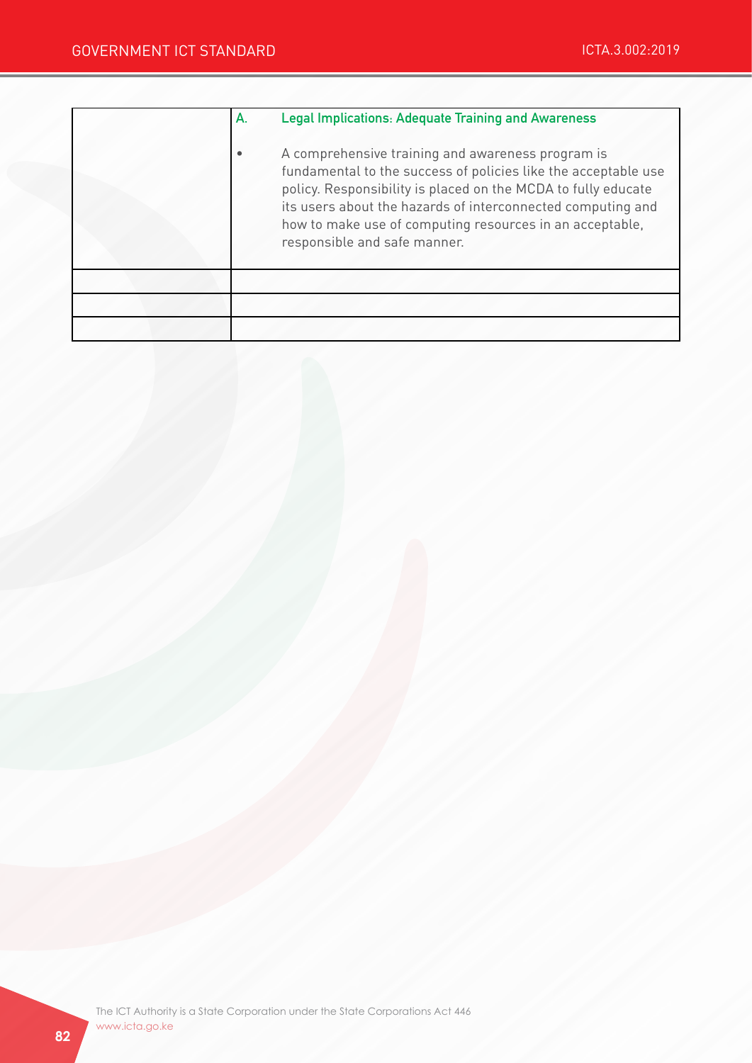|   | A. **Legal Implications: Adequate Training and Awareness**<br><br>• A comprehensive training and awareness program is fundamental to the success of policies like the acceptable use policy. Responsibility is placed on the MCDA to fully educate its users about the hazards of interconnected computing and how to make use of computing resources in an acceptable, responsible and safe manner. |
|---|---|
|   |   |
|   |   |
|   |   |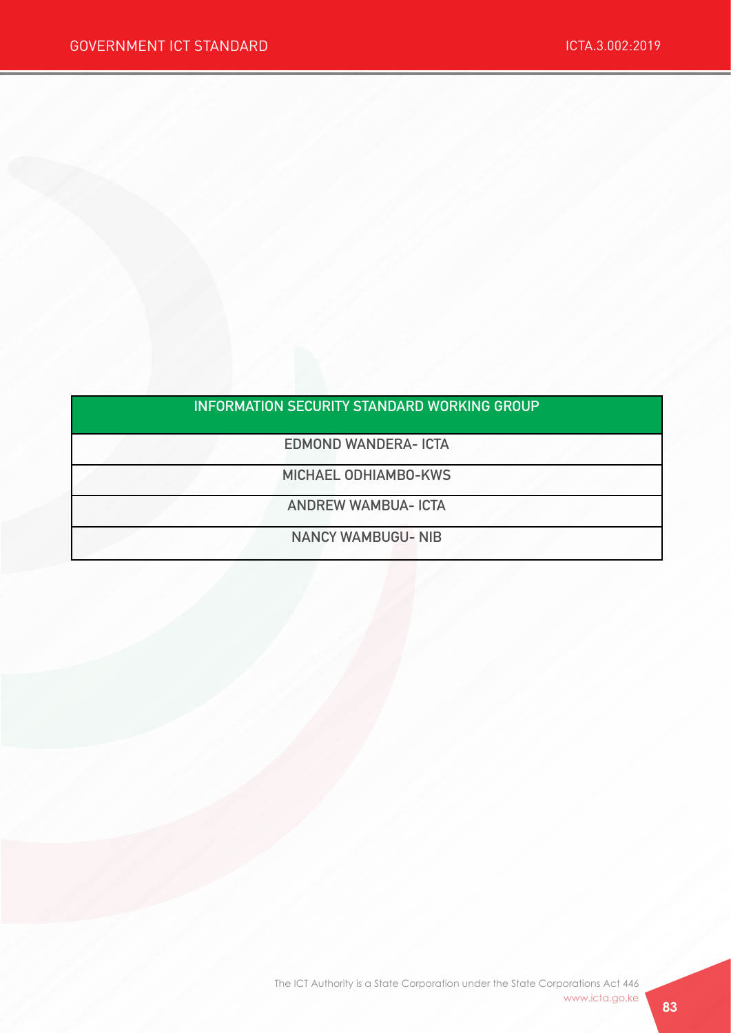| INFORMATION SECURITY STANDARD WORKING GROUP |
| --- |
| EDMOND WANDERA- ICTA |
| MICHAEL ODHIAMBO-KWS |
| ANDREW WAMBUA- ICTA |
| NANCY WAMBUGU- NIB |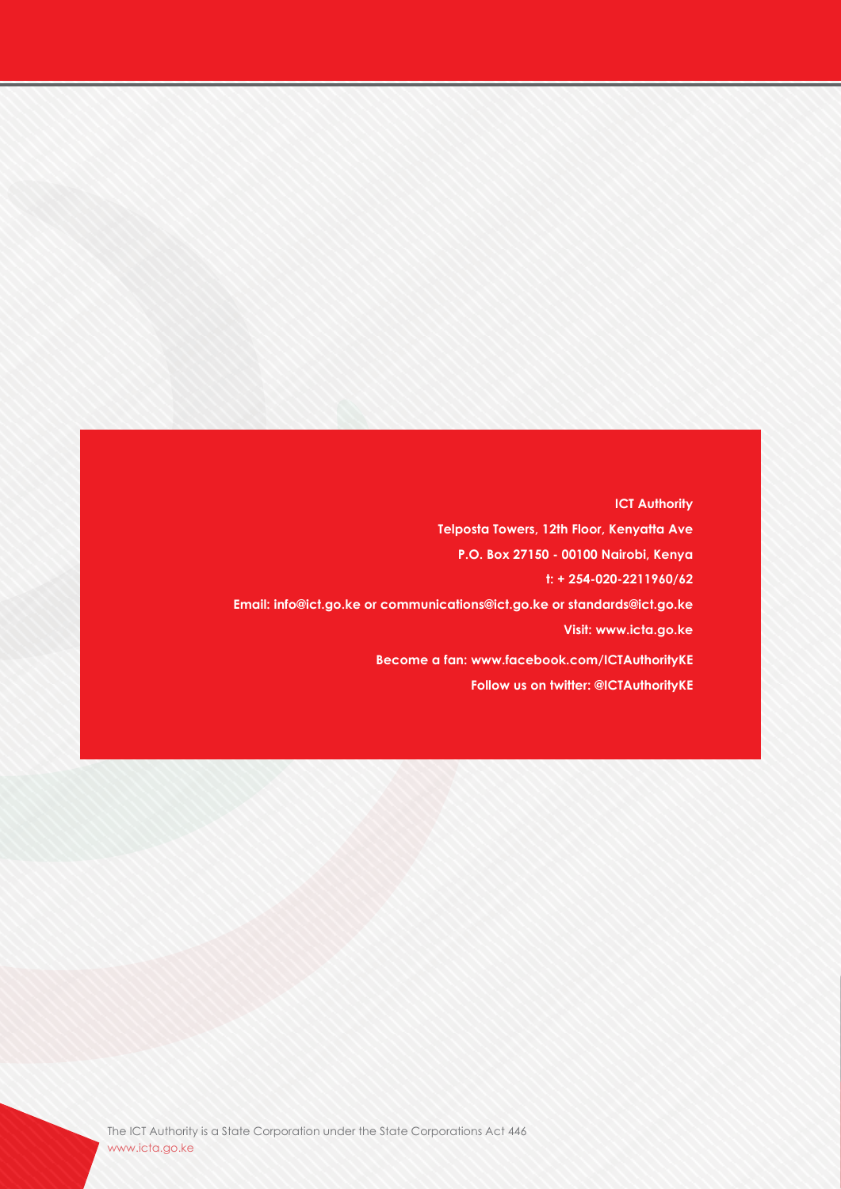**ICT Authority**

**Telposta Towers, 12th Floor, Kenyatta Ave**

**P.O. Box 27150 - 00100 Nairobi, Kenya**

**t: + 254-020-2211960/62**

**Email: info@ict.go.ke or communications@ict.go.ke or standards@ict.go.ke**

**Visit: www.icta.go.ke**

**Become a fan: www.facebook.com/ICTAuthorityKE**

**Follow us on twitter: @ICTAuthorityKE**

The ICT Authority is a State Corporation under the State Corporations Act 446
www.icta.go.ke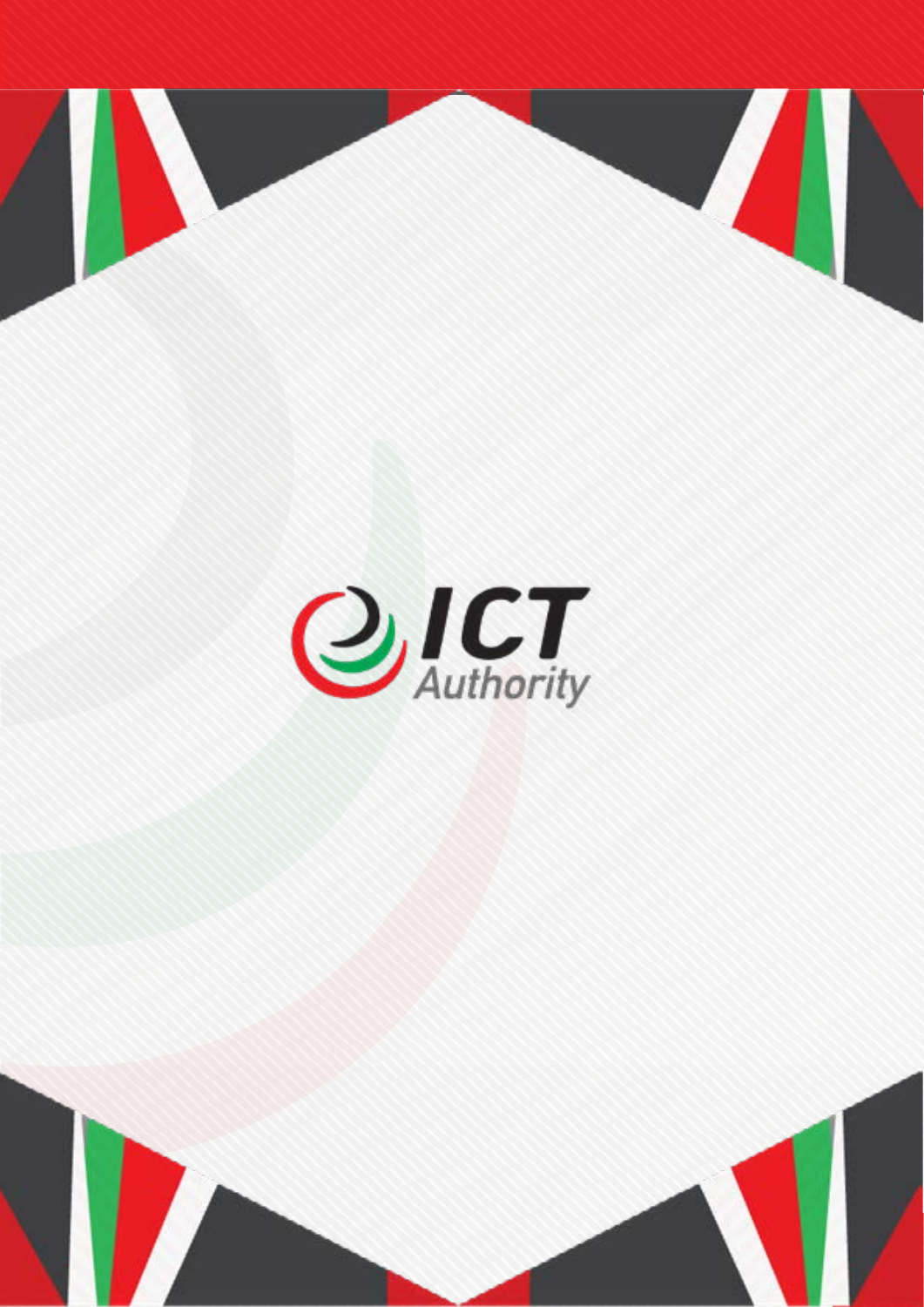ICT Authority